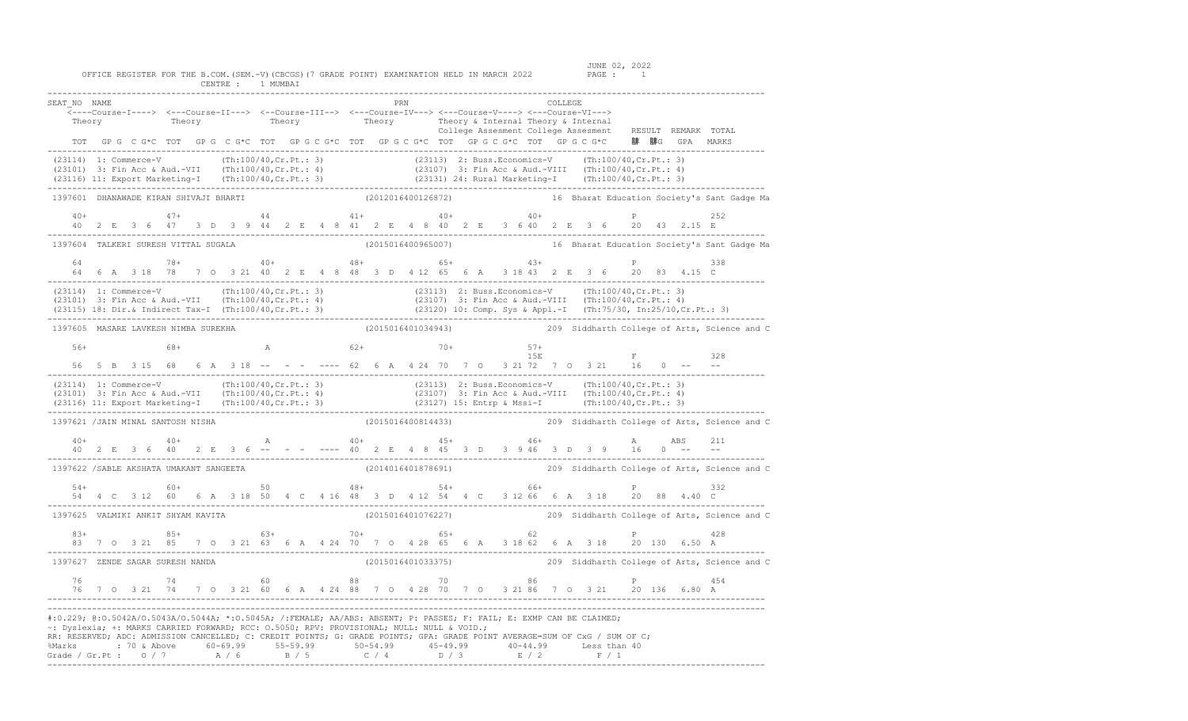JUNE 02, 2022

OFFICE REGISTER FOR THE B.COM.(SEM.-V)(CBCGS)(7 GRADE POINT) EXAMINATION HELD IN MARCH 2022

CENTRE : 1 MUMBAI

```
SEAT_NO  NAME                                                        PRN                              COLLEGE
    <----Course-I----> <---Course-II---> <--Course-III--> <---Course-IV---> <---Course-V----> <---Course-VI--->
    Theory             Theory             Theory             Theory           Theory & Internal Theory & Internal
                                                                              College Assesment College Assesment   RESULT  REMARK  TOTAL
    TOT  GP G  C G*C  TOT  GP G  C G*C  TOT  GP G C G*C  TOT  GP G C G*C  TOT  GP G C G*C  TOT  GP G C G*C     䐀 䐀G   GPA   MARKS
-----------------------------------------------------------------------------------------------------------------------------------
(23114) 1: Commerce-V            (Th:100/40,Cr.Pt.: 3)                  (23113) 2: Buss.Economics-V      (Th:100/40,Cr.Pt.: 3)
(23101) 3: Fin Acc & Aud.-VII    (Th:100/40,Cr.Pt.: 4)                  (23107) 3: Fin Acc & Aud.-VIII   (Th:100/40,Cr.Pt.: 4)
(23116) 11: Export Marketing-I   (Th:100/40,Cr.Pt.: 3)                  (23131) 24: Rural Marketing-I    (Th:100/40,Cr.Pt.: 3)
-----------------------------------------------------------------------------------------------------------------------------------
1397601  DHANAWADE KIRAN SHIVAJI BHARTI                      (2012016400126872)          16  Bharat Education Society's Sant Gadge Ma

    40+             47+             44              41+             40+             40+                   P               252
    40  2 E  3  6   47  3 D  3  9  44  2 E  4  8   41  2 E  4  8   40  2 E  3  6  40  2 E  3  6      20   43   2.15  E
-----------------------------------------------------------------------------------------------------------------------------------
1397604  TALKERI SURESH VITTAL SUGALA                        (2015016400965007)          16  Bharat Education Society's Sant Gadge Ma

    64              78+             40+             48+             65+             43+                   P               338
    64  6 A  3 18   78  7 O  3 21  40  2 E  4  8   48  3 D  4 12   65  6 A  3 18  43  2 E  3  6      20   83   4.15  C
-----------------------------------------------------------------------------------------------------------------------------------
(23114) 1: Commerce-V            (Th:100/40,Cr.Pt.: 3)                  (23113) 2: Buss.Economics-V      (Th:100/40,Cr.Pt.: 3)
(23101) 3: Fin Acc & Aud.-VII    (Th:100/40,Cr.Pt.: 4)                  (23107) 3: Fin Acc & Aud.-VIII   (Th:100/40,Cr.Pt.: 4)
(23115) 18: Dir.& Indirect Tax-I (Th:100/40,Cr.Pt.: 3)                  (23120) 10: Comp. Sys & Appl.-I  (Th:75/30, In:25/10,Cr.Pt.: 3)
-----------------------------------------------------------------------------------------------------------------------------------
1397605  MASARE LAVKESH NIMBA SUREKHA                        (2015016401034943)          209  Siddharth College of Arts, Science and C

    56+             68+             A               62+             70+             57+
                                                                                    15E                   F               328
    56  5 B  3 15   68  6 A  3 18  --  - -  ----   62  6 A  4 24   70  7 O  3 21  72  7 O  3 21      16    0   --    --
-----------------------------------------------------------------------------------------------------------------------------------
(23114) 1: Commerce-V            (Th:100/40,Cr.Pt.: 3)                  (23113) 2: Buss.Economics-V      (Th:100/40,Cr.Pt.: 3)
(23101) 3: Fin Acc & Aud.-VII    (Th:100/40,Cr.Pt.: 4)                  (23107) 3: Fin Acc & Aud.-VIII   (Th:100/40,Cr.Pt.: 4)
(23116) 11: Export Marketing-I   (Th:100/40,Cr.Pt.: 3)                  (23127) 15: Entrp & Mssi-I       (Th:100/40,Cr.Pt.: 3)
-----------------------------------------------------------------------------------------------------------------------------------
1397621 /JAIN MINAL SANTOSH NISHA                            (2015016400814433)          209  Siddharth College of Arts, Science and C

    40+             40+             A               40+             45+             46+                   A      ABS      211
    40  2 E  3  6   40  2 E  3  6  --  - -  ----   40  2 E  4  8   45  3 D  3  9  46  3 D  3  9      16    0   --    --
-----------------------------------------------------------------------------------------------------------------------------------
1397622 /SABLE AKSHATA UMAKANT SANGEETA                      (2014016401878691)          209  Siddharth College of Arts, Science and C

    54+             60+             50              48+             54+             66+                   P               332
    54  4 C  3 12   60  6 A  3 18  50  4 C  4 16   48  3 D  4 12   54  4 C  3 12  66  6 A  3 18      20   88   4.40  C
-----------------------------------------------------------------------------------------------------------------------------------
1397625  VALMIKI ANKIT SHYAM KAVITA                          (2015016401076227)          209  Siddharth College of Arts, Science and C

    83+             85+             63+             70+             65+             62                    P               428
    83  7 O  3 21   85  7 O  3 21  63  6 A  4 24   70  7 O  4 28   65  6 A  3 18  62  6 A  3 18      20  130   6.50  A
-----------------------------------------------------------------------------------------------------------------------------------
1397627  ZENDE SAGAR SURESH NANDA                            (2015016401033375)          209  Siddharth College of Arts, Science and C

    76              74              60              88              70              86                    P               454
    76  7 O  3 21   74  7 O  3 21  60  6 A  4 24   88  7 O  4 28   70  7 O  3 21  86  7 O  3 21      20  136   6.80  A
-----------------------------------------------------------------------------------------------------------------------------------
```

#:0.229; @:O.5042A/O.5043A/O.5044A; *:O.5045A; /:FEMALE; AA/ABS: ABSENT; P: PASSES; F: FAIL; E: EXMP CAN BE CLAIMED;
~: Dyslexia; +: MARKS CARRIED FORWARD; RCC: O.5050; RPV: PROVISIONAL; NULL: NULL & VOID.;
RR: RESERVED; ADC: ADMISSION CANCELLED; C: CREDIT POINTS; G: GRADE POINTS; GPA: GRADE POINT AVERAGE=SUM OF CxG / SUM OF C;

| %Marks | : 70 & Above | 60-69.99 | 55-59.99 | 50-54.99 | 45-49.99 | 40-44.99 | Less than 40 |
|---|---|---|---|---|---|---|---|
| Grade / Gr.Pt : | O / 7 | A / 6 | B / 5 | C / 4 | D / 3 | E / 2 | F / 1 |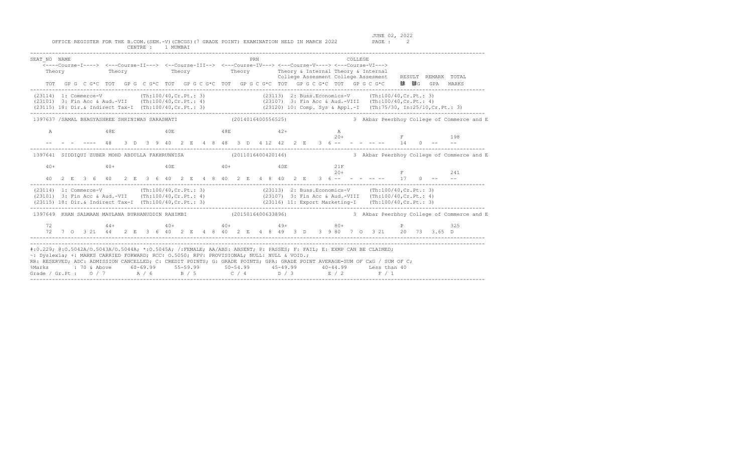OFFICE REGISTER FOR THE B.COM.(SEM.-V)(CBCGS)(7 GRADE POINT) EXAMINATION HELD IN MARCH 2022

CENTRE : 1 MUMBAI

JUNE 02, 2022

```
SEAT_NO  NAME                                                      PRN                                COLLEGE
    <----Course-I----> <---Course-II---> <--Course-III--> <---Course-IV---> <---Course-V----> <---Course-VI--->
    Theory             Theory            Theory            Theory         Theory & Internal Theory & Internal
                                                                           College Assesment College Assesment    RESULT  REMARK  TOTAL
    TOT  GP G  C G*C  TOT  GP G  C G*C  TOT  GP G C G*C  TOT  GP G C G*C  TOT  GP G C G*C  TOT  GP G C G*C     腓 腓G   GPA  MARKS
--------------------------------------------------------------------------------------------------------------------------------------
(23114)  1: Commerce-V           (Th:100/40,Cr.Pt.: 3)                (23113)  2: Buss.Economics-V     (Th:100/40,Cr.Pt.: 3)
(23101)  3: Fin Acc & Aud.-VII   (Th:100/40,Cr.Pt.: 4)                (23107)  3: Fin Acc & Aud.-VIII  (Th:100/40,Cr.Pt.: 4)
(23115) 18: Dir.& Indirect Tax-I  (Th:100/40,Cr.Pt.: 3)               (23120) 10: Comp. Sys & Appl.-I  (Th:75/30, In:25/10,Cr.Pt.: 3)
--------------------------------------------------------------------------------------------------------------------------------------
 1397637 /SAMAL BHAGYASHREE SHRINIWAS SARASWATI              (2014016400556525)                3 Akbar Peerbhoy College of Commerce and E

     A              48E              40E              48E              42+              A
                                                                                        20+                F               198
    --   -  -  ----  48   3  D  3  9  40   2  E  4  8  48   3  D  4 12  42   2  E   3  6 --   -  -  -- --    14   0  --    --
--------------------------------------------------------------------------------------------------------------------------------------
 1397641  SIDDIQUI ZUBER MOHD ABDULLA FAKHRUNNISA            (2011016400420146)                3 Akbar Peerbhoy College of Commerce and E

    40+              40+              40E              40+              40E              21F
                                                                                        20+                F               241
    40  2  E  3  6   40   2  E  3  6  40   2  E  4  8  40   2  E  4  8  40   2  E   3  6 --   -  -  -- --    17   0  --    --
--------------------------------------------------------------------------------------------------------------------------------------
(23114)  1: Commerce-V           (Th:100/40,Cr.Pt.: 3)                (23113)  2: Buss.Economics-V     (Th:100/40,Cr.Pt.: 3)
(23101)  3: Fin Acc & Aud.-VII   (Th:100/40,Cr.Pt.: 4)                (23107)  3: Fin Acc & Aud.-VIII  (Th:100/40,Cr.Pt.: 4)
(23115) 18: Dir.& Indirect Tax-I  (Th:100/40,Cr.Pt.: 3)               (23116) 11: Export Marketing-I   (Th:100/40,Cr.Pt.: 3)
--------------------------------------------------------------------------------------------------------------------------------------
 1397649  KHAN SALMAAN MAULANA BURHANUDDIN RAHIMBI           (2015016400633896)                3 Akbar Peerbhoy College of Commerce and E

    72              44+              40+              40+              49+              80+                P               325
    72  7  O  3 21   44   2  E  3  6  40   2  E  4  8  40   2  E  4  8  49   3  D   3  9 80   7  O  3 21    20  73  3.65  D
--------------------------------------------------------------------------------------------------------------------------------------
```

#:0.229; @:O.5042A/O.5043A/O.5044A; *:O.5045A; /:FEMALE; AA/ABS: ABSENT; P: PASSES; F: FAIL; E: EXMP CAN BE CLAIMED;
~: Dyslexia; +: MARKS CARRIED FORWARD; RCC: O.5050; RPV: PROVISIONAL; NULL: NULL & VOID.;
RR: RESERVED; ADC: ADMISSION CANCELLED; C: CREDIT POINTS; G: GRADE POINTS; GPA: GRADE POINT AVERAGE=SUM OF CxG / SUM OF C;

| %Marks | : 70 & Above | 60-69.99 | 55-59.99 | 50-54.99 | 45-49.99 | 40-44.99 | Less than 40 |
|---|---|---|---|---|---|---|---|
| Grade / Gr.Pt : | O / 7 | A / 6 | B / 5 | C / 4 | D / 3 | E / 2 | F / 1 |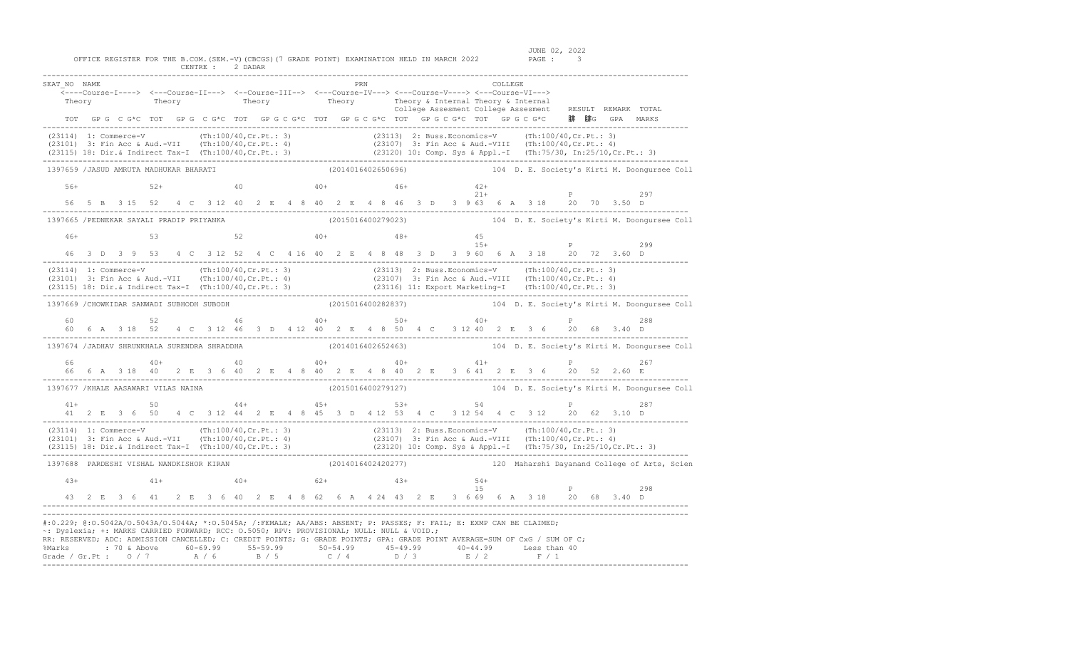OFFICE REGISTER FOR THE B.COM.(SEM.-V)(CBCGS)(7 GRADE POINT) EXAMINATION HELD IN MARCH 2022

CENTRE : 2 DADAR

JUNE 02, 2022

```
SEAT_NO  NAME                                                      PRN                         COLLEGE
   <----Course-I----> <---Course-II---> <--Course-III--> <---Course-IV---> <---Course-V----> <---Course-VI--->
   Theory             Theory             Theory            Theory            Theory & Internal Theory & Internal
                                                                             College Assesment College Assesment   RESULT  REMARK  TOTAL
   TOT  GP G  C G*C  TOT  GP G  C G*C  TOT  GP G C G*C  TOT  GP G C G*C  TOT  GP G C G*C  TOT  GP G C G*C      腓  腓G   GPA  MARKS
------------------------------------------------------------------------------------------------------------------------------------
(23114)  1: Commerce-V             (Th:100/40,Cr.Pt.: 3)          (23113)  2: Buss.Economics-V     (Th:100/40,Cr.Pt.: 3)
(23101)  3: Fin Acc & Aud.-VII     (Th:100/40,Cr.Pt.: 4)          (23107)  3: Fin Acc & Aud.-VIII  (Th:100/40,Cr.Pt.: 4)
(23115) 18: Dir.& Indirect Tax-I   (Th:100/40,Cr.Pt.: 3)          (23120) 10: Comp. Sys & Appl.-I  (Th:75/30, In:25/10,Cr.Pt.: 3)
------------------------------------------------------------------------------------------------------------------------------------
1397659 /JASUD AMRUTA MADHUKAR BHARATI                     (2014016402650696)         104  D. E. Society's Kirti M. Doongursee Coll

    56+            52+             40              40+             46+             42+
                                                                                   21+                    P              297
    56  5 B  3 15  52  4 C  3 12  40  2 E  4 8  40  2 E  4 8  46  3 D  3 9 63  6 A  3 18    20  70  3.50  D
------------------------------------------------------------------------------------------------------------------------------------
1397665 /PEDNEKAR SAYALI PRADIP PRIYANKA                   (2015016400279023)         104  D. E. Society's Kirti M. Doongursee Coll

    46+            53              52              40+             48+             45
                                                                                   15+                    P              299
    46  3 D  3 9  53  4 C  3 12  52  4 C  4 16  40  2 E  4 8  48  3 D  3 9 60  6 A  3 18    20  72  3.60  D
------------------------------------------------------------------------------------------------------------------------------------
(23114)  1: Commerce-V             (Th:100/40,Cr.Pt.: 3)          (23113)  2: Buss.Economics-V     (Th:100/40,Cr.Pt.: 3)
(23101)  3: Fin Acc & Aud.-VII     (Th:100/40,Cr.Pt.: 4)          (23107)  3: Fin Acc & Aud.-VIII  (Th:100/40,Cr.Pt.: 4)
(23115) 18: Dir.& Indirect Tax-I   (Th:100/40,Cr.Pt.: 3)          (23116) 11: Export Marketing-I   (Th:100/40,Cr.Pt.: 3)
------------------------------------------------------------------------------------------------------------------------------------
1397669 /CHOWKIDAR SANWADI SUBHODH SUBODH                   (2015016400282837)         104  D. E. Society's Kirti M. Doongursee Coll

    60             52              46              40+             50+             40+                    P              288
    60  6 A  3 18  52  4 C  3 12  46  3 D  4 12  40  2 E  4 8  50  4 C  3 12 40  2 E  3 6    20  68  3.40  D
------------------------------------------------------------------------------------------------------------------------------------
1397674 /JADHAV SHRUNKHALA SURENDRA SHRADDHA                (2014016402652463)         104  D. E. Society's Kirti M. Doongursee Coll

    66             40+             40              40+             40+             41+                    P              267
    66  6 A  3 18  40  2 E  3 6  40  2 E  4 8  40  2 E  4 8  40  2 E  3 6 41  2 E  3 6    20  52  2.60  E
------------------------------------------------------------------------------------------------------------------------------------
1397677 /KHALE AASAWARI VILAS NAINA                         (2015016400279127)         104  D. E. Society's Kirti M. Doongursee Coll

    41+            50              44+             45+             53+             54                     P              287
    41  2 E  3 6  50  4 C  3 12  44  2 E  4 8  45  3 D  4 12  53  4 C  3 12 54  4 C  3 12    20  62  3.10  D
------------------------------------------------------------------------------------------------------------------------------------
(23114)  1: Commerce-V             (Th:100/40,Cr.Pt.: 3)          (23113)  2: Buss.Economics-V     (Th:100/40,Cr.Pt.: 3)
(23101)  3: Fin Acc & Aud.-VII     (Th:100/40,Cr.Pt.: 4)          (23107)  3: Fin Acc & Aud.-VIII  (Th:100/40,Cr.Pt.: 4)
(23115) 18: Dir.& Indirect Tax-I   (Th:100/40,Cr.Pt.: 3)          (23120) 10: Comp. Sys & Appl.-I  (Th:75/30, In:25/10,Cr.Pt.: 3)
------------------------------------------------------------------------------------------------------------------------------------
1397688  PARDESHI VISHAL NANDKISHOR KIRAN                   (2014016402420277)         120  Maharshi Dayanand College of Arts, Scien

    43+            41+             40+             62+             43+             54+
                                                                                   15                     P              298
    43  2 E  3 6  41  2 E  3 6  40  2 E  4 8  62  6 A  4 24  43  2 E  3 6 69  6 A  3 18    20  68  3.40  D
------------------------------------------------------------------------------------------------------------------------------------
```

#:O.229; @:O.5042A/O.5043A/O.5044A; *:O.5045A; /:FEMALE; AA/ABS: ABSENT; P: PASSES; F: FAIL; E: EXMP CAN BE CLAIMED;
~: Dyslexia; +: MARKS CARRIED FORWARD; RCC: O.5050; RPV: PROVISIONAL; NULL: NULL & VOID.;
RR: RESERVED; ADC: ADMISSION CANCELLED; C: CREDIT POINTS; G: GRADE POINTS; GPA: GRADE POINT AVERAGE=SUM OF CxG / SUM OF C;

| %Marks | : 70 & Above | 60-69.99 | 55-59.99 | 50-54.99 | 45-49.99 | 40-44.99 | Less than 40 |
|---|---|---|---|---|---|---|---|
| Grade / Gr.Pt : | O / 7 | A / 6 | B / 5 | C / 4 | D / 3 | E / 2 | F / 1 |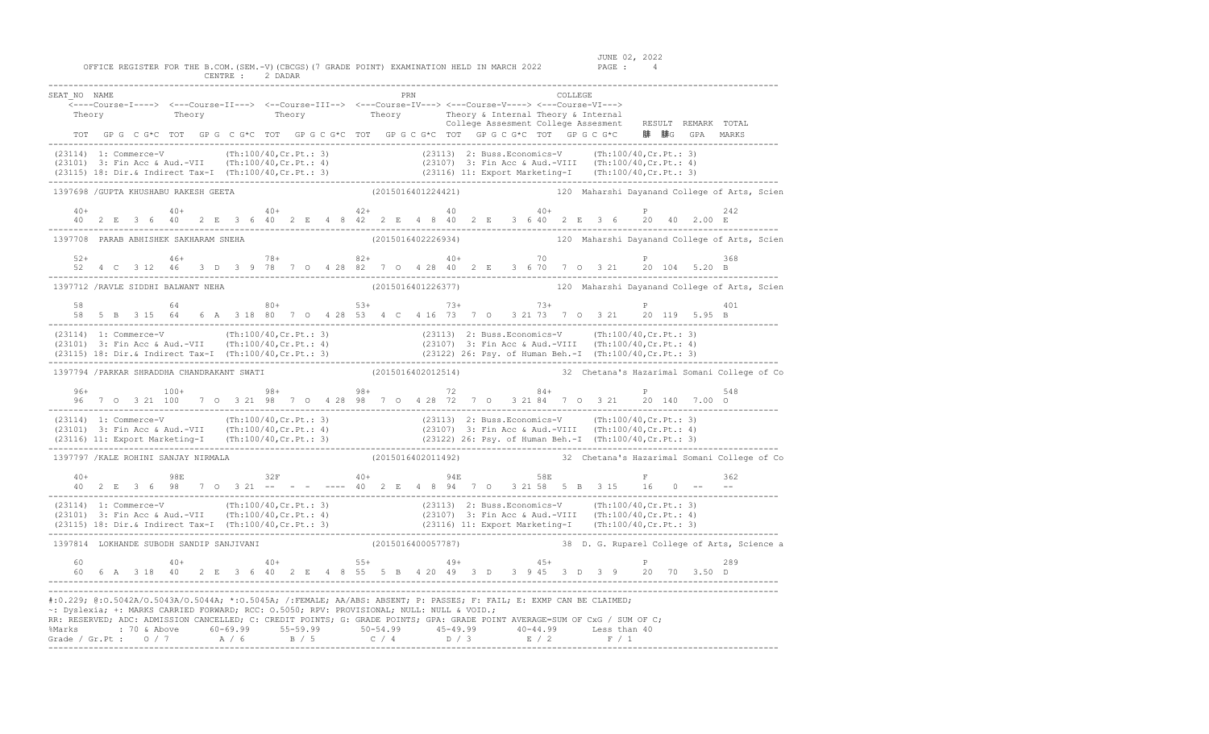OFFICE REGISTER FOR THE B.COM.(SEM.-V)(CBCGS)(7 GRADE POINT) EXAMINATION HELD IN MARCH 2022 — JUNE 02, 2022

CENTRE : 2 DADAR

```
SEAT_NO  NAME                                                   PRN                              COLLEGE
   <----Course-I----> <---Course-II---> <--Course-III--> <---Course-IV---> <---Course-V----> <---Course-VI--->
   Theory             Theory            Theory           Theory            Theory & Internal Theory & Internal
                                                                           College Assesment College Assesment   RESULT  REMARK  TOTAL
   TOT  GP G  C G*C  TOT  GP G  C G*C  TOT  GP G C G*C  TOT  GP G C G*C  TOT  GP G C G*C  TOT  GP G C G*C   腓 腓G   GPA   MARKS
----------------------------------------------------------------------------------------------------------------------------------------
(23114) 1: Commerce-V            (Th:100/40,Cr.Pt.: 3)              (23113) 2: Buss.Economics-V     (Th:100/40,Cr.Pt.: 3)
(23101) 3: Fin Acc & Aud.-VII    (Th:100/40,Cr.Pt.: 4)              (23107) 3: Fin Acc & Aud.-VIII  (Th:100/40,Cr.Pt.: 4)
(23115) 18: Dir.& Indirect Tax-I (Th:100/40,Cr.Pt.: 3)              (23116) 11: Export Marketing-I   (Th:100/40,Cr.Pt.: 3)
----------------------------------------------------------------------------------------------------------------------------------------
1397698 /GUPTA KHUSHABU RAKESH GEETA                     (2015016401224421)          120  Maharshi Dayanand College of Arts, Scien

   40+              40+              40+              42+              40               40+                    P            242
   40   2 E  3 6   40   2 E  3 6   40   2 E  4 8   42   2 E  4 8   40   2 E  3 6  40   2 E  3 6      20   40  2.00  E
----------------------------------------------------------------------------------------------------------------------------------------
1397708  PARAB ABHISHEK SAKHARAM SNEHA                   (2015016402226934)          120  Maharshi Dayanand College of Arts, Scien

   52+              46+              78+              82+              40+              70                     P            368
   52   4 C  3 12  46   3 D  3 9   78   7 O  4 28  82   7 O  4 28  40   2 E  3 6  70   7 O  3 21     20  104  5.20  B
----------------------------------------------------------------------------------------------------------------------------------------
1397712 /RAVLE SIDDHI BALWANT NEHA                       (2015016401226377)          120  Maharshi Dayanand College of Arts, Scien

   58               64               80+              53+              73+              73+                    P            401
   58   5 B  3 15  64   6 A  3 18  80   7 O  4 28  53   4 C  4 16  73   7 O  3 21 73   7 O  3 21     20  119  5.95  B
----------------------------------------------------------------------------------------------------------------------------------------
(23114) 1: Commerce-V            (Th:100/40,Cr.Pt.: 3)              (23113) 2: Buss.Economics-V     (Th:100/40,Cr.Pt.: 3)
(23101) 3: Fin Acc & Aud.-VII    (Th:100/40,Cr.Pt.: 4)              (23107) 3: Fin Acc & Aud.-VIII  (Th:100/40,Cr.Pt.: 4)
(23115) 18: Dir.& Indirect Tax-I (Th:100/40,Cr.Pt.: 3)              (23122) 26: Psy. of Human Beh.-I (Th:100/40,Cr.Pt.: 3)
----------------------------------------------------------------------------------------------------------------------------------------
1397794 /PARKAR SHRADDHA CHANDRAKANT SWATI               (2015016402012514)          32  Chetana's Hazarimal Somani College of Co

   96+              100+             98+              98+              72               84+                    P            548
   96   7 O  3 21  100  7 O  3 21  98   7 O  4 28  98   7 O  4 28  72   7 O  3 21 84   7 O  3 21     20  140  7.00  O
----------------------------------------------------------------------------------------------------------------------------------------
(23114) 1: Commerce-V            (Th:100/40,Cr.Pt.: 3)              (23113) 2: Buss.Economics-V     (Th:100/40,Cr.Pt.: 3)
(23101) 3: Fin Acc & Aud.-VII    (Th:100/40,Cr.Pt.: 4)              (23107) 3: Fin Acc & Aud.-VIII  (Th:100/40,Cr.Pt.: 4)
(23116) 11: Export Marketing-I   (Th:100/40,Cr.Pt.: 3)              (23122) 26: Psy. of Human Beh.-I (Th:100/40,Cr.Pt.: 3)
----------------------------------------------------------------------------------------------------------------------------------------
1397797 /KALE ROHINI SANJAY NIRMALA                      (2015016402011492)          32  Chetana's Hazarimal Somani College of Co

   40+              98E              32F              40+              94E              58E                    F            362
   40   2 E  3 6   98   7 O  3 21  --   - -  ----  40   2 E  4 8   94   7 O  3 21 58   5 B  3 15     16    0  --    --
----------------------------------------------------------------------------------------------------------------------------------------
(23114) 1: Commerce-V            (Th:100/40,Cr.Pt.: 3)              (23113) 2: Buss.Economics-V     (Th:100/40,Cr.Pt.: 3)
(23101) 3: Fin Acc & Aud.-VII    (Th:100/40,Cr.Pt.: 4)              (23107) 3: Fin Acc & Aud.-VIII  (Th:100/40,Cr.Pt.: 4)
(23115) 18: Dir.& Indirect Tax-I (Th:100/40,Cr.Pt.: 3)              (23116) 11: Export Marketing-I   (Th:100/40,Cr.Pt.: 3)
----------------------------------------------------------------------------------------------------------------------------------------
1397814  LOKHANDE SUBODH SANDIP SANJIVANI                (2015016400057787)          38  D. G. Ruparel College of Arts, Science a

   60               40+              40+              55+              49+              45+                    P            289
   60   6 A  3 18  40   2 E  3 6   40   2 E  4 8   55   5 B  4 20  49   3 D  3 9  45   3 D  3 9      20   70  3.50  D
----------------------------------------------------------------------------------------------------------------------------------------
```

#:0.229; @:O.5042A/O.5043A/O.5044A; *:O.5045A; /:FEMALE; AA/ABS: ABSENT; P: PASSES; F: FAIL; E: EXMP CAN BE CLAIMED;
~: Dyslexia; +: MARKS CARRIED FORWARD; RCC: O.5050; RPV: PROVISIONAL; NULL: NULL & VOID.;
RR: RESERVED; ADC: ADMISSION CANCELLED; C: CREDIT POINTS; G: GRADE POINTS; GPA: GRADE POINT AVERAGE=SUM OF CxG / SUM OF C;

| %Marks | : 70 & Above | 60-69.99 | 55-59.99 | 50-54.99 | 45-49.99 | 40-44.99 | Less than 40 |
|---|---|---|---|---|---|---|---|
| Grade / Gr.Pt : | O / 7 | A / 6 | B / 5 | C / 4 | D / 3 | E / 2 | F / 1 |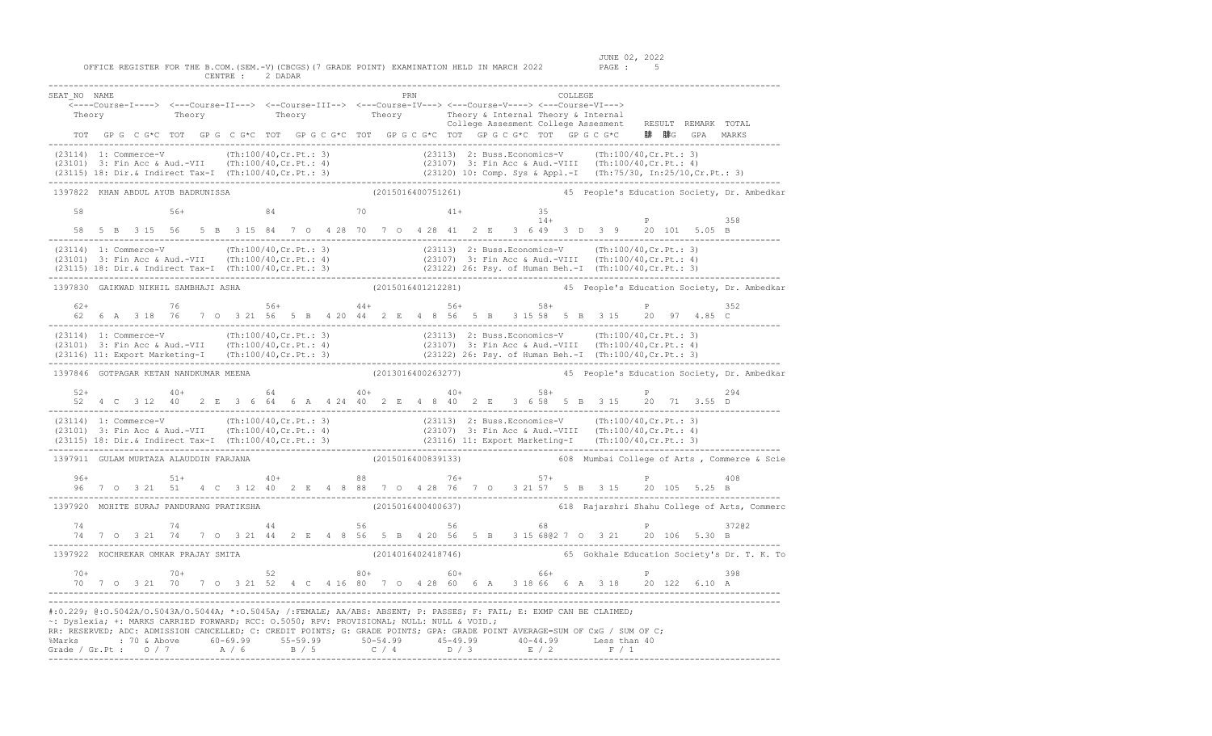JUNE 02, 2022

OFFICE REGISTER FOR THE B.COM.(SEM.-V)(CBCGS)(7 GRADE POINT) EXAMINATION HELD IN MARCH 2022 CENTRE : 2 DADAR

```
SEAT_NO  NAME                                              PRN                          COLLEGE
   <----Course-I----> <---Course-II---> <--Course-III--> <---Course-IV---> <---Course-V----> <---Course-VI--->
   Theory             Theory            Theory           Theory            Theory & Internal Theory & Internal
                                                                           College Assesment College Assesment   RESULT  REMARK  TOTAL
   TOT  GP G C G*C  TOT  GP G C G*C  TOT  GP G C G*C  TOT  GP G C G*C  TOT  GP G C G*C  TOT  GP G C G*C    腓  腓G   GPA   MARKS
----------------------------------------------------------------------------------------------------------------------------------------
(23114) 1: Commerce-V          (Th:100/40,Cr.Pt.: 3)          (23113) 2: Buss.Economics-V     (Th:100/40,Cr.Pt.: 3)
(23101) 3: Fin Acc & Aud.-VII  (Th:100/40,Cr.Pt.: 4)          (23107) 3: Fin Acc & Aud.-VIII  (Th:100/40,Cr.Pt.: 4)
(23115) 18: Dir.& Indirect Tax-I (Th:100/40,Cr.Pt.: 3)        (23120) 10: Comp. Sys & Appl.-I  (Th:75/30, In:25/10,Cr.Pt.: 3)
----------------------------------------------------------------------------------------------------------------------------------------
1397822  KHAN ABDUL AYUB BADRUNISSA                   (2015016400751261)        45 People's Education Society, Dr. Ambedkar

    58             56+             84             70             41+             35
                                                                                 14+                    P              358
    58  5 B  3 15  56  5 B  3 15  84  7 O  4 28  70  7 O  4 28  41  2 E  3 6 49  3 D  3 9     20  101  5.05  B
----------------------------------------------------------------------------------------------------------------------------------------
(23114) 1: Commerce-V          (Th:100/40,Cr.Pt.: 3)          (23113) 2: Buss.Economics-V     (Th:100/40,Cr.Pt.: 3)
(23101) 3: Fin Acc & Aud.-VII  (Th:100/40,Cr.Pt.: 4)          (23107) 3: Fin Acc & Aud.-VIII  (Th:100/40,Cr.Pt.: 4)
(23115) 18: Dir.& Indirect Tax-I (Th:100/40,Cr.Pt.: 3)        (23122) 26: Psy. of Human Beh.-I (Th:100/40,Cr.Pt.: 3)
----------------------------------------------------------------------------------------------------------------------------------------
1397830  GAIKWAD NIKHIL SAMBHAJI ASHA                 (2015016401212281)        45 People's Education Society, Dr. Ambedkar

    62+            76             56+             44+             56+             58+                   P              352
    62  6 A  3 18  76  7 O  3 21  56  5 B  4 20  44  2 E  4 8  56  5 B  3 15 58  5 B  3 15     20   97  4.85  C
----------------------------------------------------------------------------------------------------------------------------------------
(23114) 1: Commerce-V          (Th:100/40,Cr.Pt.: 3)          (23113) 2: Buss.Economics-V     (Th:100/40,Cr.Pt.: 3)
(23101) 3: Fin Acc & Aud.-VII  (Th:100/40,Cr.Pt.: 4)          (23107) 3: Fin Acc & Aud.-VIII  (Th:100/40,Cr.Pt.: 4)
(23116) 11: Export Marketing-I (Th:100/40,Cr.Pt.: 3)          (23122) 26: Psy. of Human Beh.-I (Th:100/40,Cr.Pt.: 3)
----------------------------------------------------------------------------------------------------------------------------------------
1397846  GOTPAGAR KETAN NANDKUMAR MEENA               (2013016400263277)        45 People's Education Society, Dr. Ambedkar

    52+            40+            64             40+             40+             58+                    P              294
    52  4 C  3 12  40  2 E  3 6  64  6 A  4 24  40  2 E  4 8  40  2 E  3 6 58  5 B  3 15     20   71  3.55  D
----------------------------------------------------------------------------------------------------------------------------------------
(23114) 1: Commerce-V          (Th:100/40,Cr.Pt.: 3)          (23113) 2: Buss.Economics-V     (Th:100/40,Cr.Pt.: 3)
(23101) 3: Fin Acc & Aud.-VII  (Th:100/40,Cr.Pt.: 4)          (23107) 3: Fin Acc & Aud.-VIII  (Th:100/40,Cr.Pt.: 4)
(23115) 18: Dir.& Indirect Tax-I (Th:100/40,Cr.Pt.: 3)        (23116) 11: Export Marketing-I  (Th:100/40,Cr.Pt.: 3)
----------------------------------------------------------------------------------------------------------------------------------------
1397911  GULAM MURTAZA ALAUDDIN FARJANA               (2015016400839133)        608 Mumbai College of Arts , Commerce & Scie

    96+            51+            40+             88             76+             57+                    P              408
    96  7 O  3 21  51  4 C  3 12  40  2 E  4 8  88  7 O  4 28  76  7 O  3 21 57  5 B  3 15     20  105  5.25  B
----------------------------------------------------------------------------------------------------------------------------------------
1397920  MOHITE SURAJ PANDURANG PRATIKSHA             (2015016400400637)        618 Rajarshri Shahu College of Arts, Commerc

    74             74             44              56             56              68                     P              372@2
    74  7 O  3 21  74  7 O  3 21  44  2 E  4 8  56  5 B  4 20  56  5 B  3 15 68@2 7 O  3 21    20  106  5.30  B
----------------------------------------------------------------------------------------------------------------------------------------
1397922  KOCHREKAR OMKAR PRAJAY SMITA                 (2014016402418746)        65 Gokhale Education Society's Dr. T. K. To

    70+            70+            52              80+            60+             66+                    P              398
    70  7 O  3 21  70  7 O  3 21  52  4 C  4 16  80  7 O  4 28  60  6 A  3 18 66  6 A  3 18     20  122  6.10  A
----------------------------------------------------------------------------------------------------------------------------------------
```

#:O.229; @:O.5042A/O.5043A/O.5044A; *:O.5045A; /:FEMALE; AA/ABS: ABSENT; P: PASSES; F: FAIL; E: EXMP CAN BE CLAIMED;
~: Dyslexia; +: MARKS CARRIED FORWARD; RCC: O.5050; RPV: PROVISIONAL; NULL: NULL & VOID.;
RR: RESERVED; ADC: ADMISSION CANCELLED; C: CREDIT POINTS; G: GRADE POINTS; GPA: GRADE POINT AVERAGE=SUM OF CxG / SUM OF C;

| %Marks | : 70 & Above | 60-69.99 | 55-59.99 | 50-54.99 | 45-49.99 | 40-44.99 | Less than 40 |
|---|---|---|---|---|---|---|---|
| Grade / Gr.Pt : | O / 7 | A / 6 | B / 5 | C / 4 | D / 3 | E / 2 | F / 1 |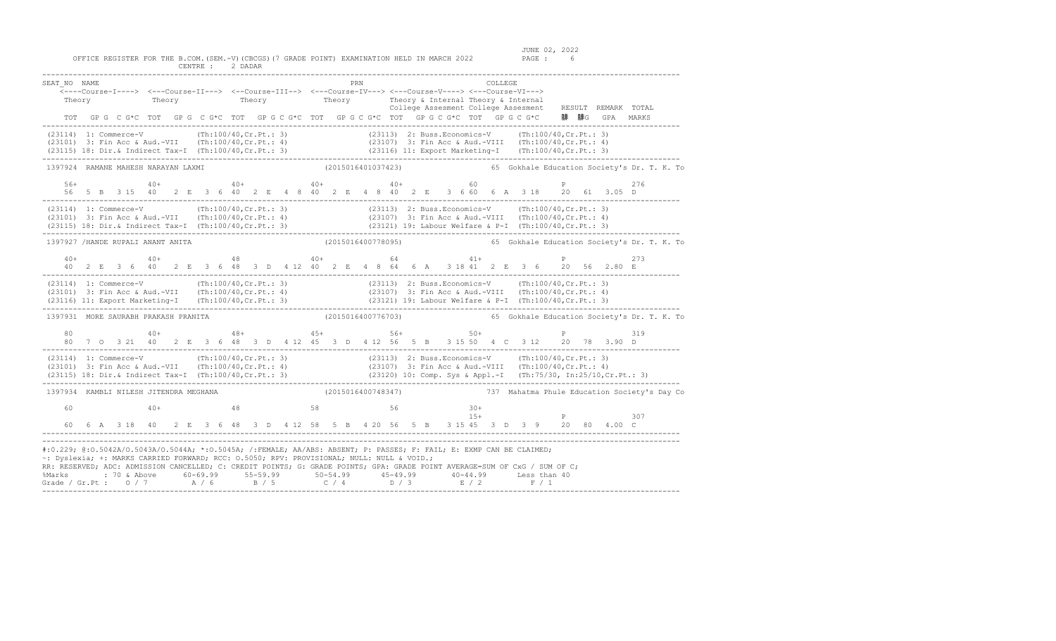JUNE 02, 2022

OFFICE REGISTER FOR THE B.COM.(SEM.-V)(CBCGS)(7 GRADE POINT) EXAMINATION HELD IN MARCH 2022

CENTRE : 2 DADAR

```
SEAT_NO  NAME                                                    PRN                            COLLEGE
    <----Course-I----> <---Course-II---> <--Course-III--> <---Course-IV---> <---Course-V----> <---Course-VI--->
    Theory             Theory             Theory             Theory          Theory & Internal Theory & Internal
                                                                             College Assesment College Assesment   RESULT  REMARK  TOTAL
    TOT  GP G  C G*C  TOT  GP G  C G*C  TOT  GP G C G*C  TOT  GP G C G*C  TOT  GP G C G*C  TOT  GP G C G*C    䄇  䄇G   GPA   MARKS
------------------------------------------------------------------------------------------------------------------------------------
(23114) 1: Commerce-V            (Th:100/40,Cr.Pt.: 3)           (23113) 2: Buss.Economics-V       (Th:100/40,Cr.Pt.: 3)
(23101) 3: Fin Acc & Aud.-VII    (Th:100/40,Cr.Pt.: 4)           (23107) 3: Fin Acc & Aud.-VIII    (Th:100/40,Cr.Pt.: 4)
(23115) 18: Dir.& Indirect Tax-I (Th:100/40,Cr.Pt.: 3)           (23116) 11: Export Marketing-I    (Th:100/40,Cr.Pt.: 3)
------------------------------------------------------------------------------------------------------------------------------------
 1397924  RAMANE MAHESH NARAYAN LAXMI                    (2015016401037423)            65  Gokhale Education Society's Dr. T. K. To

     56+            40+            40+            40+            40+            60                       P              276
     56  5  B  3 15  40   2  E  3  6  40   2  E  4  8  40   2  E  4  8  40   2  E   3  6 60   6  A  3 18    20   61   3.05  D
------------------------------------------------------------------------------------------------------------------------------------
(23114) 1: Commerce-V            (Th:100/40,Cr.Pt.: 3)           (23113) 2: Buss.Economics-V       (Th:100/40,Cr.Pt.: 3)
(23101) 3: Fin Acc & Aud.-VII    (Th:100/40,Cr.Pt.: 4)           (23107) 3: Fin Acc & Aud.-VIII    (Th:100/40,Cr.Pt.: 4)
(23115) 18: Dir.& Indirect Tax-I (Th:100/40,Cr.Pt.: 3)           (23121) 19: Labour Welfare & P-I  (Th:100/40,Cr.Pt.: 3)
------------------------------------------------------------------------------------------------------------------------------------
 1397927 /HANDE RUPALI ANANT ANITA                       (2015016400778095)            65  Gokhale Education Society's Dr. T. K. To

     40+            40+            48             40+            64             41+                      P              273
     40  2  E  3  6  40   2  E  3  6  48   3  D  4 12  40   2  E  4  8  64   6  A   3 18 41   2  E  3  6    20   56   2.80  E
------------------------------------------------------------------------------------------------------------------------------------
(23114) 1: Commerce-V            (Th:100/40,Cr.Pt.: 3)           (23113) 2: Buss.Economics-V       (Th:100/40,Cr.Pt.: 3)
(23101) 3: Fin Acc & Aud.-VII    (Th:100/40,Cr.Pt.: 4)           (23107) 3: Fin Acc & Aud.-VIII    (Th:100/40,Cr.Pt.: 4)
(23116) 11: Export Marketing-I   (Th:100/40,Cr.Pt.: 3)           (23121) 19: Labour Welfare & P-I  (Th:100/40,Cr.Pt.: 3)
------------------------------------------------------------------------------------------------------------------------------------
 1397931  MORE SAURABH PRAKASH PRANITA                   (2015016400776703)            65  Gokhale Education Society's Dr. T. K. To

     80             40+            48+            45+            56+            50+                      P              319
     80  7  O  3 21  40   2  E  3  6  48   3  D  4 12  45   3  D  4 12  56   5  B   3 15 50   4  C  3 12    20   78   3.90  D
------------------------------------------------------------------------------------------------------------------------------------
(23114) 1: Commerce-V            (Th:100/40,Cr.Pt.: 3)           (23113) 2: Buss.Economics-V       (Th:100/40,Cr.Pt.: 3)
(23101) 3: Fin Acc & Aud.-VII    (Th:100/40,Cr.Pt.: 4)           (23107) 3: Fin Acc & Aud.-VIII    (Th:100/40,Cr.Pt.: 4)
(23115) 18: Dir.& Indirect Tax-I (Th:100/40,Cr.Pt.: 3)           (23120) 10: Comp. Sys & Appl.-I   (Th:75/30, In:25/10,Cr.Pt.: 3)
------------------------------------------------------------------------------------------------------------------------------------
 1397934  KAMBLI NILESH JITENDRA MEGHANA                 (2015016400748347)           737  Mahatma Phule Education Society's Day Co

     60             40+            48             58             56             30+
                                                                                15+                      P              307
     60  6  A  3 18  40   2  E  3  6  48   3  D  4 12  58   5  B  4 20  56   5  B   3 15 45   3  D  3  9    20   80   4.00  C
------------------------------------------------------------------------------------------------------------------------------------
------------------------------------------------------------------------------------------------------------------------------------
#:0.229; @:O.5042A/O.5043A/O.5044A; *:O.5045A; /:FEMALE; AA/ABS: ABSENT; P: PASSES; F: FAIL; E: EXMP CAN BE CLAIMED;
~: Dyslexia; +: MARKS CARRIED FORWARD; RCC: O.5050; RPV: PROVISIONAL; NULL: NULL & VOID.;
RR: RESERVED; ADC: ADMISSION CANCELLED; C: CREDIT POINTS; G: GRADE POINTS; GPA: GRADE POINT AVERAGE=SUM OF CxG / SUM OF C;
%Marks         : 70 & Above      60-69.99      55-59.99       50-54.99       45-49.99       40-44.99       Less than 40
Grade / Gr.Pt :    O / 7          A / 6         B / 5          C / 4          D / 3          E / 2           F / 1
------------------------------------------------------------------------------------------------------------------------------------
```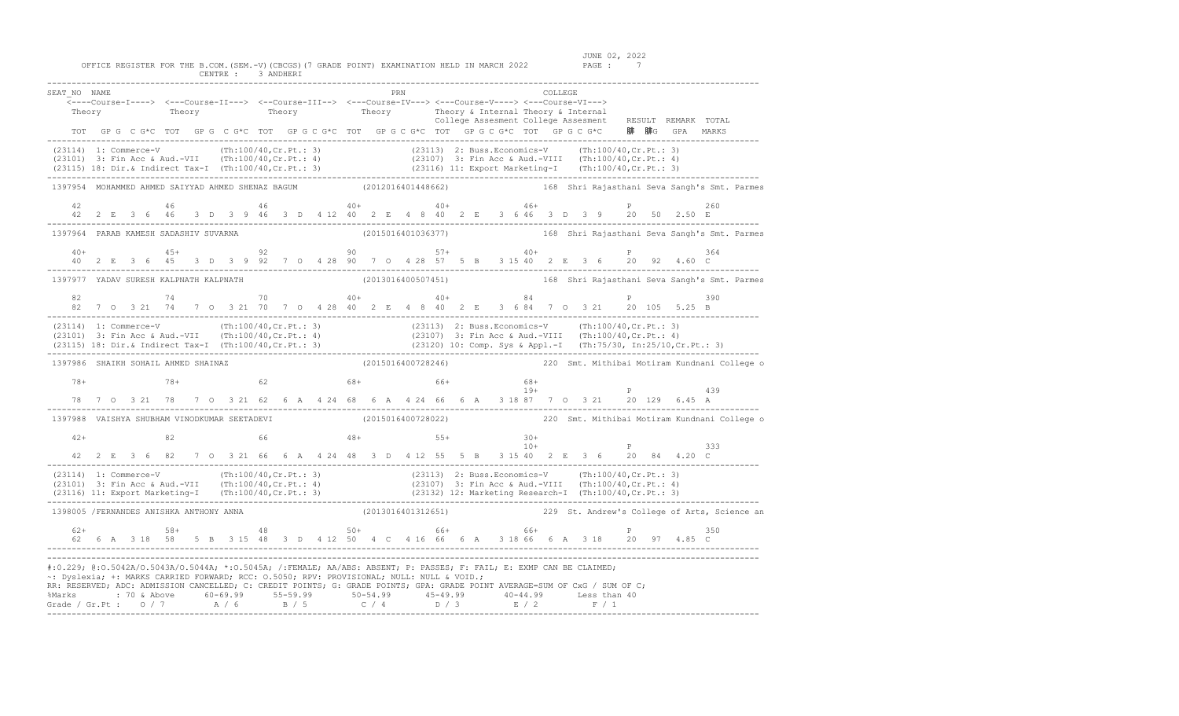OFFICE REGISTER FOR THE B.COM.(SEM.-V)(CBCGS)(7 GRADE POINT) EXAMINATION HELD IN MARCH 2022 — JUNE 02, 2022

CENTRE : 3 ANDHERI

```
SEAT_NO  NAME                                                PRN                          COLLEGE
   <----Course-I----> <---Course-II---> <--Course-III--> <---Course-IV---> <---Course-V----> <---Course-VI--->
   Theory             Theory            Theory           Theory            Theory & Internal Theory & Internal
                                                                           College Assesment College Assesment   RESULT  REMARK  TOTAL
   TOT  GP G  C G*C  TOT  GP G  C G*C  TOT  GP G C G*C  TOT  GP G C G*C  TOT  GP G C G*C  TOT  GP G C G*C    腓  腓G  GPA  MARKS
-----------------------------------------------------------------------------------------------------------------------------------
(23114) 1: Commerce-V            (Th:100/40,Cr.Pt.: 3)               (23113) 2: Buss.Economics-V      (Th:100/40,Cr.Pt.: 3)
(23101) 3: Fin Acc & Aud.-VII    (Th:100/40,Cr.Pt.: 4)               (23107) 3: Fin Acc & Aud.-VIII   (Th:100/40,Cr.Pt.: 4)
(23115) 18: Dir.& Indirect Tax-I (Th:100/40,Cr.Pt.: 3)               (23116) 11: Export Marketing-I   (Th:100/40,Cr.Pt.: 3)
-----------------------------------------------------------------------------------------------------------------------------------
1397954  MOHAMMED AHMED SAIYYAD AHMED SHENAZ BAGUM           (2012016401448662)           168 Shri Rajasthani Seva Sangh's Smt. Parmes

    42              46              46              40+             40+             46+                  P           260
    42  2 E  3 6   46  3 D  3 9   46  3 D  4 12  40  2 E  4 8   40  2 E  3 6  46  3 D  3 9      20   50  2.50 E
-----------------------------------------------------------------------------------------------------------------------------------
1397964  PARAB KAMESH SADASHIV SUVARNA                       (2015016401036377)           168 Shri Rajasthani Seva Sangh's Smt. Parmes

    40+             45+             92              90              57+             40+                  P           364
    40  2 E  3 6   45  3 D  3 9   92  7 O  4 28  90  7 O  4 28  57  5 B  3 15  40  2 E  3 6      20   92  4.60 C
-----------------------------------------------------------------------------------------------------------------------------------
1397977  YADAV SURESH KALPNATH KALPNATH                      (2013016400507451)           168 Shri Rajasthani Seva Sangh's Smt. Parmes

    82              74              70              40+             40+             84                   P           390
    82  7 O  3 21  74  7 O  3 21  70  7 O  4 28  40  2 E  4 8   40  2 E  3 6  84  7 O  3 21     20  105  5.25 B
-----------------------------------------------------------------------------------------------------------------------------------
(23114) 1: Commerce-V            (Th:100/40,Cr.Pt.: 3)               (23113) 2: Buss.Economics-V      (Th:100/40,Cr.Pt.: 3)
(23101) 3: Fin Acc & Aud.-VII    (Th:100/40,Cr.Pt.: 4)               (23107) 3: Fin Acc & Aud.-VIII   (Th:100/40,Cr.Pt.: 4)
(23115) 18: Dir.& Indirect Tax-I (Th:100/40,Cr.Pt.: 3)               (23120) 10: Comp. Sys & Appl.-I  (Th:75/30, In:25/10,Cr.Pt.: 3)
-----------------------------------------------------------------------------------------------------------------------------------
1397986  SHAIKH SOHAIL AHMED SHAINAZ                         (2015016400728246)           220 Smt. Mithibai Motiram Kundnani College o

    78+             78+             62              68+             66+             68+
                                                                                    19+                  P           439
    78  7 O  3 21  78  7 O  3 21  62  6 A  4 24  68  6 A  4 24  66  6 A  3 18  87  7 O  3 21     20  129  6.45 A
-----------------------------------------------------------------------------------------------------------------------------------
1397988  VAISHYA SHUBHAM VINODKUMAR SEETADEVI                (2015016400728022)           220 Smt. Mithibai Motiram Kundnani College o

    42+             82              66              48+             55+             30+
                                                                                    10+                  P           333
    42  2 E  3 6   82  7 O  3 21  66  6 A  4 24  48  3 D  4 12  55  5 B  3 15  40  2 E  3 6      20   84  4.20 C
-----------------------------------------------------------------------------------------------------------------------------------
(23114) 1: Commerce-V            (Th:100/40,Cr.Pt.: 3)               (23113) 2: Buss.Economics-V      (Th:100/40,Cr.Pt.: 3)
(23101) 3: Fin Acc & Aud.-VII    (Th:100/40,Cr.Pt.: 4)               (23107) 3: Fin Acc & Aud.-VIII   (Th:100/40,Cr.Pt.: 4)
(23116) 11: Export Marketing-I   (Th:100/40,Cr.Pt.: 3)               (23132) 12: Marketing Research-I (Th:100/40,Cr.Pt.: 3)
-----------------------------------------------------------------------------------------------------------------------------------
1398005  /FERNANDES ANISHKA ANTHONY ANNA                     (2013016401312651)           229 St. Andrew's College of Arts, Science an

    62+             58+             48              50+             66+             66+                  P           350
    62  6 A  3 18  58  5 B  3 15  48  3 D  4 12  50  4 C  4 16  66  6 A  3 18  66  6 A  3 18     20   97  4.85 C
-----------------------------------------------------------------------------------------------------------------------------------
```

#:O.229; @:O.5042A/O.5043A/O.5044A; *:O.5045A; /:FEMALE; AA/ABS: ABSENT; P: PASSES; F: FAIL; E: EXMP CAN BE CLAIMED;
~: Dyslexia; +: MARKS CARRIED FORWARD; RCC: O.5050; RPV: PROVISIONAL; NULL: NULL & VOID.;
RR: RESERVED; ADC: ADMISSION CANCELLED; C: CREDIT POINTS; G: GRADE POINTS; GPA: GRADE POINT AVERAGE=SUM OF CxG / SUM OF C;

| %Marks | : 70 & Above | 60-69.99 | 55-59.99 | 50-54.99 | 45-49.99 | 40-44.99 | Less than 40 |
|---|---|---|---|---|---|---|---|
| Grade / Gr.Pt : | O / 7 | A / 6 | B / 5 | C / 4 | D / 3 | E / 2 | F / 1 |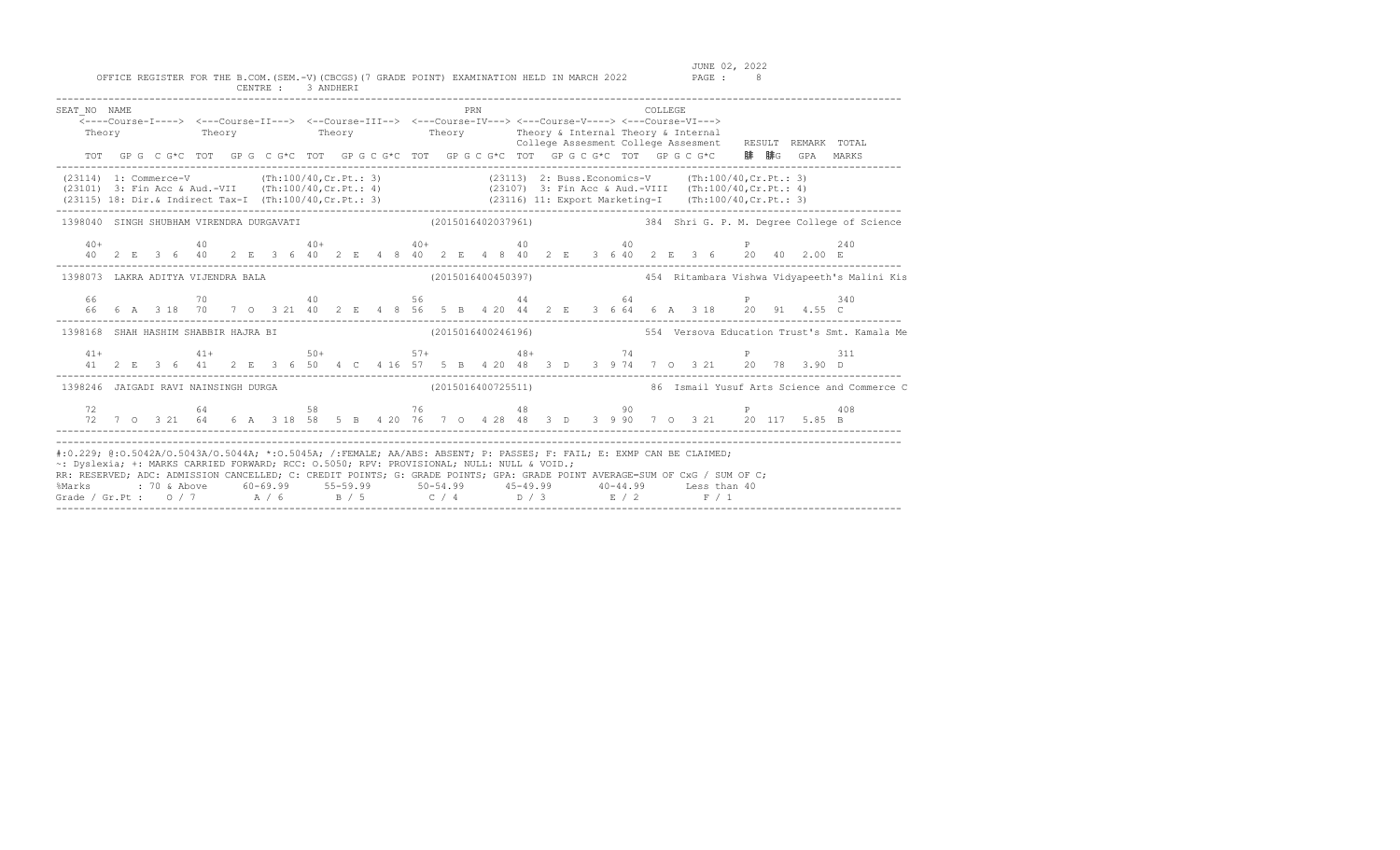JUNE 02, 2022

OFFICE REGISTER FOR THE B.COM.(SEM.-V)(CBCGS)(7 GRADE POINT) EXAMINATION HELD IN MARCH 2022          PAGE : 8

CENTRE : 3 ANDHERI

```
SEAT_NO  NAME                                                        PRN                              COLLEGE
    <----Course-I----> <---Course-II---> <--Course-III--> <---Course-IV---> <---Course-V----> <---Course-VI--->
    Theory            Theory             Theory            Theory           Theory & Internal Theory & Internal
                                                                            College Assesment College Assesment    RESULT  REMARK  TOTAL
    TOT  GP G  C G*C  TOT  GP G  C G*C  TOT  GP G C G*C  TOT  GP G C G*C  TOT  GP G C G*C  TOT  GP G C G*C     腓 腓G  GPA  MARKS
```

| Code | Course | Marks | Code | Course | Marks |
|---|---|---|---|---|---|
| (23114) | 1: Commerce-V | (Th:100/40,Cr.Pt.: 3) | (23113) | 2: Buss.Economics-V | (Th:100/40,Cr.Pt.: 3) |
| (23101) | 3: Fin Acc & Aud.-VII | (Th:100/40,Cr.Pt.: 4) | (23107) | 3: Fin Acc & Aud.-VIII | (Th:100/40,Cr.Pt.: 4) |
| (23115) | 18: Dir.& Indirect Tax-I | (Th:100/40,Cr.Pt.: 3) | (23116) | 11: Export Marketing-I | (Th:100/40,Cr.Pt.: 3) |

```
1398040  SINGH SHUBHAM VIRENDRA DURGAVATI                    (2015016402037961)          384  Shri G. P. M. Degree College of Science
    40+              40              40+              40+              40               40                     P          240
    40   2 E  3  6   40   2 E  3  6  40   2 E  4  8  40   2 E  4  8  40   2 E  3  6 40   2 E  3  6     20   40  2.00 E

1398073  LAKRA ADITYA VIJENDRA BALA                          (2015016400450397)          454  Ritambara Vishwa Vidyapeeth's Malini Kis
    66               70              40               56               44               64                     P          340
    66   6 A  3 18   70   7 O  3 21  40   2 E  4  8  56   5 B  4 20  44   2 E  3  6 64   6 A  3 18     20   91  4.55 C

1398168  SHAH HASHIM SHABBIR HAJRA BI                        (2015016400246196)          554  Versova Education Trust's Smt. Kamala Me
    41+              41+             50+              57+              48+              74                     P          311
    41   2 E  3  6   41   2 E  3  6  50   4 C  4 16  57   5 B  4 20  48   3 D  3  9 74   7 O  3 21     20   78  3.90 D

1398246  JAIGADI RAVI NAINSINGH DURGA                        (2015016400725511)          86  Ismail Yusuf Arts Science and Commerce C
    72               64              58               76               48               90                     P          408
    72   7 O  3 21   64   6 A  3 18  58   5 B  4 20  76   7 O  4 28  48   3 D  3  9 90   7 O  3 21     20  117  5.85 B
```

#:0.229; @:O.5042A/O.5043A/O.5044A; *:O.5045A; /:FEMALE; AA/ABS: ABSENT; P: PASSES; F: FAIL; E: EXMP CAN BE CLAIMED;
~: Dyslexia; +: MARKS CARRIED FORWARD; RCC: O.5050; RPV: PROVISIONAL; NULL: NULL & VOID.;
RR: RESERVED; ADC: ADMISSION CANCELLED; C: CREDIT POINTS; G: GRADE POINTS; GPA: GRADE POINT AVERAGE=SUM OF CxG / SUM OF C;

| %Marks | 70 & Above | 60-69.99 | 55-59.99 | 50-54.99 | 45-49.99 | 40-44.99 | Less than 40 |
|---|---|---|---|---|---|---|---|
| Grade / Gr.Pt : | O / 7 | A / 6 | B / 5 | C / 4 | D / 3 | E / 2 | F / 1 |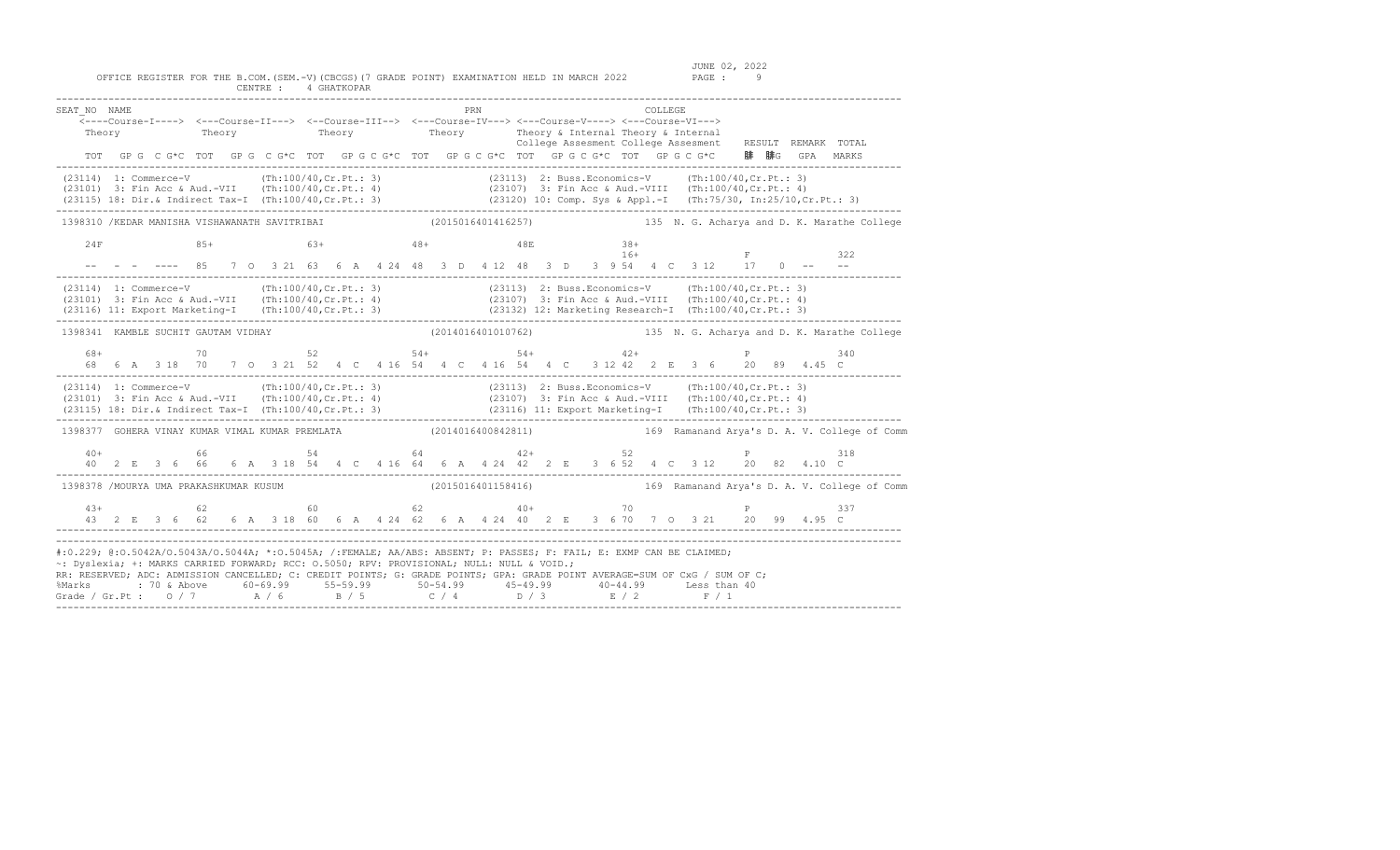OFFICE REGISTER FOR THE B.COM.(SEM.-V)(CBCGS)(7 GRADE POINT) EXAMINATION HELD IN MARCH 2022 — JUNE 02, 2022

CENTRE : 4 GHATKOPAR

```
SEAT_NO  NAME                                                     PRN                          COLLEGE
   <----Course-I----> <---Course-II---> <--Course-III--> <---Course-IV---> <---Course-V----> <---Course-VI--->
   Theory            Theory            Theory            Theory            Theory & Internal Theory & Internal
                                                                           College Assesment College Assesment   RESULT  REMARK  TOTAL
   TOT  GP G  C G*C  TOT  GP G  C G*C  TOT  GP G C G*C  TOT  GP G C G*C  TOT  GP G C G*C  TOT  GP G C G*C     膝  膝G  GPA  MARKS
-----------------------------------------------------------------------------------------------------------------------------------
 (23114)  1: Commerce-V           (Th:100/40,Cr.Pt.: 3)              (23113)  2: Buss.Economics-V     (Th:100/40,Cr.Pt.: 3)
 (23101)  3: Fin Acc & Aud.-VII   (Th:100/40,Cr.Pt.: 4)              (23107)  3: Fin Acc & Aud.-VIII  (Th:100/40,Cr.Pt.: 4)
 (23115) 18: Dir.& Indirect Tax-I (Th:100/40,Cr.Pt.: 3)              (23120) 10: Comp. Sys & Appl.-I  (Th:75/30, In:25/10,Cr.Pt.: 3)
-----------------------------------------------------------------------------------------------------------------------------------
 1398310 /KEDAR MANISHA VISHAWANATH SAVITRIBAI              (2015016401416257)             135 N. G. Acharya and D. K. Marathe College

    24F            85+            63+            48+            48E            38+
                                                                               16+                  F              322
    --  -  -  ----  85   7 O  3 21  63  6 A  4 24  48  3 D  4 12  48  3 D  3 9 54  4 C  3 12    17   0  --    --
-----------------------------------------------------------------------------------------------------------------------------------
 (23114)  1: Commerce-V           (Th:100/40,Cr.Pt.: 3)              (23113)  2: Buss.Economics-V     (Th:100/40,Cr.Pt.: 3)
 (23101)  3: Fin Acc & Aud.-VII   (Th:100/40,Cr.Pt.: 4)              (23107)  3: Fin Acc & Aud.-VIII  (Th:100/40,Cr.Pt.: 4)
 (23116) 11: Export Marketing-I   (Th:100/40,Cr.Pt.: 3)              (23132) 12: Marketing Research-I (Th:100/40,Cr.Pt.: 3)
-----------------------------------------------------------------------------------------------------------------------------------
 1398341  KAMBLE SUCHIT GAUTAM VIDHAY                        (2014016401010762)             135 N. G. Acharya and D. K. Marathe College

    68+            70             52             54+            54+            42+                  P              340
    68   6 A  3 18  70   7 O  3 21  52  4 C  4 16  54  4 C  4 16  54  4 C  3 12 42  2 E  3 6     20  89  4.45 C
-----------------------------------------------------------------------------------------------------------------------------------
 (23114)  1: Commerce-V           (Th:100/40,Cr.Pt.: 3)              (23113)  2: Buss.Economics-V     (Th:100/40,Cr.Pt.: 3)
 (23101)  3: Fin Acc & Aud.-VII   (Th:100/40,Cr.Pt.: 4)              (23107)  3: Fin Acc & Aud.-VIII  (Th:100/40,Cr.Pt.: 4)
 (23115) 18: Dir.& Indirect Tax-I (Th:100/40,Cr.Pt.: 3)              (23116) 11: Export Marketing-I   (Th:100/40,Cr.Pt.: 3)
-----------------------------------------------------------------------------------------------------------------------------------
 1398377  GOHERA VINAY KUMAR VIMAL KUMAR PREMLATA            (2014016400842811)             169 Ramanand Arya's D. A. V. College of Comm

    40+            66             54             64             42+            52                   P              318
    40   2 E  3 6   66   6 A  3 18  54  4 C  4 16  64  6 A  4 24  42  2 E  3 6  52  4 C  3 12    20  82  4.10 C
-----------------------------------------------------------------------------------------------------------------------------------
 1398378 /MOURYA UMA PRAKASHKUMAR KUSUM                      (2015016401158416)             169 Ramanand Arya's D. A. V. College of Comm

    43+            62             60             62             40+            70                   P              337
    43   2 E  3 6   62   6 A  3 18  60  6 A  4 24  62  6 A  4 24  40  2 E  3 6  70  7 O  3 21    20  99  4.95 C
-----------------------------------------------------------------------------------------------------------------------------------
-----------------------------------------------------------------------------------------------------------------------------------
#:0.229; @:O.5042A/O.5043A/O.5044A; *:O.5045A; /:FEMALE; AA/ABS: ABSENT; P: PASSES; F: FAIL; E: EXMP CAN BE CLAIMED;
~: Dyslexia; +: MARKS CARRIED FORWARD; RCC: O.5050; RPV: PROVISIONAL; NULL: NULL & VOID.;
RR: RESERVED; ADC: ADMISSION CANCELLED; C: CREDIT POINTS; G: GRADE POINTS; GPA: GRADE POINT AVERAGE=SUM OF CxG / SUM OF C;
%Marks      : 70 & Above     60-69.99     55-59.99      50-54.99      45-49.99      40-44.99      Less than 40
Grade / Gr.Pt :   O / 7         A / 6        B / 5         C / 4         D / 3         E / 2          F / 1
-----------------------------------------------------------------------------------------------------------------------------------
```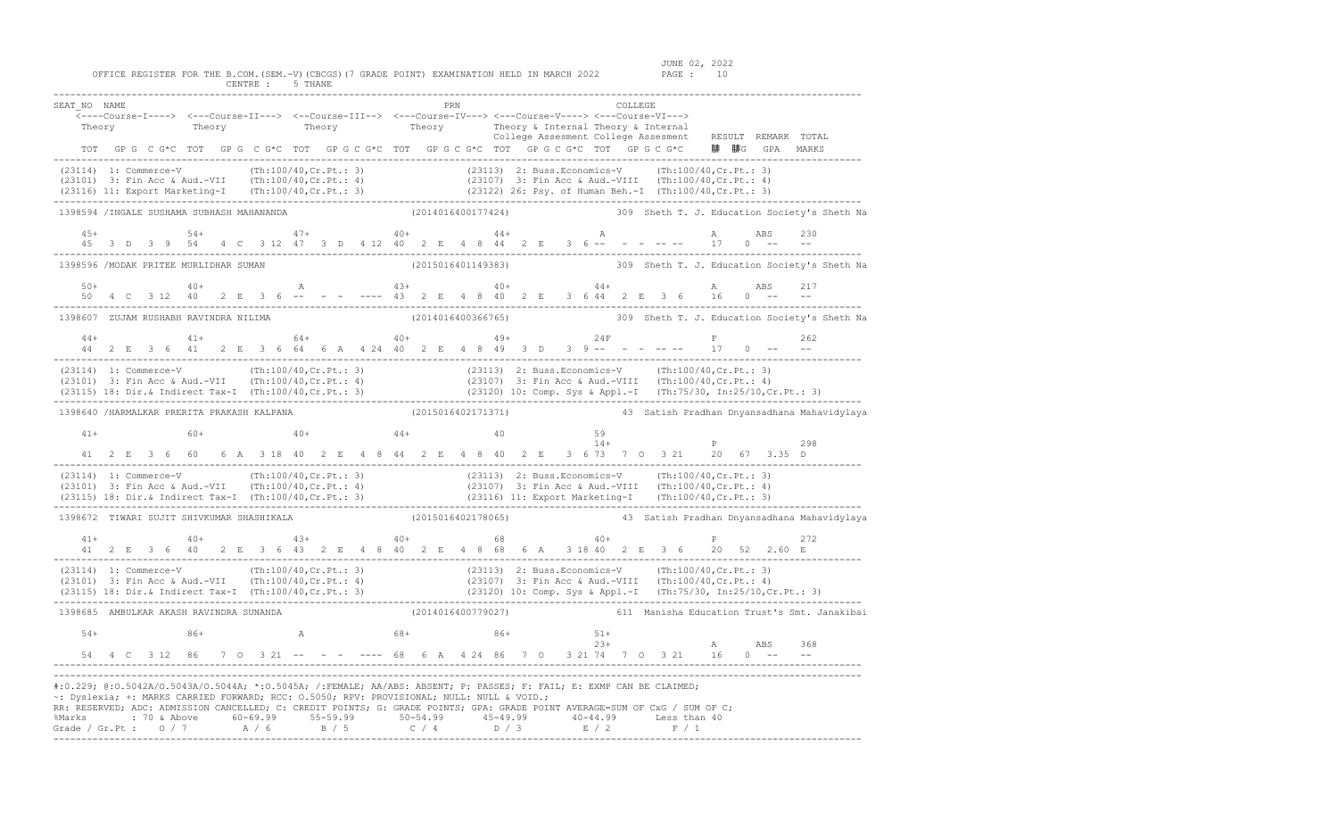OFFICE REGISTER FOR THE B.COM.(SEM.-V)(CBCGS)(7 GRADE POINT) EXAMINATION HELD IN MARCH 2022

CENTRE : 5 THANE

JUNE 02, 2022

```
SEAT_NO  NAME                                                   PRN                                   COLLEGE
    <----Course-I----> <---Course-II---> <--Course-III--> <---Course-IV---> <---Course-V----> <---Course-VI--->
    Theory             Theory            Theory            Theory           Theory & Internal Theory & Internal
                                                                            College Assesment College Assesment   RESULT  REMARK  TOTAL
    TOT  GP G  C G*C  TOT  GP G  C G*C  TOT  GP G C G*C  TOT  GP G C G*C  TOT  GP G C G*C  TOT  GP G C G*C      䐃  䐃G   GPA   MARKS
--------------------------------------------------------------------------------------------------------------------------------------------
(23114) 1: Commerce-V           (Th:100/40,Cr.Pt.: 3)                (23113) 2: Buss.Economics-V      (Th:100/40,Cr.Pt.: 3)
(23101) 3: Fin Acc & Aud.-VII   (Th:100/40,Cr.Pt.: 4)                (23107) 3: Fin Acc & Aud.-VIII   (Th:100/40,Cr.Pt.: 4)
(23116) 11: Export Marketing-I  (Th:100/40,Cr.Pt.: 3)                (23122) 26: Psy. of Human Beh.-I  (Th:100/40,Cr.Pt.: 3)
--------------------------------------------------------------------------------------------------------------------------------------------
1398594 /INGALE SUSHAMA SUBHASH MAHANANDA                  (2014016400177424)              309  Sheth T. J. Education Society's Sheth Na

    45+             54+            47+            40+            44+              A                        A      ABS    230
    45  3 D  3 9   54  4 C  3 12  47  3 D  4 12  40  2 E  4 8  44  2 E  3 6 --  -  - -- --              17   0  --    --
--------------------------------------------------------------------------------------------------------------------------------------------
1398596 /MODAK PRITEE MURLIDHAR SUMAN                      (2015016401149383)              309  Sheth T. J. Education Society's Sheth Na

    50+             40+             A             43+            40+              44+                      A      ABS    217
    50  4 C  3 12  40  2 E  3 6  --  -  - ----  43  2 E  4 8  40  2 E  3 6 44  2 E  3 6                16   0  --    --
--------------------------------------------------------------------------------------------------------------------------------------------
1398607  ZUJAM RUSHABH RAVINDRA NILIMA                     (2014016400366765)              309  Sheth T. J. Education Society's Sheth Na

    44+             41+            64+            40+            49+              24F                      F             262
    44  2 E  3 6   41  2 E  3 6  64  6 A  4 24  40  2 E  4 8  49  3 D  3 9 --  -  - -- --              17   0  --    --
--------------------------------------------------------------------------------------------------------------------------------------------
(23114) 1: Commerce-V           (Th:100/40,Cr.Pt.: 3)                (23113) 2: Buss.Economics-V      (Th:100/40,Cr.Pt.: 3)
(23101) 3: Fin Acc & Aud.-VII   (Th:100/40,Cr.Pt.: 4)                (23107) 3: Fin Acc & Aud.-VIII   (Th:100/40,Cr.Pt.: 4)
(23115) 18: Dir.& Indirect Tax-I (Th:100/40,Cr.Pt.: 3)               (23120) 10: Comp. Sys & Appl.-I  (Th:75/30, In:25/10,Cr.Pt.: 3)
--------------------------------------------------------------------------------------------------------------------------------------------
1398640 /HARMALKAR PRERITA PRAKASH KALPANA                 (2015016402171371)              43  Satish Pradhan Dnyansadhana Mahavidyalaya

    41+             60+            40+            44+            40               59
                                                                                  14+                      P             298
    41  2 E  3 6   60  6 A  3 18  40  2 E  4 8  44  2 E  4 8  40  2 E  3 6 73  7 O  3 21              20  67  3.35  D
--------------------------------------------------------------------------------------------------------------------------------------------
(23114) 1: Commerce-V           (Th:100/40,Cr.Pt.: 3)                (23113) 2: Buss.Economics-V      (Th:100/40,Cr.Pt.: 3)
(23101) 3: Fin Acc & Aud.-VII   (Th:100/40,Cr.Pt.: 4)                (23107) 3: Fin Acc & Aud.-VIII   (Th:100/40,Cr.Pt.: 4)
(23115) 18: Dir.& Indirect Tax-I (Th:100/40,Cr.Pt.: 3)               (23116) 11: Export Marketing-I   (Th:100/40,Cr.Pt.: 3)
--------------------------------------------------------------------------------------------------------------------------------------------
1398672  TIWARI SUJIT SHIVKUMAR SHASHIKALA                 (2015016402178065)              43  Satish Pradhan Dnyansadhana Mahavidyalaya

    41+             40+            43+            40+            68               40+                      P             272
    41  2 E  3 6   40  2 E  3 6  43  2 E  4 8  40  2 E  4 8  68  6 A  3 18 40  2 E  3 6               20  52  2.60  E
--------------------------------------------------------------------------------------------------------------------------------------------
(23114) 1: Commerce-V           (Th:100/40,Cr.Pt.: 3)                (23113) 2: Buss.Economics-V      (Th:100/40,Cr.Pt.: 3)
(23101) 3: Fin Acc & Aud.-VII   (Th:100/40,Cr.Pt.: 4)                (23107) 3: Fin Acc & Aud.-VIII   (Th:100/40,Cr.Pt.: 4)
(23115) 18: Dir.& Indirect Tax-I (Th:100/40,Cr.Pt.: 3)               (23120) 10: Comp. Sys & Appl.-I  (Th:75/30, In:25/10,Cr.Pt.: 3)
--------------------------------------------------------------------------------------------------------------------------------------------
1398685  AMBULKAR AKASH RAVINDRA SUNANDA                   (2014016400779027)              611  Manisha Education Trust's Smt. Janakibai

    54+             86+             A             68+            86+              51+
                                                                                  23+                      A      ABS    368
    54  4 C  3 12  86  7 O  3 21  --  -  - ----  68  6 A  4 24  86  7 O  3 21 74  7 O  3 21              16   0  --    --
--------------------------------------------------------------------------------------------------------------------------------------------
```

#:O.229; @:O.5042A/O.5043A/O.5044A; *:O.5045A; /:FEMALE; AA/ABS: ABSENT; P: PASSES; F: FAIL; E: EXMP CAN BE CLAIMED;
~: Dyslexia; +: MARKS CARRIED FORWARD; RCC: O.5050; RPV: PROVISIONAL; NULL: NULL & VOID.;
RR: RESERVED; ADC: ADMISSION CANCELLED; C: CREDIT POINTS; G: GRADE POINTS; GPA: GRADE POINT AVERAGE=SUM OF CxG / SUM OF C;

| %Marks | 70 & Above | 60-69.99 | 55-59.99 | 50-54.99 | 45-49.99 | 40-44.99 | Less than 40 |
|---|---|---|---|---|---|---|---|
| Grade / Gr.Pt : | O / 7 | A / 6 | B / 5 | C / 4 | D / 3 | E / 2 | F / 1 |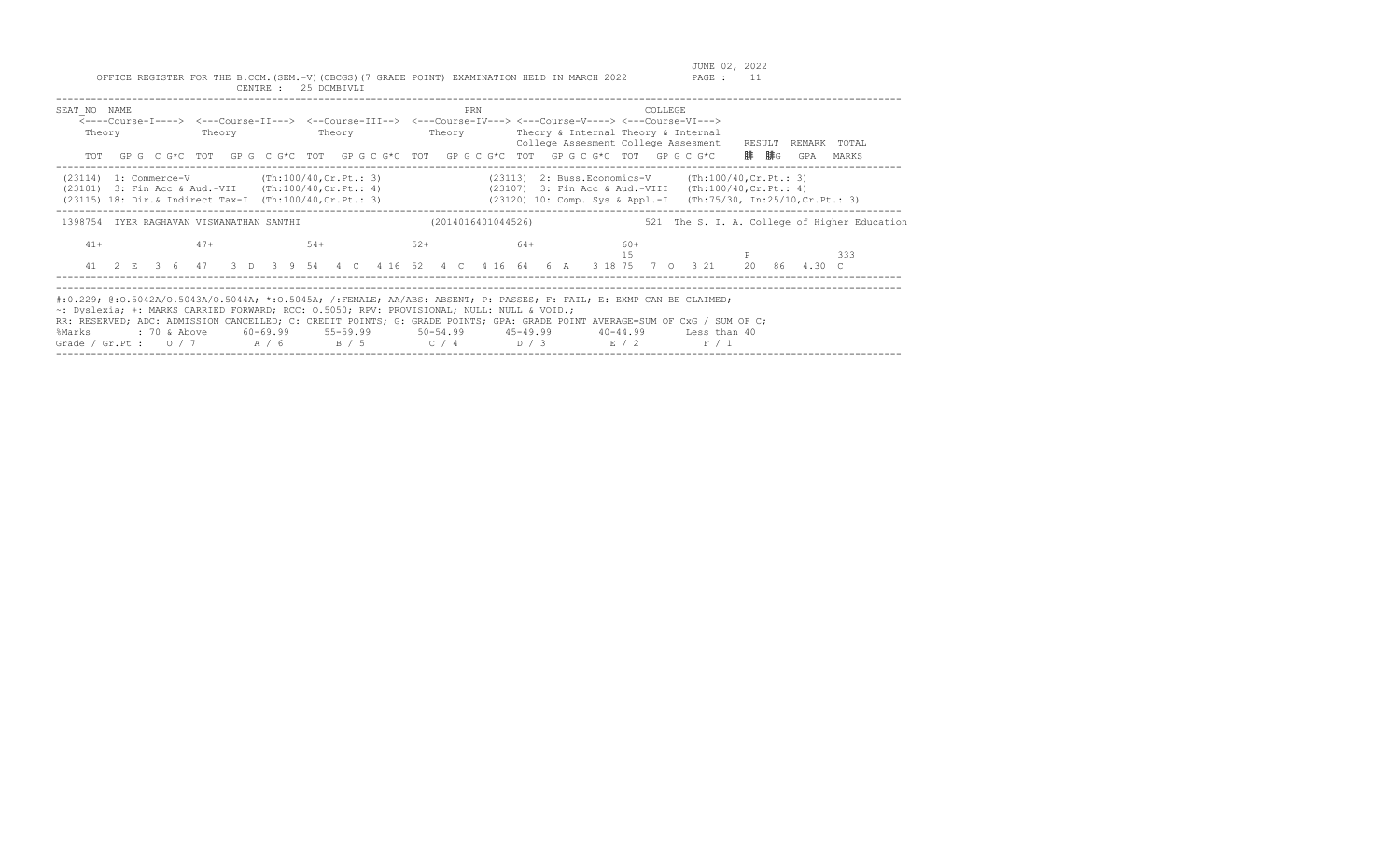OFFICE REGISTER FOR THE B.COM.(SEM.-V)(CBCGS)(7 GRADE POINT) EXAMINATION HELD IN MARCH 2022

JUNE 02, 2022

CENTRE : 25 DOMBIVLI

```
SEAT_NO  NAME                                                    PRN                          COLLEGE
    <----Course-I----> <---Course-II---> <--Course-III--> <---Course-IV---> <---Course-V----> <---Course-VI--->
     Theory             Theory            Theory           Theory          Theory & Internal Theory & Internal
                                                                           College Assesment College Assesment    RESULT  REMARK  TOTAL
    TOT  GP G  C G*C  TOT  GP G  C G*C  TOT  GP G C G*C  TOT  GP G C G*C  TOT  GP G C G*C  TOT  GP G C G*C      �C   䓗G    GPA   MARKS
```

```
(23114)  1: Commerce-V            (Th:100/40,Cr.Pt.: 3)                  (23113)  2: Buss.Economics-V      (Th:100/40,Cr.Pt.: 3)
(23101)  3: Fin Acc & Aud.-VII    (Th:100/40,Cr.Pt.: 4)                  (23107)  3: Fin Acc & Aud.-VIII   (Th:100/40,Cr.Pt.: 4)
(23115) 18: Dir.& Indirect Tax-I  (Th:100/40,Cr.Pt.: 3)                  (23120) 10: Comp. Sys & Appl.-I   (Th:75/30, In:25/10,Cr.Pt.: 3)
```

```
1398754  IYER RAGHAVAN VISWANATHAN SANTHI                   (2014016401044526)                521  The S. I. A. College of Higher Education

    41+              47+              54+              52+              64+              60+
                                                                                         15                    P                333
    41  2  E  3  6   47  3  D  3  9   54  4  C  4 16   52  4  C  4 16   64  6  A  3 18   75  7  O  3 21    20  86  4.30  C
```

#:0.229; @:O.5042A/O.5043A/O.5044A; *:O.5045A; /:FEMALE; AA/ABS: ABSENT; P: PASSES; F: FAIL; E: EXMP CAN BE CLAIMED;
~: Dyslexia; +: MARKS CARRIED FORWARD; RCC: O.5050; RPV: PROVISIONAL; NULL: NULL & VOID.;
RR: RESERVED; ADC: ADMISSION CANCELLED; C: CREDIT POINTS; G: GRADE POINTS; GPA: GRADE POINT AVERAGE=SUM OF CxG / SUM OF C;

| %Marks | : 70 & Above | 60-69.99 | 55-59.99 | 50-54.99 | 45-49.99 | 40-44.99 | Less than 40 |
|---|---|---|---|---|---|---|---|
| Grade / Gr.Pt : | O / 7 | A / 6 | B / 5 | C / 4 | D / 3 | E / 2 | F / 1 |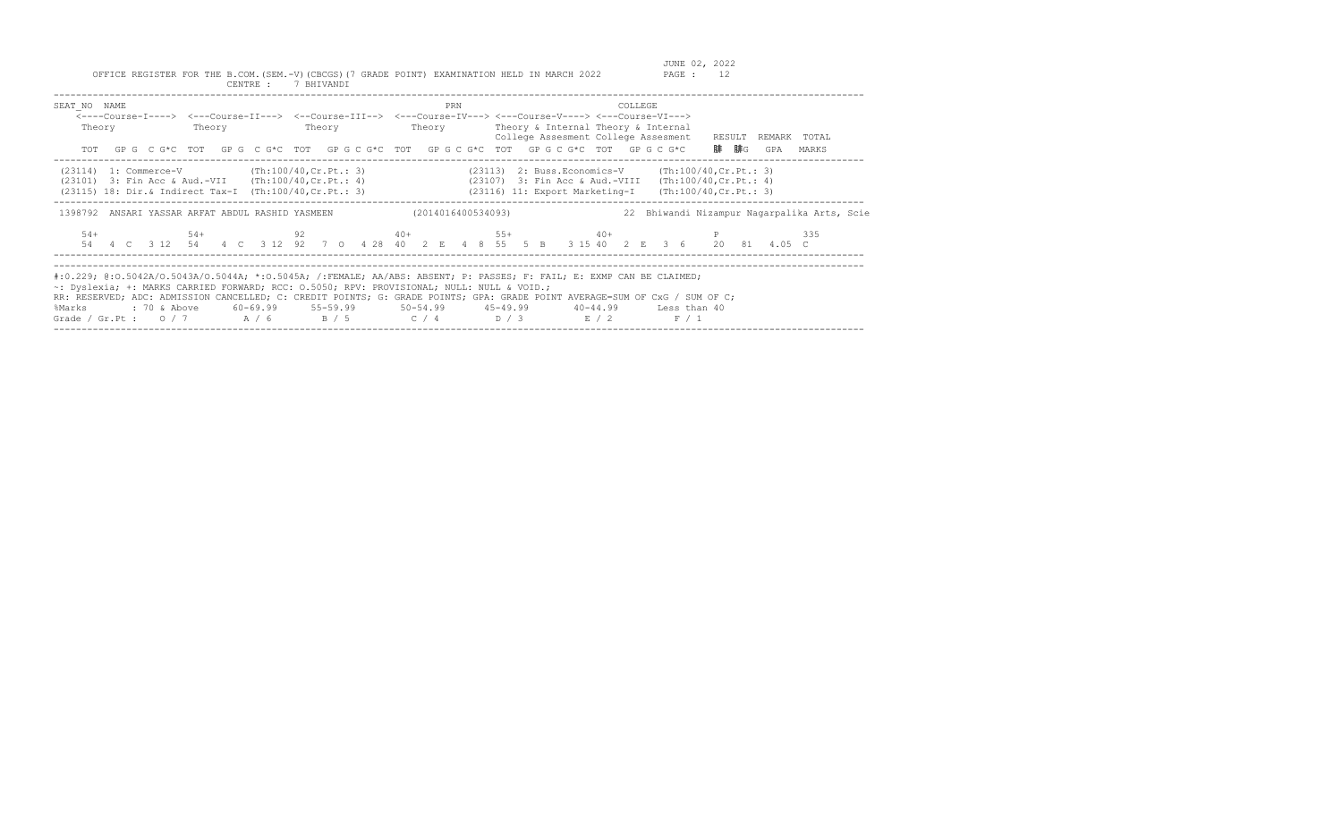OFFICE REGISTER FOR THE B.COM.(SEM.-V)(CBCGS)(7 GRADE POINT) EXAMINATION HELD IN MARCH 2022

CENTRE : 7 BHIVANDI

JUNE 02, 2022

```
SEAT_NO  NAME                                                        PRN                              COLLEGE
    <----Course-I----> <---Course-II---> <--Course-III--> <---Course-IV---> <---Course-V----> <---Course-VI--->
    Theory             Theory            Theory            Theory           Theory & Internal Theory & Internal
                                                                            College Assesment College Assesment   RESULT  REMARK  TOTAL
    TOT  GP G  C G*C  TOT  GP G  C G*C  TOT  GP G C G*C  TOT  GP G C G*C  TOT  GP G C G*C  TOT  GP G C G*C      腓  腓G   GPA   MARKS
```

```
(23114)  1: Commerce-V           (Th:100/40,Cr.Pt.: 3)          (23113)  2: Buss.Economics-V      (Th:100/40,Cr.Pt.: 3)
(23101)  3: Fin Acc & Aud.-VII   (Th:100/40,Cr.Pt.: 4)          (23107)  3: Fin Acc & Aud.-VIII   (Th:100/40,Cr.Pt.: 4)
(23115) 18: Dir.& Indirect Tax-I (Th:100/40,Cr.Pt.: 3)          (23116) 11: Export Marketing-I    (Th:100/40,Cr.Pt.: 3)
```

```
1398792  ANSARI YASSAR ARFAT ABDUL RASHID YASMEEN          (2014016400534093)          22  Bhiwandi Nizampur Nagarpalika Arts, Scie

    54+              54+              92              40+              55+              40+                   P              335
    54   4  C   3 12  54   4  C   3 12  92   7  O   4 28  40   2  E   4  8  55   5  B   3 15 40   2  E   3  6    20   81   4.05  C
```

#:O.229; @:O.5042A/O.5043A/O.5044A; *:O.5045A; /:FEMALE; AA/ABS: ABSENT; P: PASSES; F: FAIL; E: EXMP CAN BE CLAIMED;
~: Dyslexia; +: MARKS CARRIED FORWARD; RCC: O.5050; RPV: PROVISIONAL; NULL: NULL & VOID.;
RR: RESERVED; ADC: ADMISSION CANCELLED; C: CREDIT POINTS; G: GRADE POINTS; GPA: GRADE POINT AVERAGE=SUM OF CxG / SUM OF C;

| %Marks | : 70 & Above | 60-69.99 | 55-59.99 | 50-54.99 | 45-49.99 | 40-44.99 | Less than 40 |
|---|---|---|---|---|---|---|---|
| Grade / Gr.Pt : | O / 7 | A / 6 | B / 5 | C / 4 | D / 3 | E / 2 | F / 1 |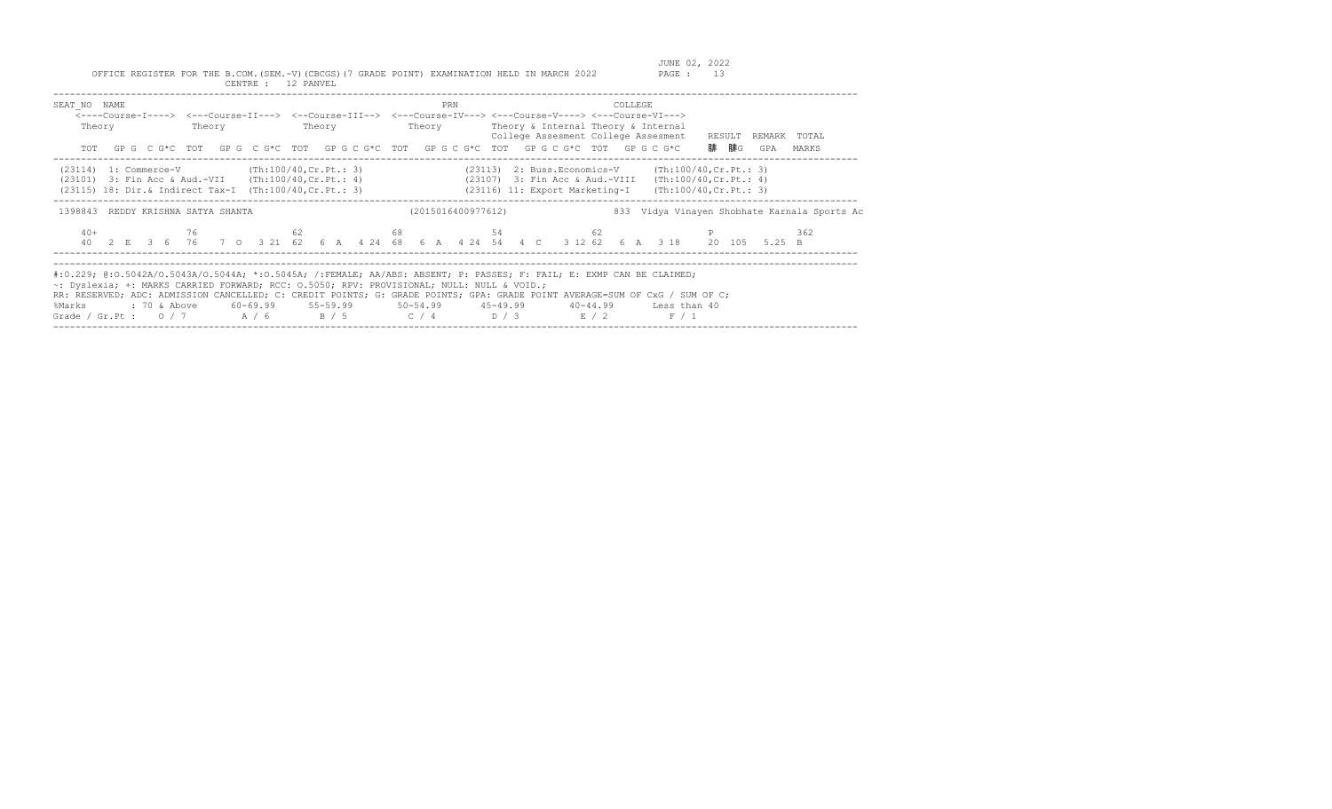OFFICE REGISTER FOR THE B.COM.(SEM.-V)(CBCGS)(7 GRADE POINT) EXAMINATION HELD IN MARCH 2022

JUNE 02, 2022

CENTRE : 12 PANVEL

```
SEAT_NO  NAME                                                     PRN                              COLLEGE
   <----Course-I----> <---Course-II---> <--Course-III--> <---Course-IV---> <---Course-V----> <---Course-VI--->
   Theory             Theory            Theory           Theory            Theory & Internal Theory & Internal
                                                                           College Assesment College Assesment   RESULT  REMARK  TOTAL
   TOT  GP G  C G*C  TOT  GP G  C G*C  TOT  GP G C G*C  TOT  GP G C G*C  TOT  GP G C G*C  TOT  GP G C G*C      �C  䋎G   GPA   MARKS
```

```
(23114)  1: Commerce-V            (Th:100/40,Cr.Pt.: 3)          (23113)  2: Buss.Economics-V     (Th:100/40,Cr.Pt.: 3)
(23101)  3: Fin Acc & Aud.-VII    (Th:100/40,Cr.Pt.: 4)          (23107)  3: Fin Acc & Aud.-VIII  (Th:100/40,Cr.Pt.: 4)
(23115) 18: Dir.& Indirect Tax-I  (Th:100/40,Cr.Pt.: 3)          (23116) 11: Export Marketing-I   (Th:100/40,Cr.Pt.: 3)
```

```
1398843  REDDY KRISHNA SATYA SHANTA                 (2015016400977612)          833  Vidya Vinayen Shobhate Karnala Sports Ac

   40+              76              62              68              54              62                   P               362
   40   2 E  3  6   76   7 O  3 21  62  6 A  4 24  68  6 A  4 24  54  4 C  3 12  62  6 A  3 18    20  105   5.25  B
```

#:O.229; @:O.5042A/O.5043A/O.5044A; *:O.5045A; /:FEMALE; AA/ABS: ABSENT; P: PASSES; F: FAIL; E: EXMP CAN BE CLAIMED;
~: Dyslexia; +: MARKS CARRIED FORWARD; RCC: O.5050; RPV: PROVISIONAL; NULL: NULL & VOID.;
RR: RESERVED; ADC: ADMISSION CANCELLED; C: CREDIT POINTS; G: GRADE POINTS; GPA: GRADE POINT AVERAGE=SUM OF CxG / SUM OF C;

| %Marks | : 70 & Above | 60-69.99 | 55-59.99 | 50-54.99 | 45-49.99 | 40-44.99 | Less than 40 |
|---|---|---|---|---|---|---|---|
| Grade / Gr.Pt : | O / 7 | A / 6 | B / 5 | C / 4 | D / 3 | E / 2 | F / 1 |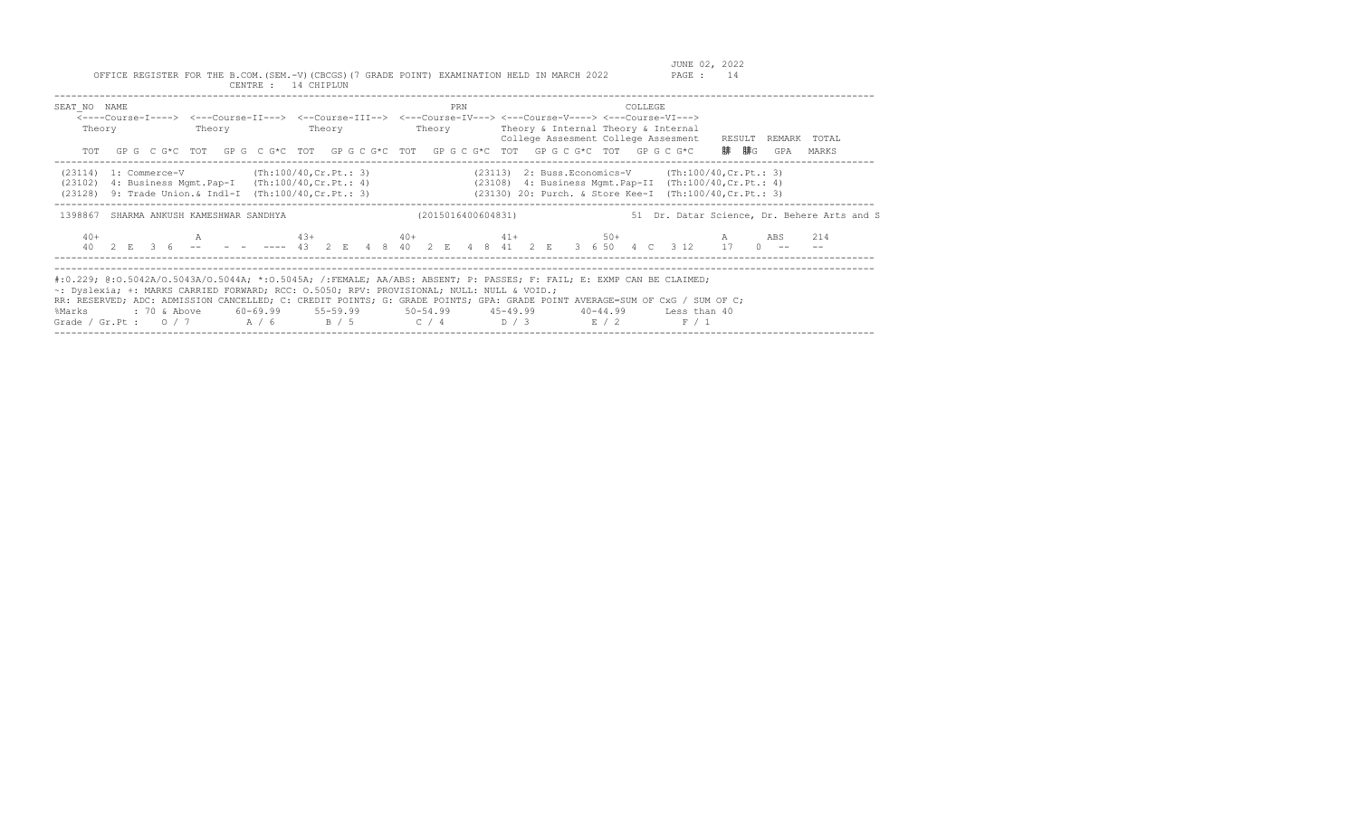JUNE 02, 2022

OFFICE REGISTER FOR THE B.COM.(SEM.-V)(CBCGS)(7 GRADE POINT) EXAMINATION HELD IN MARCH 2022

CENTRE : 14 CHIPLUN

```
SEAT_NO  NAME                                                          PRN                         COLLEGE
    <----Course-I----> <---Course-II---> <--Course-III--> <---Course-IV---> <---Course-V----> <---Course-VI--->
    Theory             Theory             Theory            Theory        Theory & Internal Theory & Internal
                                                                          College Assesment College Assesment    RESULT  REMARK  TOTAL
    TOT  GP G  C G*C  TOT  GP G  C G*C  TOT  GP G C G*C  TOT  GP G C G*C  TOT  GP G C G*C  TOT  GP G C G*C     䐀  䐀G   GPA   MARKS
--------------------------------------------------------------------------------------------------------------------------------------
 (23114)  1: Commerce-V            (Th:100/40,Cr.Pt.: 3)             (23113)  2: Buss.Economics-V      (Th:100/40,Cr.Pt.: 3)
 (23102)  4: Business Mgmt.Pap-I   (Th:100/40,Cr.Pt.: 4)             (23108)  4: Business Mgmt.Pap-II  (Th:100/40,Cr.Pt.: 4)
 (23128)  9: Trade Union.& Indl-I  (Th:100/40,Cr.Pt.: 3)             (23130) 20: Purch. & Store Kee-I  (Th:100/40,Cr.Pt.: 3)
--------------------------------------------------------------------------------------------------------------------------------------
 1398867  SHARMA ANKUSH KAMESHWAR SANDHYA                    (2015016400604831)              51  Dr. Datar Science, Dr. Behere Arts and S

    40+                A               43+              40+              41+              50+                A       ABS     214
    40   2  E   3  6   --    -  -  ----  43   2  E   4  8  40   2  E   4  8  41   2  E   3  6 50   4  C   3 12     17    0  --     --
--------------------------------------------------------------------------------------------------------------------------------------
```

#:O.229; @:O.5042A/O.5043A/O.5044A; *:O.5045A; /:FEMALE; AA/ABS: ABSENT; P: PASSES; F: FAIL; E: EXMP CAN BE CLAIMED;
~: Dyslexia; +: MARKS CARRIED FORWARD; RCC: O.5050; RPV: PROVISIONAL; NULL: NULL & VOID.;
RR: RESERVED; ADC: ADMISSION CANCELLED; C: CREDIT POINTS; G: GRADE POINTS; GPA: GRADE POINT AVERAGE=SUM OF CxG / SUM OF C;

| %Marks | : 70 & Above | 60-69.99 | 55-59.99 | 50-54.99 | 45-49.99 | 40-44.99 | Less than 40 |
|---|---|---|---|---|---|---|---|
| Grade / Gr.Pt : | O / 7 | A / 6 | B / 5 | C / 4 | D / 3 | E / 2 | F / 1 |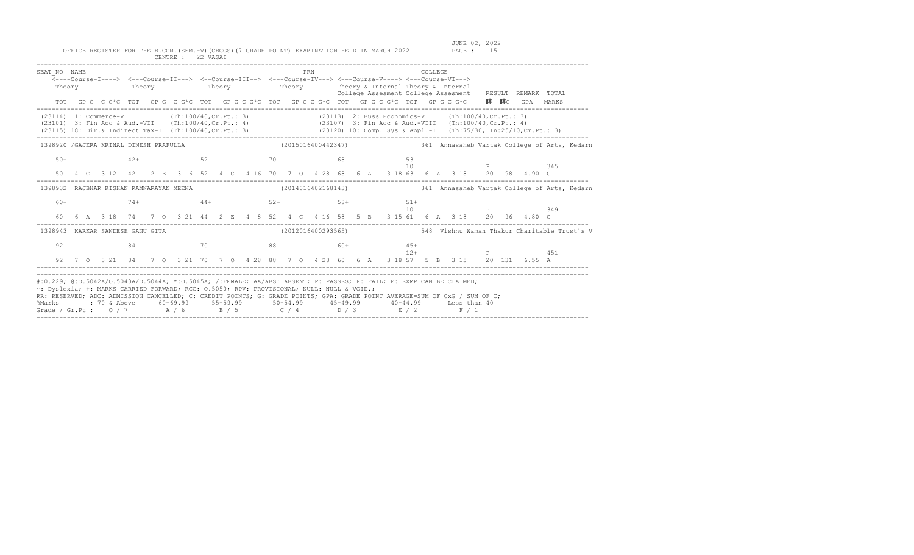JUNE 02, 2022

OFFICE REGISTER FOR THE B.COM.(SEM.-V)(CBCGS)(7 GRADE POINT) EXAMINATION HELD IN MARCH 2022

CENTRE : 22 VASAI

```
SEAT_NO  NAME                                                  PRN                               COLLEGE
    <----Course-I----> <---Course-II---> <--Course-III--> <---Course-IV---> <---Course-V----> <---Course-VI--->
    Theory             Theory            Theory           Theory            Theory & Internal Theory & Internal
                                                                            College Assesment College Assesment   RESULT  REMARK  TOTAL
    TOT  GP G  C G*C  TOT  GP G  C G*C  TOT  GP G C G*C  TOT  GP G C G*C  TOT  GP G C G*C  TOT  GP G C G*C     �C  �C G   GPA   MARKS
--------------------------------------------------------------------------------------------------------------------------------------
(23114) 1: Commerce-V            (Th:100/40,Cr.Pt.: 3)               (23113) 2: Buss.Economics-V      (Th:100/40,Cr.Pt.: 3)
(23101) 3: Fin Acc & Aud.-VII    (Th:100/40,Cr.Pt.: 4)               (23107) 3: Fin Acc & Aud.-VIII   (Th:100/40,Cr.Pt.: 4)
(23115) 18: Dir.& Indirect Tax-I (Th:100/40,Cr.Pt.: 3)               (23120) 10: Comp. Sys & Appl.-I  (Th:75/30, In:25/10,Cr.Pt.: 3)
--------------------------------------------------------------------------------------------------------------------------------------
1398920 /GAJERA KRINAL DINESH PRAFULLA                  (2015016400442347)            361 Annasaheb Vartak College of Arts, Kedarn

   50+              42+              52              70              68              53
                                                                                     10                   P                345
   50  4  C  3 12   42   2  E  3  6  52  4  C  4 16  70  7  O  4 28  68  6  A  3 18 63  6  A  3 18    20   98   4.90  C
--------------------------------------------------------------------------------------------------------------------------------------
1398932  RAJBHAR KISHAN RAMNARAYAN MEENA                (2014016402168143)            361 Annasaheb Vartak College of Arts, Kedarn

   60+              74+              44+             52+             58+             51+
                                                                                     10                   P                349
   60  6  A  3 18   74   7  O  3 21  44  2  E  4  8  52  4  C  4 16  58  5  B  3 15 61  6  A  3 18    20   96   4.80  C
--------------------------------------------------------------------------------------------------------------------------------------
1398943  KARKAR SANDESH GANU GITA                       (2012016400293565)            548 Vishnu Waman Thakur Charitable Trust's V

   92               84               70              88              60+             45+
                                                                                     12+                  P                451
   92  7  O  3 21   84   7  O  3 21  70  7  O  4 28  88  7  O  4 28  60  6  A  3 18 57  5  B  3 15    20  131   6.55  A
--------------------------------------------------------------------------------------------------------------------------------------
```

#:0.229; @:O.5042A/O.5043A/O.5044A; *:O.5045A; /:FEMALE; AA/ABS: ABSENT; P: PASSES; F: FAIL; E: EXMP CAN BE CLAIMED;
~: Dyslexia; +: MARKS CARRIED FORWARD; RCC: O.5050; RPV: PROVISIONAL; NULL: NULL & VOID.;
RR: RESERVED; ADC: ADMISSION CANCELLED; C: CREDIT POINTS; G: GRADE POINTS; GPA: GRADE POINT AVERAGE=SUM OF CxG / SUM OF C;

| %Marks | : 70 & Above | 60-69.99 | 55-59.99 | 50-54.99 | 45-49.99 | 40-44.99 | Less than 40 |
|---|---|---|---|---|---|---|---|
| Grade / Gr.Pt : | O / 7 | A / 6 | B / 5 | C / 4 | D / 3 | E / 2 | F / 1 |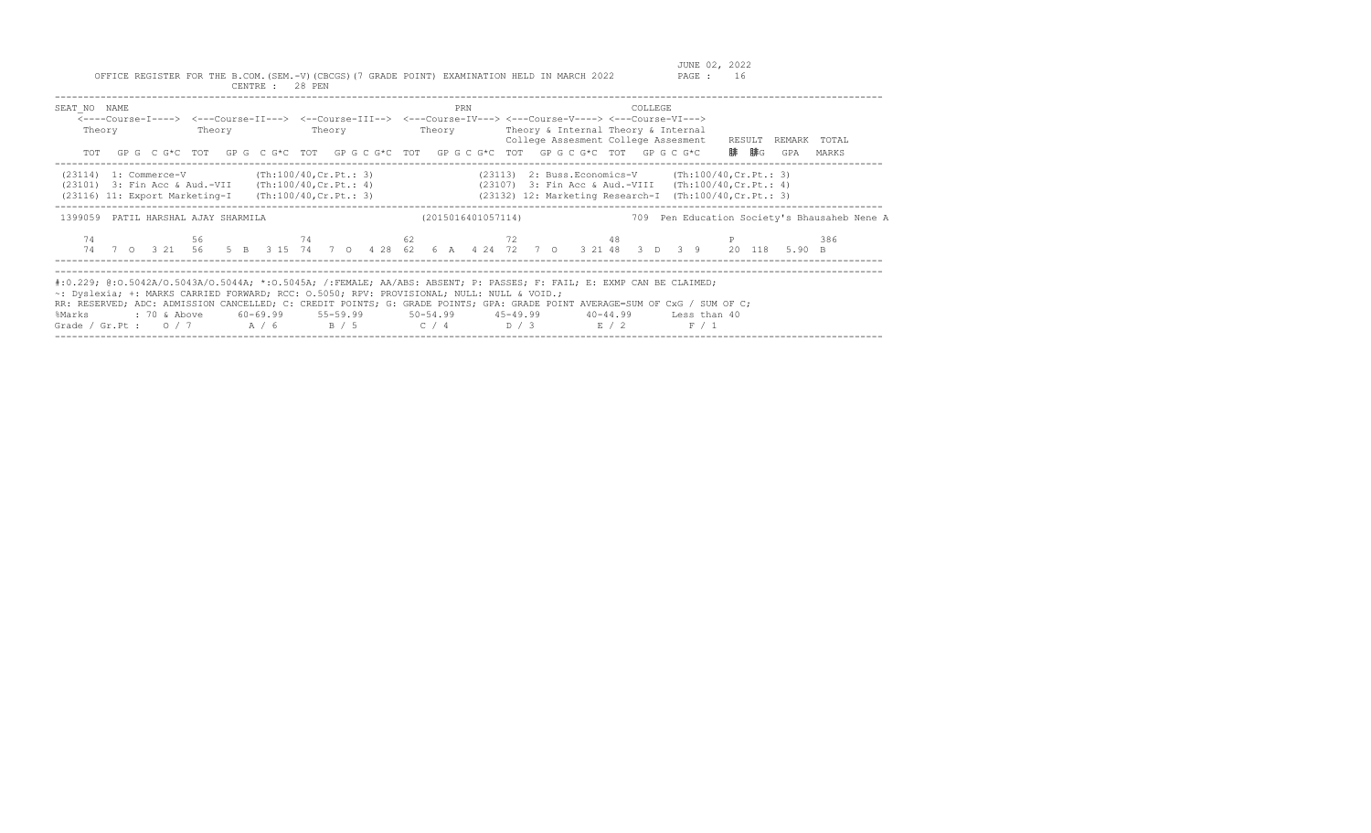OFFICE REGISTER FOR THE B.COM.(SEM.-V)(CBCGS)(7 GRADE POINT) EXAMINATION HELD IN MARCH 2022

JUNE 02, 2022

CENTRE : 28 PEN

```
SEAT_NO  NAME                                                          PRN                           COLLEGE
    <----Course-I----> <---Course-II---> <--Course-III--> <---Course-IV---> <---Course-V----> <---Course-VI--->
    Theory             Theory            Theory           Theory            Theory & Internal Theory & Internal
                                                                            College Assesment College Assesment   RESULT  REMARK  TOTAL
    TOT  GP G  C G*C  TOT  GP G  C G*C  TOT  GP G C G*C  TOT  GP G C G*C  TOT  GP G C G*C  TOT  GP G C G*C      䀠 䀠G   GPA   MARKS
```

```
(23114)  1: Commerce-V          (Th:100/40,Cr.Pt.: 3)          (23113)  2: Buss.Economics-V     (Th:100/40,Cr.Pt.: 3)
(23101)  3: Fin Acc & Aud.-VII  (Th:100/40,Cr.Pt.: 4)          (23107)  3: Fin Acc & Aud.-VIII  (Th:100/40,Cr.Pt.: 4)
(23116) 11: Export Marketing-I  (Th:100/40,Cr.Pt.: 3)          (23132) 12: Marketing Research-I (Th:100/40,Cr.Pt.: 3)
```

```
1399059  PATIL HARSHAL AJAY SHARMILA                     (2015016401057114)              709  Pen Education Society's Bhausaheb Nene A

    74               56               74               62               72               48                  P               386
    74  7 O  3 21   56  5 B  3 15   74  7 O  4 28   62  6 A  4 24   72  7 O  3 21   48  3 D  3  9    20  118   5.90  B
```

#:0.229; @:O.5042A/O.5043A/O.5044A; *:O.5045A; /:FEMALE; AA/ABS: ABSENT; P: PASSES; F: FAIL; E: EXMP CAN BE CLAIMED;
~: Dyslexia; +: MARKS CARRIED FORWARD; RCC: O.5050; RPV: PROVISIONAL; NULL: NULL & VOID.;
RR: RESERVED; ADC: ADMISSION CANCELLED; C: CREDIT POINTS; G: GRADE POINTS; GPA: GRADE POINT AVERAGE=SUM OF CxG / SUM OF C;

| %Marks | : 70 & Above | 60-69.99 | 55-59.99 | 50-54.99 | 45-49.99 | 40-44.99 | Less than 40 |
|---|---|---|---|---|---|---|---|
| Grade / Gr.Pt : | O / 7 | A / 6 | B / 5 | C / 4 | D / 3 | E / 2 | F / 1 |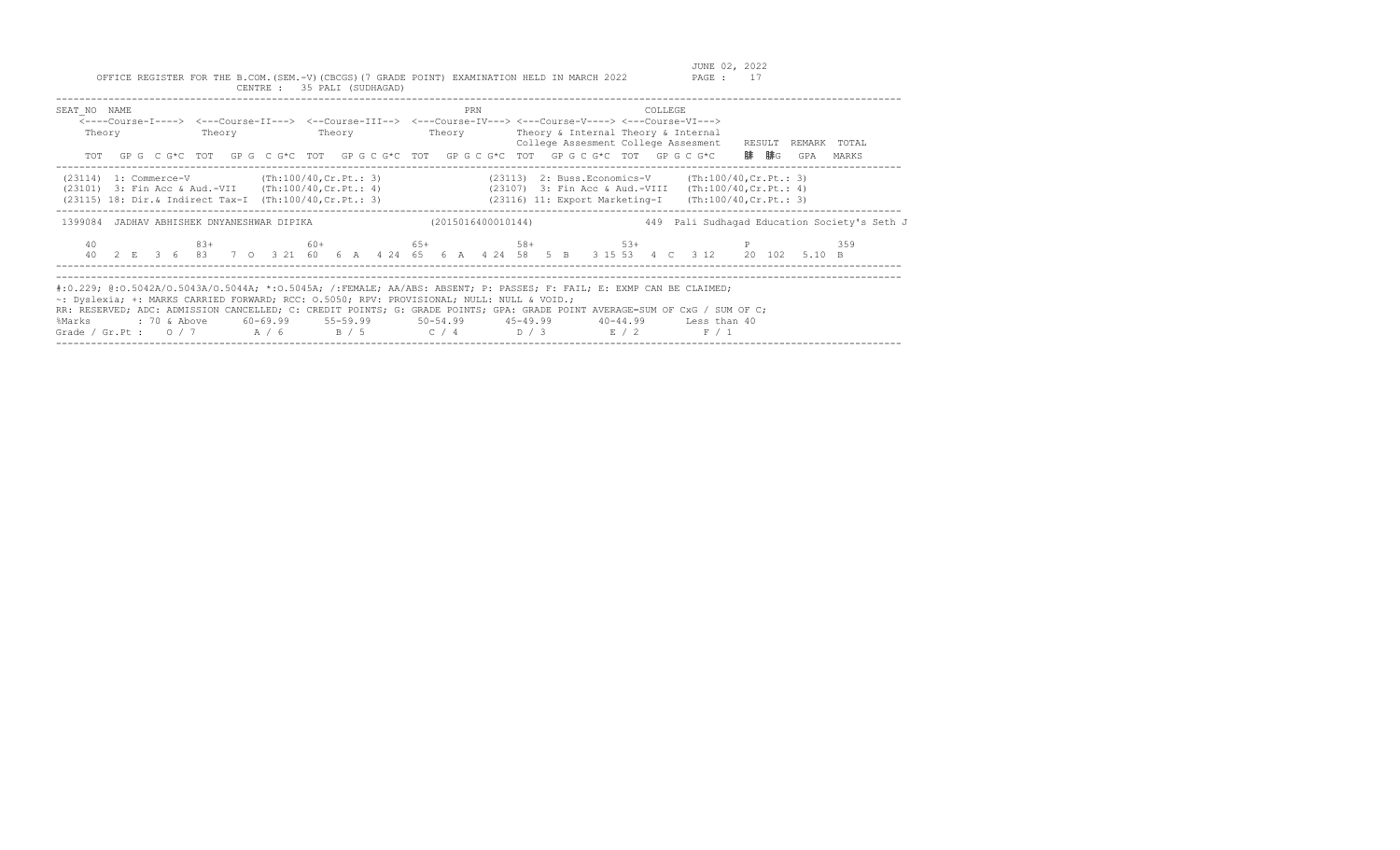JUNE 02, 2022

OFFICE REGISTER FOR THE B.COM.(SEM.-V)(CBCGS)(7 GRADE POINT) EXAMINATION HELD IN MARCH 2022

CENTRE : 35 PALI (SUDHAGAD)

```
SEAT_NO  NAME                                              PRN                          COLLEGE
    <----Course-I----> <---Course-II---> <--Course-III--> <---Course-IV---> <---Course-V----> <---Course-VI--->
    Theory             Theory             Theory            Theory           Theory & Internal Theory & Internal
                                                                             College Assesment College Assesment   RESULT  REMARK  TOTAL
    TOT  GP G  C G*C  TOT  GP G  C G*C  TOT  GP G C G*C  TOT  GP G C G*C  TOT  GP G C G*C  TOT  GP G C G*C     �C  �C*G   GPA   MARKS
```

```
(23114)  1: Commerce-V              (Th:100/40,Cr.Pt.: 3)                (23113)  2: Buss.Economics-V      (Th:100/40,Cr.Pt.: 3)
(23101)  3: Fin Acc & Aud.-VII      (Th:100/40,Cr.Pt.: 4)                (23107)  3: Fin Acc & Aud.-VIII   (Th:100/40,Cr.Pt.: 4)
(23115) 18: Dir.& Indirect Tax-I    (Th:100/40,Cr.Pt.: 3)                (23116) 11: Export Marketing-I    (Th:100/40,Cr.Pt.: 3)
```

```
1399084  JADHAV ABHISHEK DNYANESHWAR DIPIKA                  (2015016400010144)                 449  Pali Sudhagad Education Society's Seth J

   40              83+             60+             65+             58+             53+                 P             359
   40   2  E  3  6   83   7  O  3 21  60   6  A  4 24  65   6  A  4 24  58   5  B   3 15 53   4  C  3 12    20  102  5.10  B
```

#:0.229; @:O.5042A/O.5043A/O.5044A; *:O.5045A; /:FEMALE; AA/ABS: ABSENT; P: PASSES; F: FAIL; E: EXMP CAN BE CLAIMED;
~: Dyslexia; +: MARKS CARRIED FORWARD; RCC: O.5050; RPV: PROVISIONAL; NULL: NULL & VOID.;
RR: RESERVED; ADC: ADMISSION CANCELLED; C: CREDIT POINTS; G: GRADE POINTS; GPA: GRADE POINT AVERAGE=SUM OF CxG / SUM OF C;

| %Marks | : 70 & Above | 60-69.99 | 55-59.99 | 50-54.99 | 45-49.99 | 40-44.99 | Less than 40 |
|---|---|---|---|---|---|---|---|
| Grade / Gr.Pt : | O / 7 | A / 6 | B / 5 | C / 4 | D / 3 | E / 2 | F / 1 |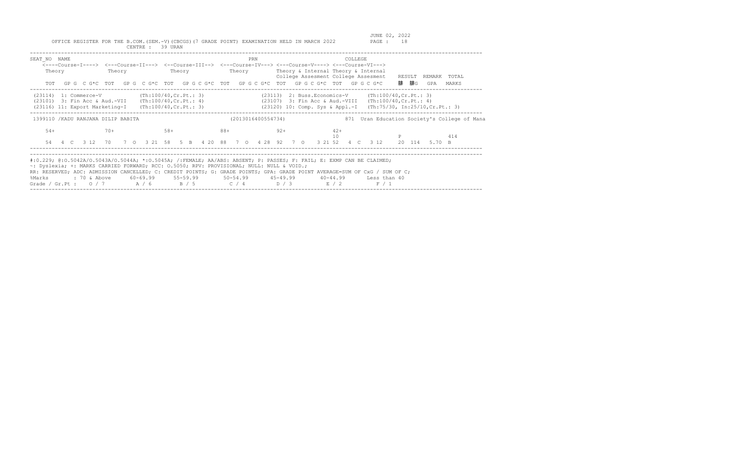OFFICE REGISTER FOR THE B.COM.(SEM.-V)(CBCGS)(7 GRADE POINT) EXAMINATION HELD IN MARCH 2022

CENTRE : 39 URAN

JUNE 02, 2022

```
SEAT_NO  NAME                                                       PRN                          COLLEGE
   <----Course-I----> <---Course-II---> <--Course-III--> <---Course-IV---> <---Course-V----> <---Course-VI--->
   Theory             Theory            Theory           Theory           Theory & Internal Theory & Internal
                                                                          College Assesment College Assesment   RESULT  REMARK  TOTAL
   TOT  GP G  C G*C  TOT  GP G  C G*C  TOT  GP G C G*C  TOT  GP G C G*C  TOT  GP G C G*C  TOT  GP G C G*C    䀀  䀀G   GPA   MARKS
-----------------------------------------------------------------------------------------------------------------------------------
 (23114)  1: Commerce-V           (Th:100/40,Cr.Pt.: 3)                (23113)  2: Buss.Economics-V     (Th:100/40,Cr.Pt.: 3)
 (23101)  3: Fin Acc & Aud.-VII   (Th:100/40,Cr.Pt.: 4)                (23107)  3: Fin Acc & Aud.-VIII  (Th:100/40,Cr.Pt.: 4)
 (23116) 11: Export Marketing-I   (Th:100/40,Cr.Pt.: 3)                (23120) 10: Comp. Sys & Appl.-I  (Th:75/30, In:25/10,Cr.Pt.: 3)
-----------------------------------------------------------------------------------------------------------------------------------
 1399110 /KADU RANJANA DILIP BABITA                          (2013016400554734)               871  Uran Education Society's College of Mana

    54+             70+             58+             88+             92+             42+
                                                                                    10                   P             414
    54  4  C  3 12  70   7  O  3 21  58  5  B  4 20  88  7  O  4 28  92  7  O  3 21 52  4  C  3 12   20  114   5.70  B
-----------------------------------------------------------------------------------------------------------------------------------
#:O.229; @:O.5042A/O.5043A/O.5044A; *:O.5045A; /:FEMALE; AA/ABS: ABSENT; P: PASSES; F: FAIL; E: EXMP CAN BE CLAIMED;
~: Dyslexia; +: MARKS CARRIED FORWARD; RCC: O.5050; RPV: PROVISIONAL; NULL: NULL & VOID.;
RR: RESERVED; ADC: ADMISSION CANCELLED; C: CREDIT POINTS; G: GRADE POINTS; GPA: GRADE POINT AVERAGE=SUM OF CxG / SUM OF C;
%Marks        : 70 & Above     60-69.99     55-59.99      50-54.99      45-49.99      40-44.99      Less than 40
Grade / Gr.Pt :   O / 7         A / 6        B / 5         C / 4         D / 3         E / 2          F / 1
```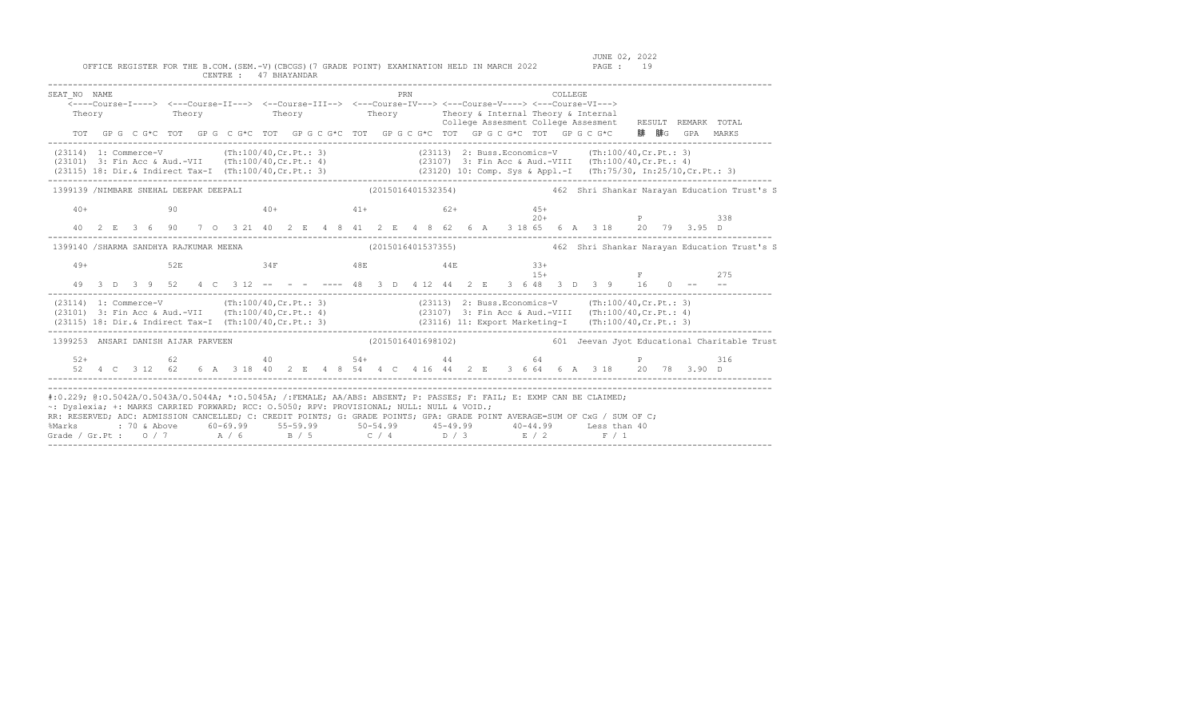OFFICE REGISTER FOR THE B.COM.(SEM.-V)(CBCGS)(7 GRADE POINT) EXAMINATION HELD IN MARCH 2022 — JUNE 02, 2022

CENTRE : 47 BHAYANDAR

```
SEAT_NO NAME                                                              PRN                          COLLEGE
   <----Course-I----> <---Course-II---> <--Course-III--> <---Course-IV---> <---Course-V----> <---Course-VI--->
   Theory             Theory            Theory            Theory           Theory & Internal Theory & Internal
                                                                           College Assesment College Assesment   RESULT  REMARK  TOTAL
   TOT  GP G C G*C  TOT  GP G C G*C  TOT  GP G C G*C  TOT  GP G C G*C  TOT  GP G C G*C  TOT  GP G C G*C    �C  䓜G   GPA   MARKS
-------------------------------------------------------------------------------------------------------------------------------
(23114) 1: Commerce-V             (Th:100/40,Cr.Pt.: 3)              (23113) 2: Buss.Economics-V     (Th:100/40,Cr.Pt.: 3)
(23101) 3: Fin Acc & Aud.-VII     (Th:100/40,Cr.Pt.: 4)              (23107) 3: Fin Acc & Aud.-VIII  (Th:100/40,Cr.Pt.: 4)
(23115) 18: Dir.& Indirect Tax-I  (Th:100/40,Cr.Pt.: 3)              (23120) 10: Comp. Sys & Appl.-I  (Th:75/30, In:25/10,Cr.Pt.: 3)
-------------------------------------------------------------------------------------------------------------------------------
1399139 /NIMBARE SNEHAL DEEPAK DEEPALI                    (2015016401532354)              462  Shri Shankar Narayan Education Trust's S

   40+             90              40+            41+             62+             45+
                                                                                  20+                  P              338
   40  2 E  3 6   90   7 O  3 21  40  2 E  4 8  41  2 E  4 8  62  6 A   3 18 65  6 A  3 18    20   79  3.95  D
-------------------------------------------------------------------------------------------------------------------------------
1399140 /SHARMA SANDHYA RAJKUMAR MEENA                    (2015016401537355)              462  Shri Shankar Narayan Education Trust's S

   49+             52E             34F            48E             44E             33+
                                                                                  15+                  F              275
   49  3 D  3 9   52   4 C  3 12  --  - -  ----  48  3 D  4 12  44  2 E   3 6 48  3 D  3 9     16   0   --    --
-------------------------------------------------------------------------------------------------------------------------------
(23114) 1: Commerce-V             (Th:100/40,Cr.Pt.: 3)              (23113) 2: Buss.Economics-V     (Th:100/40,Cr.Pt.: 3)
(23101) 3: Fin Acc & Aud.-VII     (Th:100/40,Cr.Pt.: 4)              (23107) 3: Fin Acc & Aud.-VIII  (Th:100/40,Cr.Pt.: 4)
(23115) 18: Dir.& Indirect Tax-I  (Th:100/40,Cr.Pt.: 3)              (23116) 11: Export Marketing-I   (Th:100/40,Cr.Pt.: 3)
-------------------------------------------------------------------------------------------------------------------------------
1399253  ANSARI DANISH AIJAR PARVEEN                      (2015016401698102)              601  Jeevan Jyot Educational Charitable Trust

   52+             62              40             54+             44              64                   P              316
   52  4 C  3 12  62   6 A  3 18  40  2 E  4 8  54  4 C  4 16  44  2 E   3 6 64  6 A  3 18    20   78  3.90  D
-------------------------------------------------------------------------------------------------------------------------------
```

#:0.229; @:O.5042A/O.5043A/O.5044A; *:O.5045A; /:FEMALE; AA/ABS: ABSENT; P: PASSES; F: FAIL; E: EXMP CAN BE CLAIMED;
~: Dyslexia; +: MARKS CARRIED FORWARD; RCC: O.5050; RPV: PROVISIONAL; NULL: NULL & VOID.;
RR: RESERVED; ADC: ADMISSION CANCELLED; C: CREDIT POINTS; G: GRADE POINTS; GPA: GRADE POINT AVERAGE=SUM OF CxG / SUM OF C;

| %Marks | : 70 & Above | 60-69.99 | 55-59.99 | 50-54.99 | 45-49.99 | 40-44.99 | Less than 40 |
|---|---|---|---|---|---|---|---|
| Grade / Gr.Pt : | O / 7 | A / 6 | B / 5 | C / 4 | D / 3 | E / 2 | F / 1 |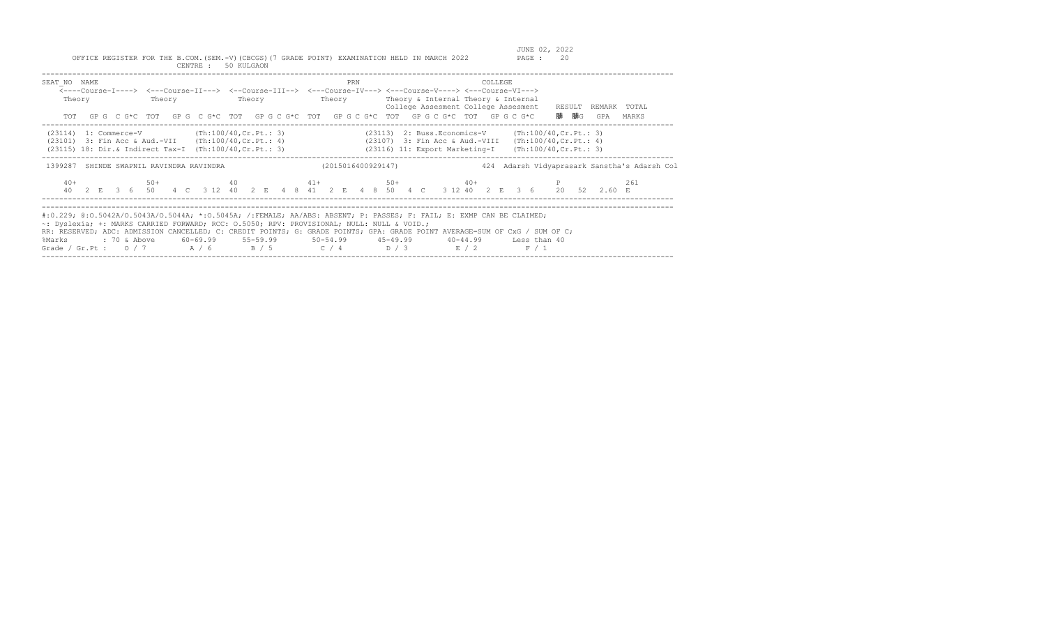OFFICE REGISTER FOR THE B.COM.(SEM.-V)(CBCGS)(7 GRADE POINT) EXAMINATION HELD IN MARCH 2022 — JUNE 02, 2022

CENTRE : 50 KULGAON

```
SEAT_NO  NAME                                                     PRN                        COLLEGE
    <----Course-I----> <---Course-II---> <--Course-III--> <---Course-IV---> <---Course-V----> <---Course-VI--->
    Theory             Theory            Theory           Theory            Theory & Internal Theory & Internal
                                                                            College Assesment College Assesment   RESULT  REMARK  TOTAL
    TOT  GP G  C G*C  TOT  GP G  C G*C  TOT  GP G C G*C  TOT  GP G C G*C  TOT  GP G C G*C  TOT  GP G C G*C        ⅀C ⅀CG  GPA    MARKS
```

```
(23114)  1: Commerce-V           (Th:100/40,Cr.Pt.: 3)        (23113)  2: Buss.Economics-V     (Th:100/40,Cr.Pt.: 3)
(23101)  3: Fin Acc & Aud.-VII   (Th:100/40,Cr.Pt.: 4)        (23107)  3: Fin Acc & Aud.-VIII  (Th:100/40,Cr.Pt.: 4)
(23115) 18: Dir.& Indirect Tax-I (Th:100/40,Cr.Pt.: 3)        (23116) 11: Export Marketing-I   (Th:100/40,Cr.Pt.: 3)
```

```
1399287  SHINDE SWAPNIL RAVINDRA RAVINDRA            (2015016400929147)          424  Adarsh Vidyaprasark Sanstha's Adarsh Col

   40+           50+            40           41+           50+           40+                  P              261
   40  2 E  3 6  50  4 C  3 12  40  2 E  4 8  41  2 E  4 8  50  4 C  3 12  40  2 E  3 6    20  52  2.60  E
```

#:O.229; @:O.5042A/O.5043A/O.5044A; *:O.5045A; /:FEMALE; AA/ABS: ABSENT; P: PASSES; F: FAIL; E: EXMP CAN BE CLAIMED;
~: Dyslexia; +: MARKS CARRIED FORWARD; RCC: O.5050; RPV: PROVISIONAL; NULL: NULL & VOID.;
RR: RESERVED; ADC: ADMISSION CANCELLED; C: CREDIT POINTS; G: GRADE POINTS; GPA: GRADE POINT AVERAGE=SUM OF CxG / SUM OF C;

| %Marks | 70 & Above | 60-69.99 | 55-59.99 | 50-54.99 | 45-49.99 | 40-44.99 | Less than 40 |
|---|---|---|---|---|---|---|---|
| Grade / Gr.Pt : | O / 7 | A / 6 | B / 5 | C / 4 | D / 3 | E / 2 | F / 1 |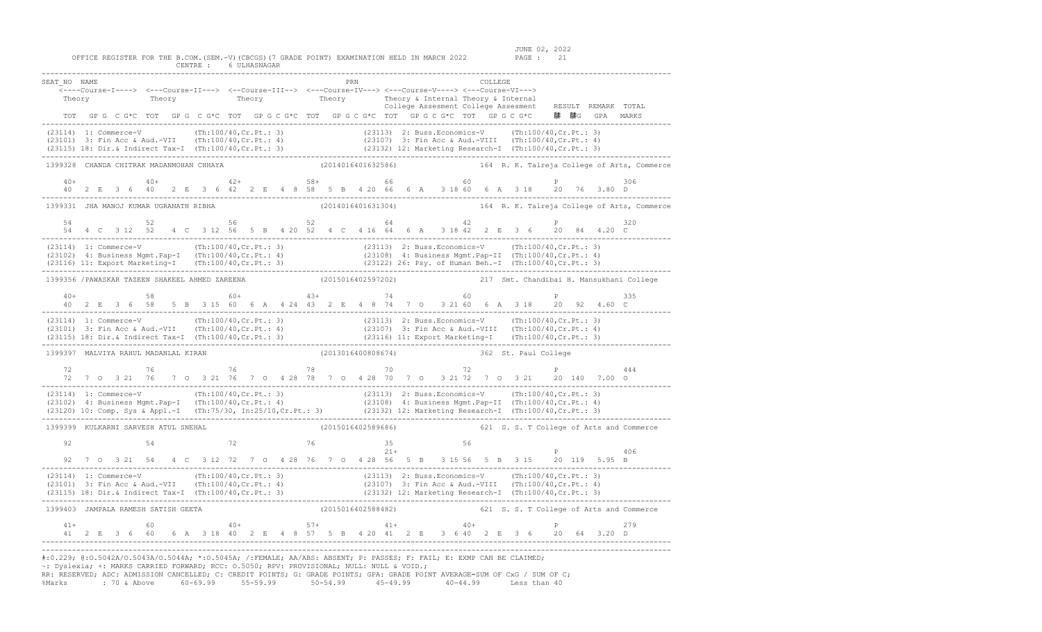OFFICE REGISTER FOR THE B.COM.(SEM.-V)(CBCGS)(7 GRADE POINT) EXAMINATION HELD IN MARCH 2022 CENTRE : 6 ULHASNAGAR

JUNE 02, 2022

```
SEAT_NO  NAME                                                   PRN                               COLLEGE
   <----Course-I----> <---Course-II---> <--Course-III--> <---Course-IV---> <---Course-V----> <---Course-VI--->
   Theory             Theory            Theory            Theory           Theory & Internal Theory & Internal
                                                                           College Assesment College Assesment   RESULT  REMARK  TOTAL
   TOT  GP G C G*C  TOT  GP G C G*C  TOT  GP G C G*C  TOT  GP G C G*C  TOT  GP G C G*C  TOT  GP G C G*C     腓  腓G   GPA   MARKS
--------------------------------------------------------------------------------------------------------------------------------------
(23114) 1: Commerce-V            (Th:100/40,Cr.Pt.: 3)              (23113) 2: Buss.Economics-V     (Th:100/40,Cr.Pt.: 3)
(23101) 3: Fin Acc & Aud.-VII    (Th:100/40,Cr.Pt.: 4)              (23107) 3: Fin Acc & Aud.-VIII  (Th:100/40,Cr.Pt.: 4)
(23115) 18: Dir.& Indirect Tax-I (Th:100/40,Cr.Pt.: 3)              (23132) 12: Marketing Research-I (Th:100/40,Cr.Pt.: 3)
--------------------------------------------------------------------------------------------------------------------------------------
1399328  CHANDA CHITRAK MADANMOHAN CHHAYA                  (2014016401632586)          164 R. K. Talreja College of Arts, Commerce

   40+            40+            42+            58+            66             60                    P              306
   40  2 E  3 6  40  2 E  3 6  42  2 E  4 8  58  5 B  4 20 66  6 A  3 18 60  6 A  3 18    20  76  3.80 D
--------------------------------------------------------------------------------------------------------------------------------------
1399331  JHA MANOJ KUMAR UGRANATH RIBHA                    (2014016401631304)          164 R. K. Talreja College of Arts, Commerce

   54             52             56             52             64             42                    P              320
   54  4 C  3 12  52  4 C  3 12  56  5 B  4 20  52  4 C  4 16  64  6 A  3 18 42  2 E  3 6     20  84  4.20 C
--------------------------------------------------------------------------------------------------------------------------------------
(23114) 1: Commerce-V            (Th:100/40,Cr.Pt.: 3)              (23113) 2: Buss.Economics-V     (Th:100/40,Cr.Pt.: 3)
(23102) 4: Business Mgmt.Pap-I   (Th:100/40,Cr.Pt.: 4)              (23108) 4: Business Mgmt.Pap-II (Th:100/40,Cr.Pt.: 4)
(23116) 11: Export Marketing-I   (Th:100/40,Cr.Pt.: 3)              (23122) 26: Psy. of Human Beh.-I (Th:100/40,Cr.Pt.: 3)
--------------------------------------------------------------------------------------------------------------------------------------
1399356 /PAWASKAR TAZEEN SHAKEEL AHMED ZAREENA             (2015016402597202)          217 Smt. Chandibai H. Mansukhani College

   40+            58             60+            43+            74             60                    P              335
   40  2 E  3 6   58  5 B  3 15  60  6 A  4 24  43  2 E  4 8   74  7 O  3 21 60  6 A  3 18    20  92  4.60 C
--------------------------------------------------------------------------------------------------------------------------------------
(23114) 1: Commerce-V            (Th:100/40,Cr.Pt.: 3)              (23113) 2: Buss.Economics-V     (Th:100/40,Cr.Pt.: 3)
(23101) 3: Fin Acc & Aud.-VII    (Th:100/40,Cr.Pt.: 4)              (23107) 3: Fin Acc & Aud.-VIII  (Th:100/40,Cr.Pt.: 4)
(23115) 18: Dir.& Indirect Tax-I (Th:100/40,Cr.Pt.: 3)              (23116) 11: Export Marketing-I  (Th:100/40,Cr.Pt.: 3)
--------------------------------------------------------------------------------------------------------------------------------------
1399397  MALVIYA RAHUL MADANLAL KIRAN                      (2013016400808674)          362 St. Paul College

   72             76             76             78             70             72                    P              444
   72  7 O  3 21  76  7 O  3 21  76  7 O  4 28  78  7 O  4 28  70  7 O  3 21 72  7 O  3 21    20 140  7.00 O
--------------------------------------------------------------------------------------------------------------------------------------
(23114) 1: Commerce-V            (Th:100/40,Cr.Pt.: 3)              (23113) 2: Buss.Economics-V     (Th:100/40,Cr.Pt.: 3)
(23102) 4: Business Mgmt.Pap-I   (Th:100/40,Cr.Pt.: 4)              (23108) 4: Business Mgmt.Pap-II (Th:100/40,Cr.Pt.: 4)
(23120) 10: Comp. Sys & Appl.-I  (Th:75/30, In:25/10,Cr.Pt.: 3)     (23132) 12: Marketing Research-I (Th:100/40,Cr.Pt.: 3)
--------------------------------------------------------------------------------------------------------------------------------------
1399399  KULKARNI SARVESH ATUL SNEHAL                      (2015016402589686)          621 S. S. T College of Arts and Commerce

   92             54             72             76             35             56
                                                               21+                                  P              406
   92  7 O  3 21  54  4 C  3 12  72  7 O  4 28  76  7 O  4 28  56  5 B  3 15 56  5 B  3 15    20 119  5.95 B
--------------------------------------------------------------------------------------------------------------------------------------
(23114) 1: Commerce-V            (Th:100/40,Cr.Pt.: 3)              (23113) 2: Buss.Economics-V     (Th:100/40,Cr.Pt.: 3)
(23101) 3: Fin Acc & Aud.-VII    (Th:100/40,Cr.Pt.: 4)              (23107) 3: Fin Acc & Aud.-VIII  (Th:100/40,Cr.Pt.: 4)
(23115) 18: Dir.& Indirect Tax-I (Th:100/40,Cr.Pt.: 3)              (23132) 12: Marketing Research-I (Th:100/40,Cr.Pt.: 3)
--------------------------------------------------------------------------------------------------------------------------------------
1399403  JAMPALA RAMESH SATISH GEETA                       (2015016402588482)          621 S. S. T College of Arts and Commerce

   41+            60             40+            57+            41+            40+                   P              279
   41  2 E  3 6   60  6 A  3 18  40  2 E  4 8   57  5 B  4 20  41  2 E  3 6  40  2 E  3 6     20  64  3.20 D
--------------------------------------------------------------------------------------------------------------------------------------
```

#:O.229; @:O.5042A/O.5043A/O.5044A; *:O.5045A; /:FEMALE; AA/ABS: ABSENT; P: PASSES; F: FAIL; E: EXMP CAN BE CLAIMED;
~: Dyslexia; +: MARKS CARRIED FORWARD; RCC: O.5050; RPV: PROVISIONAL; NULL: NULL & VOID.;
RR: RESERVED; ADC: ADMISSION CANCELLED; C: CREDIT POINTS; G: GRADE POINTS; GPA: GRADE POINT AVERAGE=SUM OF CxG / SUM OF C;
%Marks : 70 & Above 60-69.99 55-59.99 50-54.99 45-49.99 40-44.99 Less than 40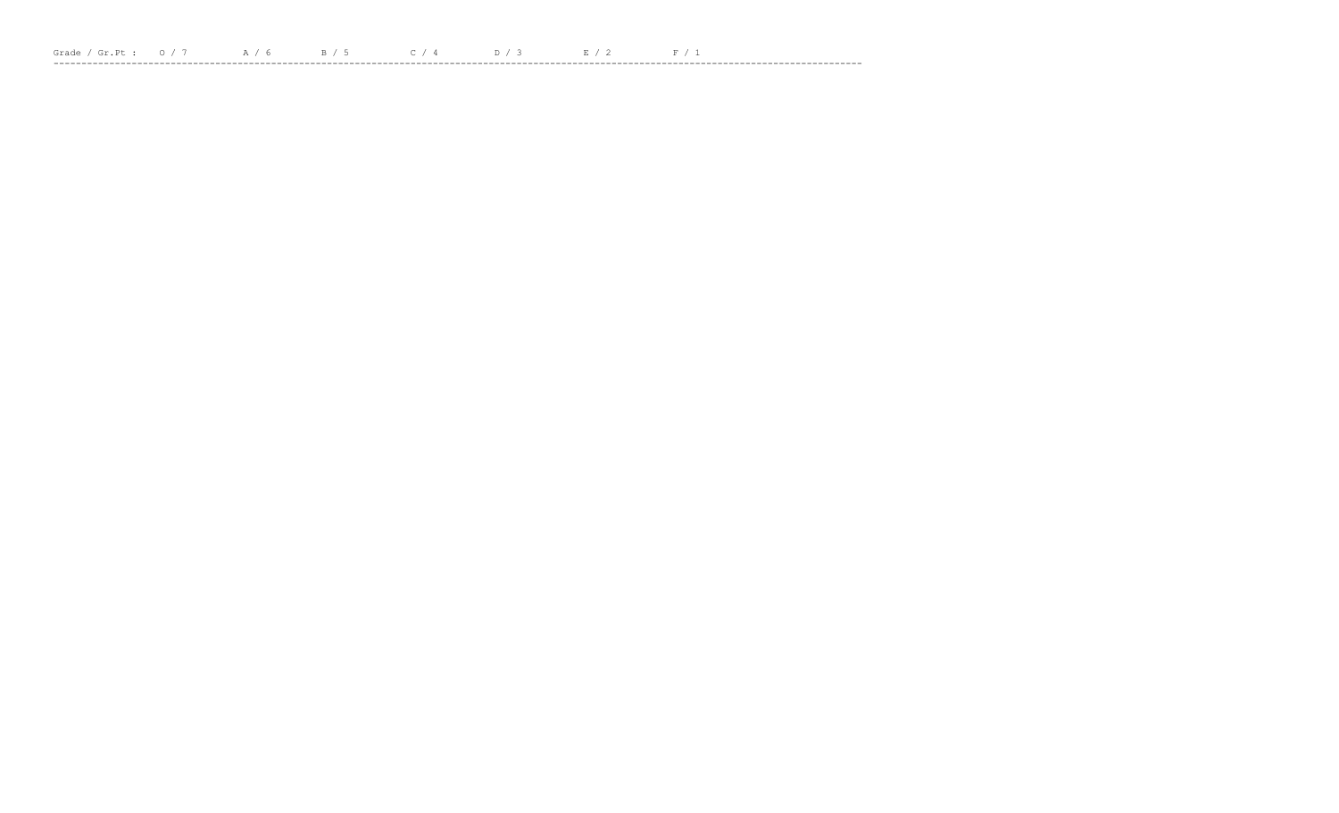Grade / Gr.Pt :    O / 7    A / 6    B / 5    C / 4    D / 3    E / 2    F / 1

---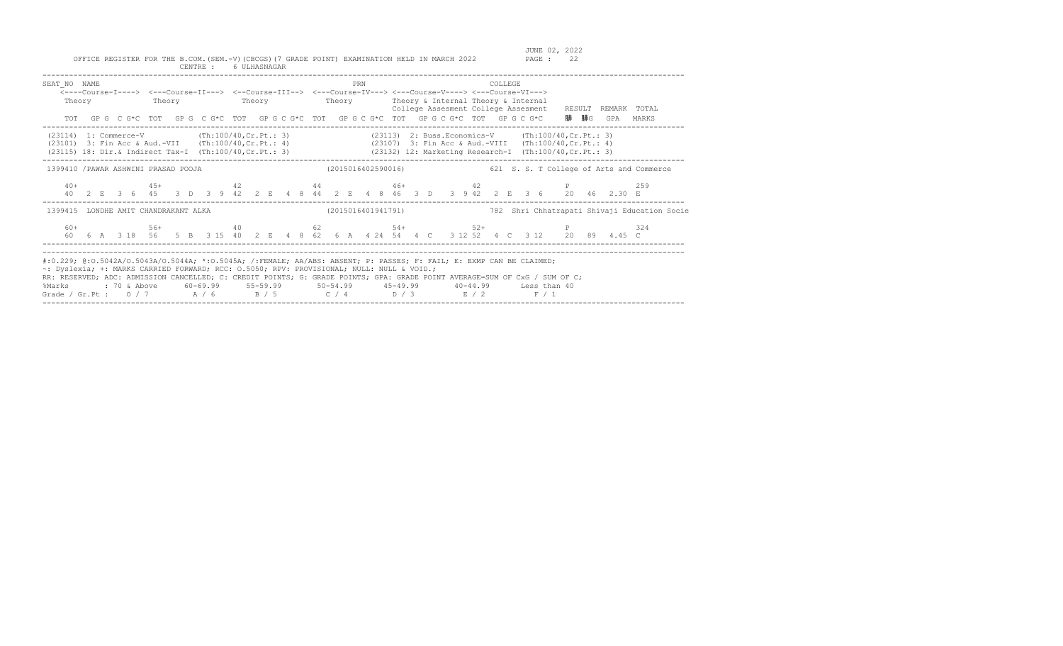JUNE 02, 2022

OFFICE REGISTER FOR THE B.COM.(SEM.-V)(CBCGS)(7 GRADE POINT) EXAMINATION HELD IN MARCH 2022

CENTRE : 6 ULHASNAGAR

```
SEAT_NO  NAME                                                          PRN                              COLLEGE
    <----Course-I----> <---Course-II---> <--Course-III--> <---Course-IV---> <---Course-V----> <---Course-VI--->
     Theory            Theory            Theory            Theory            Theory & Internal Theory & Internal
                                                                             College Assesment College Assesment    RESULT  REMARK  TOTAL
    TOT  GP G  C G*C  TOT  GP G  C G*C  TOT  GP G C G*C  TOT  GP G C G*C  TOT  GP G C G*C  TOT  GP G C G*C      腓  腓G    GPA    MARKS
```

```
(23114)  1: Commerce-V            (Th:100/40,Cr.Pt.: 3)            (23113)  2: Buss.Economics-V      (Th:100/40,Cr.Pt.: 3)
(23101)  3: Fin Acc & Aud.-VII    (Th:100/40,Cr.Pt.: 4)            (23107)  3: Fin Acc & Aud.-VIII   (Th:100/40,Cr.Pt.: 4)
(23115) 18: Dir.& Indirect Tax-I  (Th:100/40,Cr.Pt.: 3)            (23132) 12: Marketing Research-I  (Th:100/40,Cr.Pt.: 3)
```

```
1399410 /PAWAR ASHWINI PRASAD POOJA                    (2015016402590016)          621  S. S. T College of Arts and Commerce

   40+             45+             42              44              46+             42                      P               259
   40  2  E  3  6  45  3  D  3  9  42  2  E  4  8  44  2  E  4  8  46  3  D  3  9  42  2  E  3  6     20  46   2.30  E
```

```
1399415  LONDHE AMIT CHANDRAKANT ALKA                  (2015016401941791)          782  Shri Chhatrapati Shivaji Education Socie

   60+             56+             40              62              54+             52+                     P               324
   60  6  A  3 18  56  5  B  3 15  40  2  E  4  8  62  6  A  4 24  54  4  C  3 12  52  4  C  3 12     20  89   4.45  C
```

#:0.229; @:O.5042A/O.5043A/O.5044A; *:O.5045A; /:FEMALE; AA/ABS: ABSENT; P: PASSES; F: FAIL; E: EXMP CAN BE CLAIMED;
~: Dyslexia; +: MARKS CARRIED FORWARD; RCC: O.5050; RPV: PROVISIONAL; NULL: NULL & VOID.;
RR: RESERVED; ADC: ADMISSION CANCELLED; C: CREDIT POINTS; G: GRADE POINTS; GPA: GRADE POINT AVERAGE=SUM OF CxG / SUM OF C;

| %Marks | : 70 & Above | 60-69.99 | 55-59.99 | 50-54.99 | 45-49.99 | 40-44.99 | Less than 40 |
|---|---|---|---|---|---|---|---|
| Grade / Gr.Pt : | O / 7 | A / 6 | B / 5 | C / 4 | D / 3 | E / 2 | F / 1 |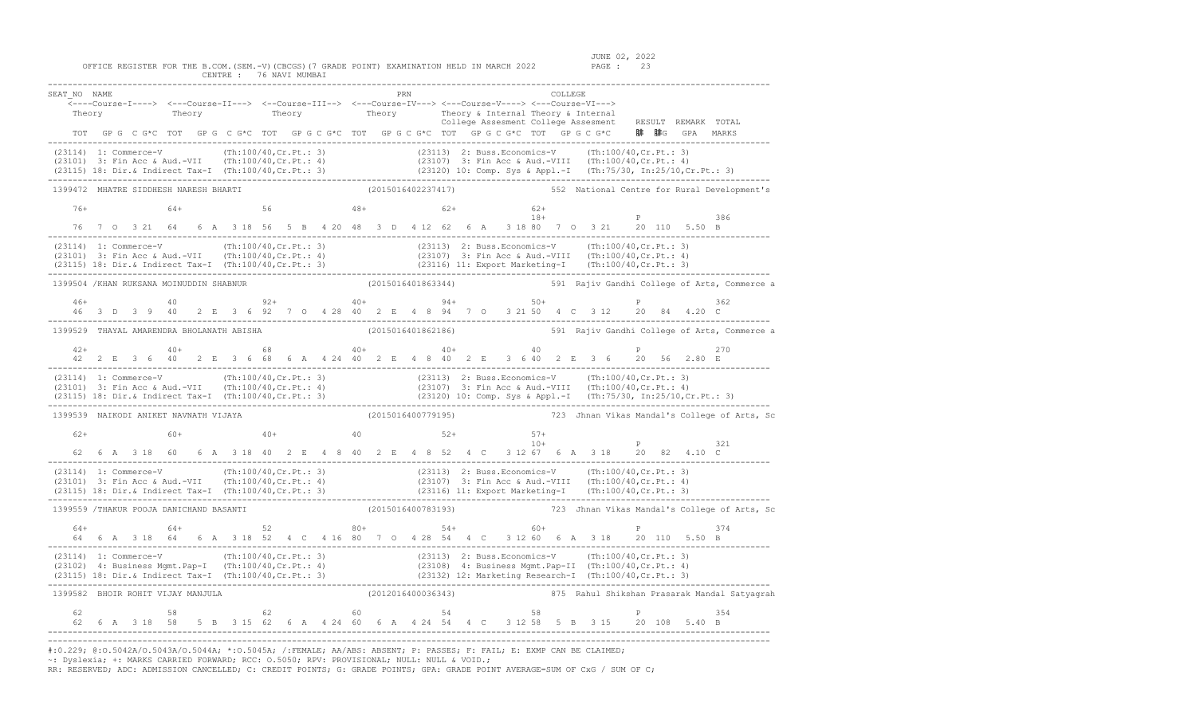OFFICE REGISTER FOR THE B.COM.(SEM.-V)(CBCGS)(7 GRADE POINT) EXAMINATION HELD IN MARCH 2022

CENTRE : 76 NAVI MUMBAI

JUNE 02, 2022

```
SEAT_NO  NAME                                                 PRN                                  COLLEGE
   <----Course-I----> <---Course-II---> <--Course-III--> <---Course-IV---> <---Course-V----> <---Course-VI--->
   Theory             Theory            Theory            Theory            Theory & Internal Theory & Internal
                                                                            College Assesment College Assesment   RESULT  REMARK  TOTAL
   TOT  GP G  C G*C  TOT  GP G  C G*C  TOT  GP G C G*C  TOT  GP G C G*C  TOT  GP G C G*C  TOT  GP G C G*C    䆃  䆃G   GPA   MARKS
-------------------------------------------------------------------------------------------------------------------------------------
(23114) 1: Commerce-V          (Th:100/40,Cr.Pt.: 3)               (23113) 2: Buss.Economics-V    (Th:100/40,Cr.Pt.: 3)
(23101) 3: Fin Acc & Aud.-VII  (Th:100/40,Cr.Pt.: 4)               (23107) 3: Fin Acc & Aud.-VIII (Th:100/40,Cr.Pt.: 4)
(23115) 18: Dir.& Indirect Tax-I (Th:100/40,Cr.Pt.: 3)             (23120) 10: Comp. Sys & Appl.-I (Th:75/30, In:25/10,Cr.Pt.: 3)
-------------------------------------------------------------------------------------------------------------------------------------
1399472  MHATRE SIDDHESH NARESH BHARTI                        (2015016402237417)              552  National Centre for Rural Development's

    76+             64+             56              48+             62+             62+
                                                                                    18+                     P                 386
    76  7 O  3 21   64  6 A  3 18   56  5 B  4 20   48  3 D  4 12   62  6 A  3 18 80  7 O  3 21     20  110  5.50  B
-------------------------------------------------------------------------------------------------------------------------------------
(23114) 1: Commerce-V          (Th:100/40,Cr.Pt.: 3)               (23113) 2: Buss.Economics-V    (Th:100/40,Cr.Pt.: 3)
(23101) 3: Fin Acc & Aud.-VII  (Th:100/40,Cr.Pt.: 4)               (23107) 3: Fin Acc & Aud.-VIII (Th:100/40,Cr.Pt.: 4)
(23115) 18: Dir.& Indirect Tax-I (Th:100/40,Cr.Pt.: 3)             (23116) 11: Export Marketing-I (Th:100/40,Cr.Pt.: 3)
-------------------------------------------------------------------------------------------------------------------------------------
1399504 /KHAN RUKSANA MOINUDDIN SHABNUR                       (2015016401863344)              591  Rajiv Gandhi College of Arts, Commerce a

    46+             40              92+             40+             94+             50+                     P                 362
    46  3 D  3 9    40  2 E  3 6    92  7 O  4 28   40  2 E  4 8    94  7 O  3 21 50  4 C  3 12     20   84  4.20  C
-------------------------------------------------------------------------------------------------------------------------------------
1399529  THAYAL AMARENDRA BHOLANATH ABISHA                    (2015016401862186)              591  Rajiv Gandhi College of Arts, Commerce a

    42+             40+             68              40+             40+             40                      P                 270
    42  2 E  3 6    40  2 E  3 6    68  6 A  4 24   40  2 E  4 8    40  2 E  3 6  40  2 E  3 6      20   56  2.80  E
-------------------------------------------------------------------------------------------------------------------------------------
(23114) 1: Commerce-V          (Th:100/40,Cr.Pt.: 3)               (23113) 2: Buss.Economics-V    (Th:100/40,Cr.Pt.: 3)
(23101) 3: Fin Acc & Aud.-VII  (Th:100/40,Cr.Pt.: 4)               (23107) 3: Fin Acc & Aud.-VIII (Th:100/40,Cr.Pt.: 4)
(23115) 18: Dir.& Indirect Tax-I (Th:100/40,Cr.Pt.: 3)             (23120) 10: Comp. Sys & Appl.-I (Th:75/30, In:25/10,Cr.Pt.: 3)
-------------------------------------------------------------------------------------------------------------------------------------
1399539  NAIKODI ANIKET NAVNATH VIJAYA                        (2015016400779195)              723  Jhnan Vikas Mandal's College of Arts, Sc

    62+             60+             40+             40              52+             57+
                                                                                    10+                     P                 321
    62  6 A  3 18   60  6 A  3 18   40  2 E  4 8    40  2 E  4 8    52  4 C  3 12 67  6 A  3 18     20   82  4.10  C
-------------------------------------------------------------------------------------------------------------------------------------
(23114) 1: Commerce-V          (Th:100/40,Cr.Pt.: 3)               (23113) 2: Buss.Economics-V    (Th:100/40,Cr.Pt.: 3)
(23101) 3: Fin Acc & Aud.-VII  (Th:100/40,Cr.Pt.: 4)               (23107) 3: Fin Acc & Aud.-VIII (Th:100/40,Cr.Pt.: 4)
(23115) 18: Dir.& Indirect Tax-I (Th:100/40,Cr.Pt.: 3)             (23116) 11: Export Marketing-I (Th:100/40,Cr.Pt.: 3)
-------------------------------------------------------------------------------------------------------------------------------------
1399559 /THAKUR POOJA DANICHAND BASANTI                       (2015016400783193)              723  Jhnan Vikas Mandal's College of Arts, Sc

    64+             64+             52              80+             54+             60+                     P                 374
    64  6 A  3 18   64  6 A  3 18   52  4 C  4 16   80  7 O  4 28   54  4 C  3 12 60  6 A  3 18     20  110  5.50  B
-------------------------------------------------------------------------------------------------------------------------------------
(23114) 1: Commerce-V          (Th:100/40,Cr.Pt.: 3)               (23113) 2: Buss.Economics-V    (Th:100/40,Cr.Pt.: 3)
(23102) 4: Business Mgmt.Pap-I (Th:100/40,Cr.Pt.: 4)               (23108) 4: Business Mgmt.Pap-II (Th:100/40,Cr.Pt.: 4)
(23115) 18: Dir.& Indirect Tax-I (Th:100/40,Cr.Pt.: 3)             (23132) 12: Marketing Research-I (Th:100/40,Cr.Pt.: 3)
-------------------------------------------------------------------------------------------------------------------------------------
1399582  BHOIR ROHIT VIJAY MANJULA                            (2012016400036343)              875  Rahul Shikshan Prasarak Mandal Satyagrah

    62              58              62              60              54              58                      P                 354
    62  6 A  3 18   58  5 B  3 15   62  6 A  4 24   60  6 A  4 24   54  4 C  3 12 58  5 B  3 15     20  108  5.40  B
-------------------------------------------------------------------------------------------------------------------------------------
```

#:0.229; @:O.5042A/O.5043A/O.5044A; *:O.5045A; /:FEMALE; AA/ABS: ABSENT; P: PASSES; F: FAIL; E: EXMP CAN BE CLAIMED;
~: Dyslexia; +: MARKS CARRIED FORWARD; RCC: O.5050; RPV: PROVISIONAL; NULL: NULL & VOID.;
RR: RESERVED; ADC: ADMISSION CANCELLED; C: CREDIT POINTS; G: GRADE POINTS; GPA: GRADE POINT AVERAGE=SUM OF CxG / SUM OF C;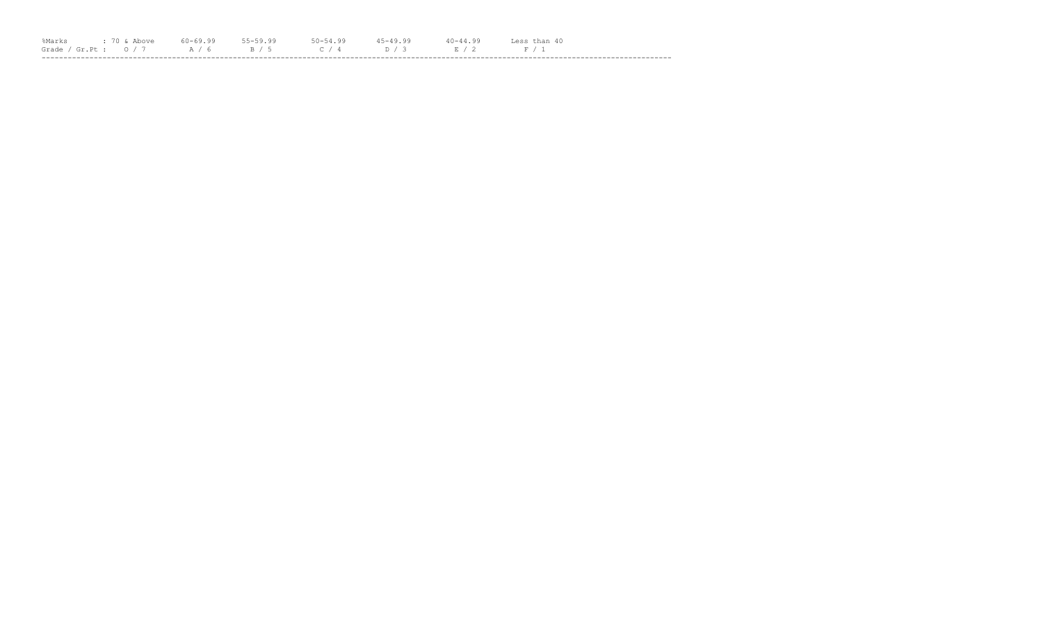| %Marks | : 70 & Above | 60-69.99 | 55-59.99 | 50-54.99 | 45-49.99 | 40-44.99 | Less than 40 |
|---|---|---|---|---|---|---|---|
| Grade / Gr.Pt : | O / 7 | A / 6 | B / 5 | C / 4 | D / 3 | E / 2 | F / 1 |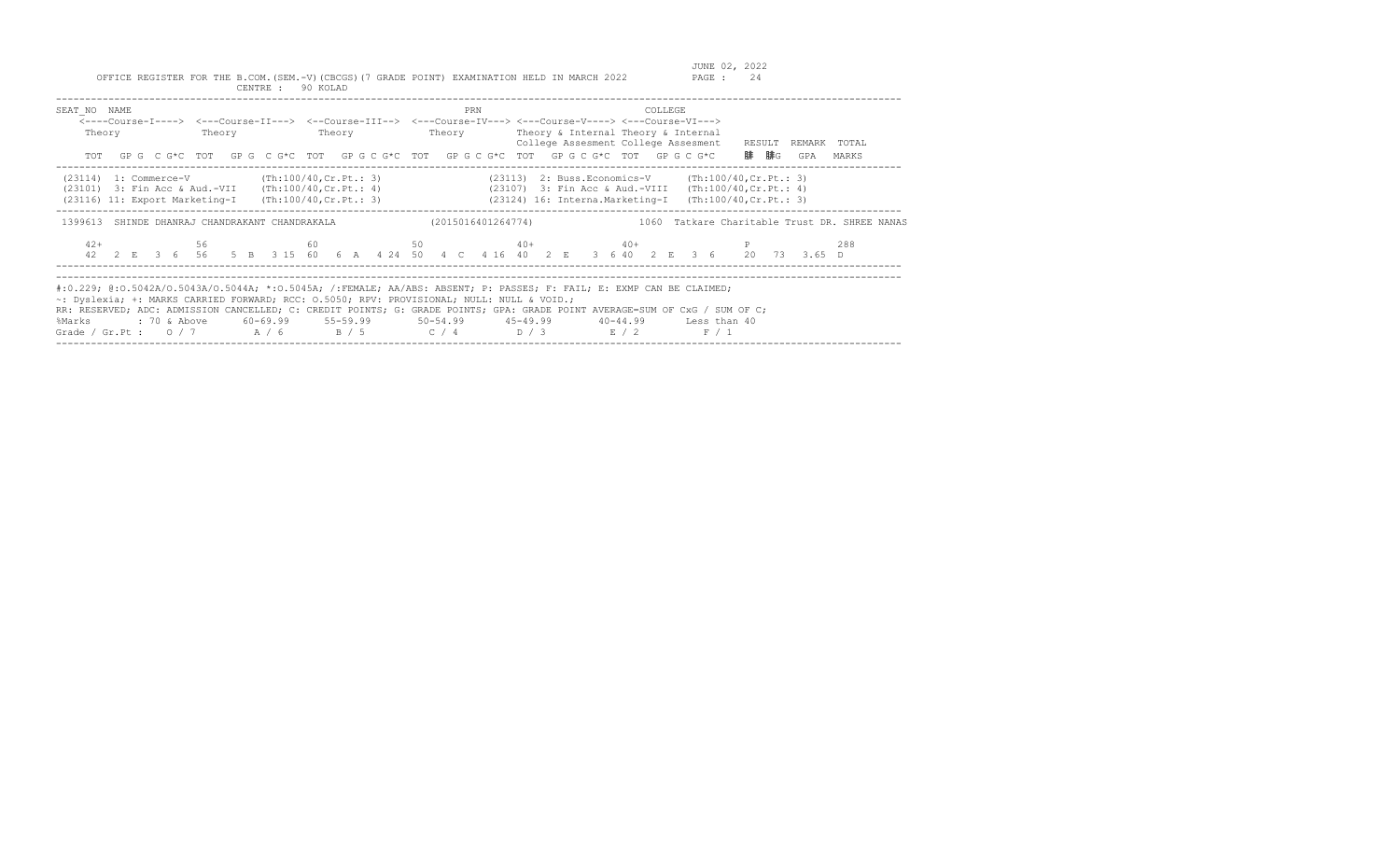OFFICE REGISTER FOR THE B.COM.(SEM.-V)(CBCGS)(7 GRADE POINT) EXAMINATION HELD IN MARCH 2022

JUNE 02, 2022

CENTRE : 90 KOLAD

```
SEAT_NO  NAME                                                         PRN                              COLLEGE
   <----Course-I----> <---Course-II---> <--Course-III--> <---Course-IV---> <---Course-V----> <---Course-VI--->
   Theory             Theory            Theory           Theory            Theory & Internal Theory & Internal
                                                                           College Assesment College Assesment   RESULT  REMARK  TOTAL
   TOT  GP G  C G*C  TOT  GP G  C G*C  TOT  GP G C G*C  TOT  GP G C G*C  TOT  GP G C G*C  TOT  GP G C G*C    䏕  䏕G   GPA   MARKS
--------------------------------------------------------------------------------------------------------------------------------------
 (23114)  1: Commerce-V           (Th:100/40,Cr.Pt.: 3)              (23113)  2: Buss.Economics-V      (Th:100/40,Cr.Pt.: 3)
 (23101)  3: Fin Acc & Aud.-VII   (Th:100/40,Cr.Pt.: 4)              (23107)  3: Fin Acc & Aud.-VIII   (Th:100/40,Cr.Pt.: 4)
 (23116) 11: Export Marketing-I   (Th:100/40,Cr.Pt.: 3)              (23124) 16: Interna.Marketing-I   (Th:100/40,Cr.Pt.: 3)
--------------------------------------------------------------------------------------------------------------------------------------
 1399613  SHINDE DHANRAJ CHANDRAKANT CHANDRAKALA              (2015016401264774)               1060  Tatkare Charitable Trust DR. SHREE NANAS

    42+             56              60              50              40+             40+                     P              288
    42   2 E  3  6  56   5 B  3 15  60   6 A  4 24  50   4 C  4 16  40   2 E  3  6  40   2 E  3  6    20  73  3.65  D
--------------------------------------------------------------------------------------------------------------------------------------
```

#:O.229; @:O.5042A/O.5043A/O.5044A; *:O.5045A; /:FEMALE; AA/ABS: ABSENT; P: PASSES; F: FAIL; E: EXMP CAN BE CLAIMED;
~: Dyslexia; +: MARKS CARRIED FORWARD; RCC: O.5050; RPV: PROVISIONAL; NULL: NULL & VOID.;
RR: RESERVED; ADC: ADMISSION CANCELLED; C: CREDIT POINTS; G: GRADE POINTS; GPA: GRADE POINT AVERAGE=SUM OF CxG / SUM OF C;

| %Marks | : 70 & Above | 60-69.99 | 55-59.99 | 50-54.99 | 45-49.99 | 40-44.99 | Less than 40 |
|---|---|---|---|---|---|---|---|
| Grade / Gr.Pt : | O / 7 | A / 6 | B / 5 | C / 4 | D / 3 | E / 2 | F / 1 |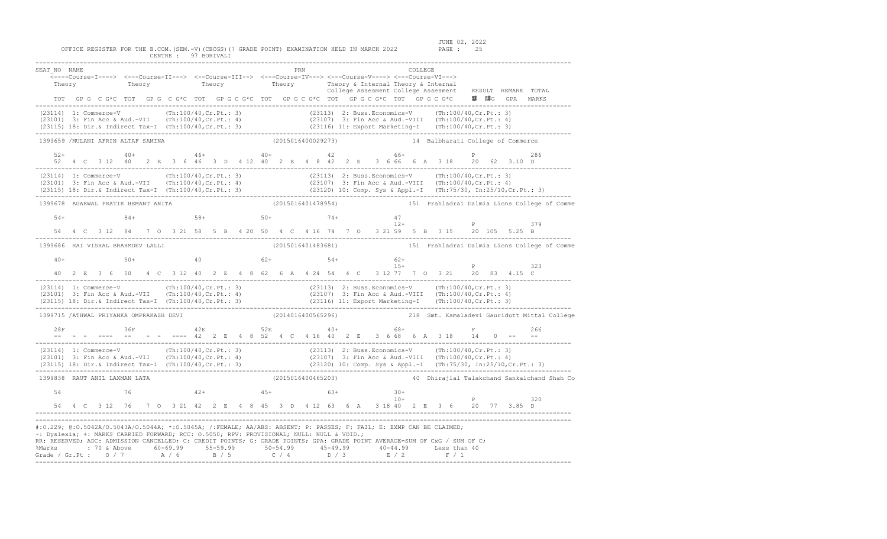OFFICE REGISTER FOR THE B.COM.(SEM.-V)(CBCGS)(7 GRADE POINT) EXAMINATION HELD IN MARCH 2022 — JUNE 02, 2022 — PAGE : 25

CENTRE : 97 BORIVALI

```
SEAT_NO  NAME                                                       PRN                          COLLEGE
   <----Course-I----> <---Course-II---> <--Course-III--> <---Course-IV---> <---Course-V----> <---Course-VI--->
   Theory             Theory            Theory           Theory            Theory & Internal Theory & Internal
                                                                           College Assesment College Assesment   RESULT  REMARK  TOTAL
   TOT  GP G  C G*C  TOT  GP G  C G*C  TOT  GP G C G*C  TOT  GP G C G*C  TOT  GP G C G*C  TOT  GP G C G*C    䐀 䐀G  GPA  MARKS
-------------------------------------------------------------------------------------------------------------------------------------
(23114) 1: Commerce-V            (Th:100/40,Cr.Pt.: 3)                (23113) 2: Buss.Economics-V      (Th:100/40,Cr.Pt.: 3)
(23101) 3: Fin Acc & Aud.-VII    (Th:100/40,Cr.Pt.: 4)                (23107) 3: Fin Acc & Aud.-VIII   (Th:100/40,Cr.Pt.: 4)
(23115) 18: Dir.& Indirect Tax-I (Th:100/40,Cr.Pt.: 3)                (23116) 11: Export Marketing-I   (Th:100/40,Cr.Pt.: 3)
-------------------------------------------------------------------------------------------------------------------------------------
1399659 /MULANI AFRIN ALTAF SAMINA                           (2015016400029273)           14  Balbharati College of Commerce

   52+              40+              46+              40+              42               66+                 P            286
   52  4  C  3 12   40   2  E  3  6  46  3  D  4 12  40  2  E  4  8  42  2  E  3  6 66  6  A  3 18    20   62  3.10  D
-------------------------------------------------------------------------------------------------------------------------------------
(23114) 1: Commerce-V            (Th:100/40,Cr.Pt.: 3)                (23113) 2: Buss.Economics-V      (Th:100/40,Cr.Pt.: 3)
(23101) 3: Fin Acc & Aud.-VII    (Th:100/40,Cr.Pt.: 4)                (23107) 3: Fin Acc & Aud.-VIII   (Th:100/40,Cr.Pt.: 4)
(23115) 18: Dir.& Indirect Tax-I (Th:100/40,Cr.Pt.: 3)                (23120) 10: Comp. Sys & Appl.-I  (Th:75/30, In:25/10,Cr.Pt.: 3)
-------------------------------------------------------------------------------------------------------------------------------------
1399678  AGARWAL PRATIK HEMANT ANITA                         (2015016401478954)           151  Prahladrai Dalmia Lions College of Comme

   54+              84+              58+              50+              74+              47
                                                                                        12+                 P            379
   54  4  C  3 12   84   7  O  3 21  58  5  B  4 20  50  4  C  4 16  74  7  O  3 21 59  5  B  3 15    20  105  5.25  B
-------------------------------------------------------------------------------------------------------------------------------------
1399686  RAI VISHAL BRAHMDEV LALLI                           (2015016401483681)           151  Prahladrai Dalmia Lions College of Comme

   40+              50+              40               62+              54+              62+
                                                                                        15+                 P            323
   40  2  E  3  6   50   4  C  3 12  40  2  E  4  8  62  6  A  4 24  54  4  C  3 12 77  7  O  3 21    20   83  4.15  C
-------------------------------------------------------------------------------------------------------------------------------------
(23114) 1: Commerce-V            (Th:100/40,Cr.Pt.: 3)                (23113) 2: Buss.Economics-V      (Th:100/40,Cr.Pt.: 3)
(23101) 3: Fin Acc & Aud.-VII    (Th:100/40,Cr.Pt.: 4)                (23107) 3: Fin Acc & Aud.-VIII   (Th:100/40,Cr.Pt.: 4)
(23115) 18: Dir.& Indirect Tax-I (Th:100/40,Cr.Pt.: 3)                (23116) 11: Export Marketing-I   (Th:100/40,Cr.Pt.: 3)
-------------------------------------------------------------------------------------------------------------------------------------
1399715 /ATHWAL PRIYANKA OMPRAKASH DEVI                      (2014016400565296)           218  Smt. Kamaladevi Gauridutt Mittal College

   28F              36F              42E              52E              40+              68+                 F            266
   --  -  -  ----   --   -  -  ----  42  2  E  4  8  52  4  C  4 16  40  2  E  3  6 68  6  A  3 18    14    0  --    --
-------------------------------------------------------------------------------------------------------------------------------------
(23114) 1: Commerce-V            (Th:100/40,Cr.Pt.: 3)                (23113) 2: Buss.Economics-V      (Th:100/40,Cr.Pt.: 3)
(23101) 3: Fin Acc & Aud.-VII    (Th:100/40,Cr.Pt.: 4)                (23107) 3: Fin Acc & Aud.-VIII   (Th:100/40,Cr.Pt.: 4)
(23115) 18: Dir.& Indirect Tax-I (Th:100/40,Cr.Pt.: 3)                (23120) 10: Comp. Sys & Appl.-I  (Th:75/30, In:25/10,Cr.Pt.: 3)
-------------------------------------------------------------------------------------------------------------------------------------
1399838  RAUT ANIL LAXMAN LATA                               (2015016400465203)           40  Dhirajlal Talakchand Sankalchand Shah Co

   54               76               42+              45+              63+              30+
                                                                                        10+                 P            320
   54  4  C  3 12   76   7  O  3 21  42  2  E  4  8  45  3  D  4 12  63  6  A  3 18 40  2  E  3  6    20   77  3.85  D
-------------------------------------------------------------------------------------------------------------------------------------
```

#:0.229; @:O.5042A/O.5043A/O.5044A; *:O.5045A; /:FEMALE; AA/ABS: ABSENT; P: PASSES; F: FAIL; E: EXMP CAN BE CLAIMED;
~: Dyslexia; +: MARKS CARRIED FORWARD; RCC: O.5050; RPV: PROVISIONAL; NULL: NULL & VOID.;
RR: RESERVED; ADC: ADMISSION CANCELLED; C: CREDIT POINTS; G: GRADE POINTS; GPA: GRADE POINT AVERAGE=SUM OF CxG / SUM OF C;

| %Marks | : 70 & Above | 60-69.99 | 55-59.99 | 50-54.99 | 45-49.99 | 40-44.99 | Less than 40 |
|---|---|---|---|---|---|---|---|
| Grade / Gr.Pt : | O / 7 | A / 6 | B / 5 | C / 4 | D / 3 | E / 2 | F / 1 |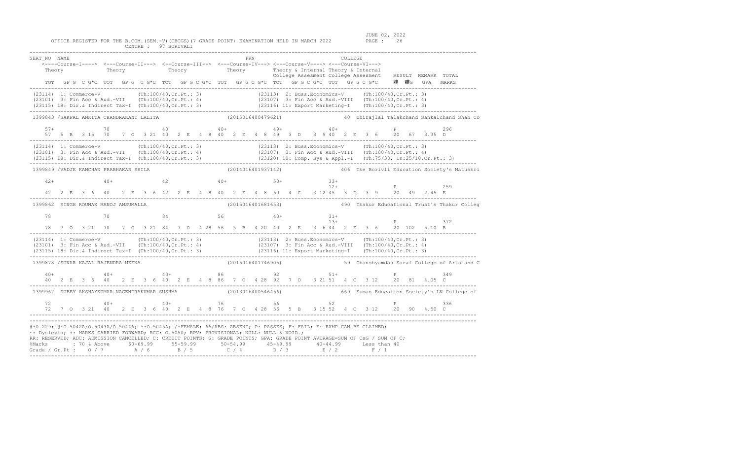OFFICE REGISTER FOR THE B.COM.(SEM.-V)(CBCGS)(7 GRADE POINT) EXAMINATION HELD IN MARCH 2022 — JUNE 02, 2022

CENTRE : 97 BORIVALI

```
SEAT_NO  NAME                                                    PRN                              COLLEGE
   <----Course-I----> <---Course-II---> <--Course-III--> <---Course-IV---> <---Course-V----> <---Course-VI--->
   Theory             Theory            Theory           Theory            Theory & Internal Theory & Internal
                                                                           College Assesment College Assesment    RESULT  REMARK  TOTAL
   TOT  GP G  C G*C  TOT  GP G  C G*C  TOT  GP G C G*C  TOT  GP G C G*C  TOT  GP G C G*C  TOT  GP G C G*C      腓  腓G   GPA   MARKS
--------------------------------------------------------------------------------------------------------------------------------------
(23114) 1: Commerce-V           (Th:100/40,Cr.Pt.: 3)              (23113) 2: Buss.Economics-V      (Th:100/40,Cr.Pt.: 3)
(23101) 3: Fin Acc & Aud.-VII   (Th:100/40,Cr.Pt.: 4)              (23107) 3: Fin Acc & Aud.-VIII   (Th:100/40,Cr.Pt.: 4)
(23115) 18: Dir.& Indirect Tax-I  (Th:100/40,Cr.Pt.: 3)            (23116) 11: Export Marketing-I   (Th:100/40,Cr.Pt.: 3)
--------------------------------------------------------------------------------------------------------------------------------------
1399843 /SAKPAL ANKITA CHANDRAKANT LALITA                  (2015016400479621)           40  Dhirajlal Talakchand Sankalchand Shah Co

   57+              70               40              40+              49+              40+                   P              296
   57   5 B  3 15   70   7 O  3 21   40   2 E  4 8   40   2 E  4 8   49   3 D  3 9 40   2 E  3 6      20   67   3.35  D
--------------------------------------------------------------------------------------------------------------------------------------
(23114) 1: Commerce-V           (Th:100/40,Cr.Pt.: 3)              (23113) 2: Buss.Economics-V      (Th:100/40,Cr.Pt.: 3)
(23101) 3: Fin Acc & Aud.-VII   (Th:100/40,Cr.Pt.: 4)              (23107) 3: Fin Acc & Aud.-VIII   (Th:100/40,Cr.Pt.: 4)
(23115) 18: Dir.& Indirect Tax-I  (Th:100/40,Cr.Pt.: 3)            (23120) 10: Comp. Sys & Appl.-I  (Th:75/30, In:25/10,Cr.Pt.: 3)
--------------------------------------------------------------------------------------------------------------------------------------
1399849 /VADJE KANCHAN PRABHAKAR SHILA                     (2014016401937142)           406  The Borivli Education Society's Matushri

   42+              40+              42              40+              50+              33+
                                                                                       12+                   P              259
   42   2 E  3 6    40   2 E  3 6    42   2 E  4 8   40   2 E  4 8   50   4 C  3 12 45   3 D  3 9      20   49   2.45  E
--------------------------------------------------------------------------------------------------------------------------------------
1399862  SINGH ROUNAK MANOJ ANSUMALLA                      (2015016401681653)           490  Thakur Educational Trust's Thakur Colleg

   78               70               84              56               40+              31+
                                                                                       13+                   P              372
   78   7 O  3 21   70   7 O  3 21   84   7 O  4 28  56   5 B  4 20  40   2 E  3 6 44   2 E  3 6      20  102   5.10  B
--------------------------------------------------------------------------------------------------------------------------------------
(23114) 1: Commerce-V           (Th:100/40,Cr.Pt.: 3)              (23113) 2: Buss.Economics-V      (Th:100/40,Cr.Pt.: 3)
(23101) 3: Fin Acc & Aud.-VII   (Th:100/40,Cr.Pt.: 4)              (23107) 3: Fin Acc & Aud.-VIII   (Th:100/40,Cr.Pt.: 4)
(23115) 18: Dir.& Indirect Tax-I  (Th:100/40,Cr.Pt.: 3)            (23116) 11: Export Marketing-I   (Th:100/40,Cr.Pt.: 3)
--------------------------------------------------------------------------------------------------------------------------------------
1399878 /SUNAR KAJAL RAJENDRA MEENA                        (2015016401746905)           59  Ghanshyamdas Saraf College of Arts and C

   40+              40+              40+             86               92               51+                   P              349
   40   2 E  3 6    40   2 E  3 6    40   2 E  4 8   86   7 O  4 28  92   7 O  3 21 51   4 C  3 12     20   81   4.05  C
--------------------------------------------------------------------------------------------------------------------------------------
1399962  DUBEY AKSHAYKUMAR NAGENDRAKUMAR SUSHMA            (2013016400546456)           669  Suman Education Society's LN College of

   72               40+              40+             76               56               52                    P              336
   72   7 O  3 21   40   2 E  3 6    40   2 E  4 8   76   7 O  4 28  56   5 B  3 15 52   4 C  3 12     20   90   4.50  C
--------------------------------------------------------------------------------------------------------------------------------------
```

#:O.229; @:O.5042A/O.5043A/O.5044A; *:O.5045A; /:FEMALE; AA/ABS: ABSENT; P: PASSES; F: FAIL; E: EXMP CAN BE CLAIMED;
~: Dyslexia; +: MARKS CARRIED FORWARD; RCC: O.5050; RPV: PROVISIONAL; NULL: NULL & VOID.;
RR: RESERVED; ADC: ADMISSION CANCELLED; C: CREDIT POINTS; G: GRADE POINTS; GPA: GRADE POINT AVERAGE=SUM OF CxG / SUM OF C;

| %Marks | : 70 & Above | 60-69.99 | 55-59.99 | 50-54.99 | 45-49.99 | 40-44.99 | Less than 40 |
|---|---|---|---|---|---|---|---|
| Grade / Gr.Pt : | O / 7 | A / 6 | B / 5 | C / 4 | D / 3 | E / 2 | F / 1 |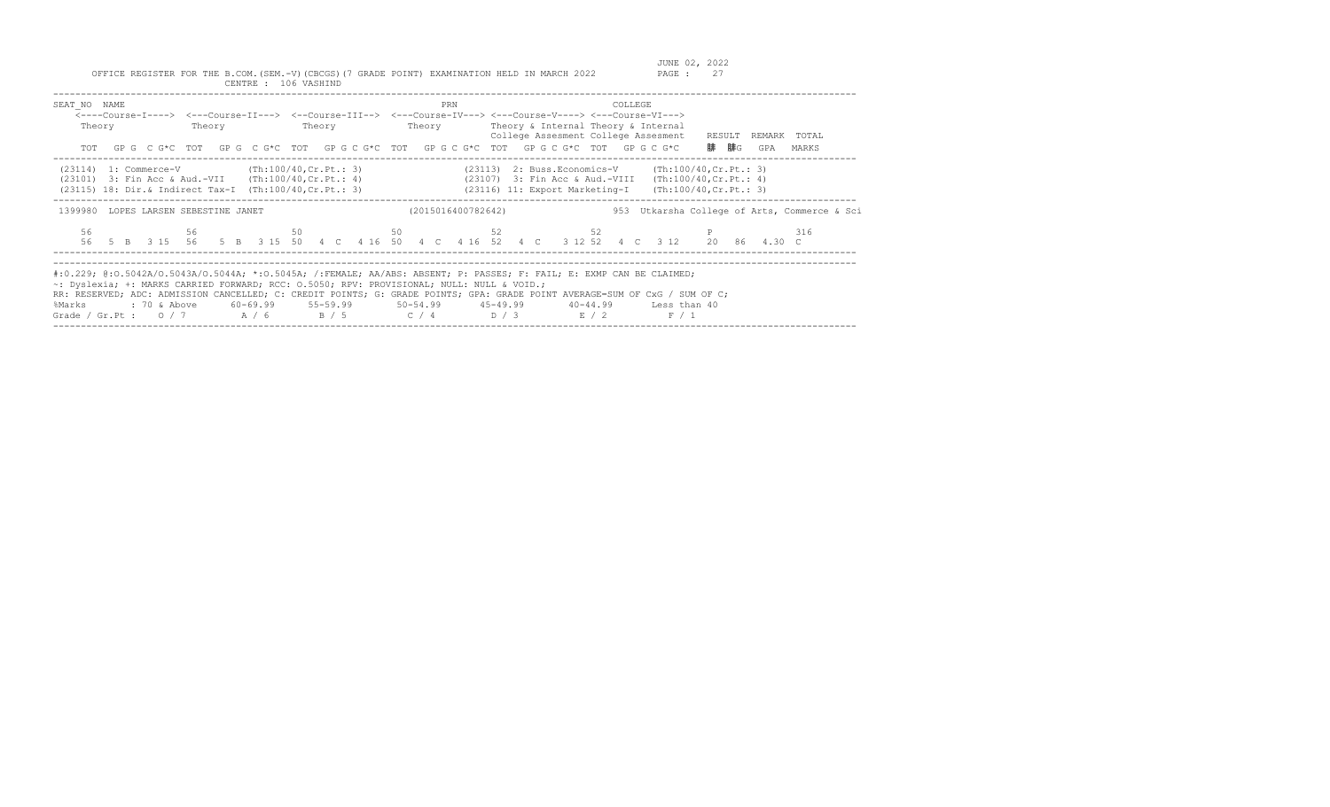OFFICE REGISTER FOR THE B.COM.(SEM.-V)(CBCGS)(7 GRADE POINT) EXAMINATION HELD IN MARCH 2022

JUNE 02, 2022

CENTRE : 106 VASHIND

```
SEAT_NO  NAME                                                         PRN                              COLLEGE
    <----Course-I----> <---Course-II---> <--Course-III--> <---Course-IV---> <---Course-V----> <---Course-VI--->
    Theory             Theory             Theory            Theory          Theory & Internal Theory & Internal
                                                                            College Assesment College Assesment   RESULT  REMARK  TOTAL
    TOT  GP G  C G*C  TOT  GP G  C G*C  TOT  GP G C G*C  TOT  GP G C G*C  TOT  GP G C G*C  TOT  GP G C G*C    �C  䕭G   GPA   MARKS
```

```
(23114)  1: Commerce-V            (Th:100/40,Cr.Pt.: 3)          (23113)  2: Buss.Economics-V     (Th:100/40,Cr.Pt.: 3)
(23101)  3: Fin Acc & Aud.-VII    (Th:100/40,Cr.Pt.: 4)          (23107)  3: Fin Acc & Aud.-VIII  (Th:100/40,Cr.Pt.: 4)
(23115) 18: Dir.& Indirect Tax-I  (Th:100/40,Cr.Pt.: 3)          (23116) 11: Export Marketing-I   (Th:100/40,Cr.Pt.: 3)
```

```
1399980  LOPES LARSEN SEBESTINE JANET                        (2015016400782642)              953  Utkarsha College of Arts, Commerce & Sci

    56              56              50              50              52              52                P              316
    56   5  B   3 15   56   5  B   3 15  50   4  C   4 16  50   4  C   4 16  52   4  C   3 12 52   4  C   3 12    20   86   4.30  C
```

#:0.229; @:O.5042A/O.5043A/O.5044A; *:O.5045A; /:FEMALE; AA/ABS: ABSENT; P: PASSES; F: FAIL; E: EXMP CAN BE CLAIMED;
~: Dyslexia; +: MARKS CARRIED FORWARD; RCC: O.5050; RPV: PROVISIONAL; NULL: NULL & VOID.;
RR: RESERVED; ADC: ADMISSION CANCELLED; C: CREDIT POINTS; G: GRADE POINTS; GPA: GRADE POINT AVERAGE=SUM OF CxG / SUM OF C;

| %Marks | : 70 & Above | 60-69.99 | 55-59.99 | 50-54.99 | 45-49.99 | 40-44.99 | Less than 40 |
|---|---|---|---|---|---|---|---|
| Grade / Gr.Pt : | O / 7 | A / 6 | B / 5 | C / 4 | D / 3 | E / 2 | F / 1 |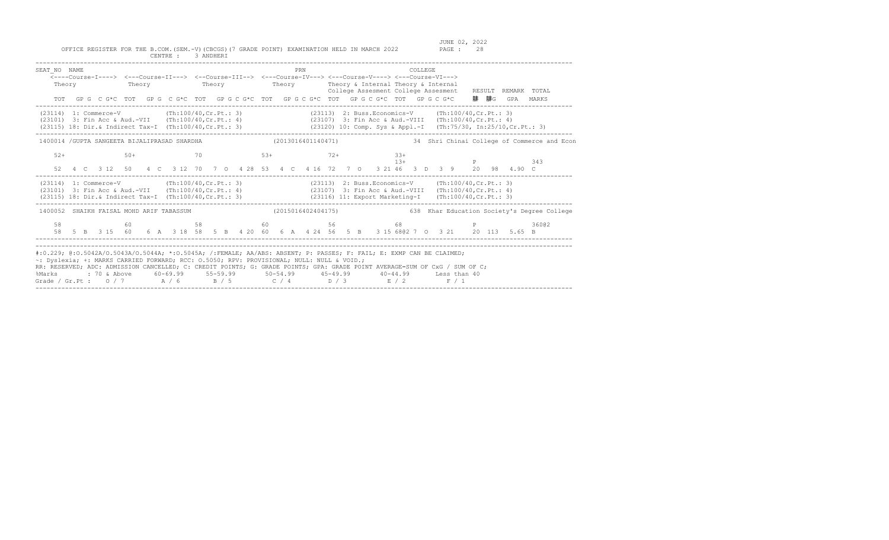OFFICE REGISTER FOR THE B.COM.(SEM.-V)(CBCGS)(7 GRADE POINT) EXAMINATION HELD IN MARCH 2022

JUNE 02, 2022

CENTRE : 3 ANDHERI

```
SEAT_NO  NAME                                                    PRN                         COLLEGE
    <----Course-I----> <---Course-II---> <--Course-III--> <---Course-IV---> <---Course-V----> <---Course-VI--->
    Theory             Theory             Theory             Theory          Theory & Internal Theory & Internal
                                                                             College Assesment College Assesment    RESULT  REMARK  TOTAL
    TOT  GP G  C G*C  TOT  GP G  C G*C  TOT  GP G C G*C  TOT  GP G C G*C  TOT  GP G C G*C  TOT  GP G C G*C    䏑  䏑G   GPA   MARKS
---------------------------------------------------------------------------------------------------------------------------------------
(23114) 1: Commerce-V           (Th:100/40,Cr.Pt.: 3)                (23113) 2: Buss.Economics-V      (Th:100/40,Cr.Pt.: 3)
(23101) 3: Fin Acc & Aud.-VII   (Th:100/40,Cr.Pt.: 4)                (23107) 3: Fin Acc & Aud.-VIII   (Th:100/40,Cr.Pt.: 4)
(23115) 18: Dir.& Indirect Tax-I (Th:100/40,Cr.Pt.: 3)               (23120) 10: Comp. Sys & Appl.-I  (Th:75/30, In:25/10,Cr.Pt.: 3)
---------------------------------------------------------------------------------------------------------------------------------------
1400014 /GUPTA SANGEETA BIJALIPRASAD SHARDHA             (2013016401140471)              34  Shri Chinai College of Commerce and Econ

    52+            50+            70             53+            72+            33+
                                                                             13+                   P               343
    52  4  C  3 12  50   4  C  3 12  70  7  O  4 28  53  4  C  4 16  72  7  O  3 21 46  3  D  3  9    20   98  4.90  C
---------------------------------------------------------------------------------------------------------------------------------------
(23114) 1: Commerce-V           (Th:100/40,Cr.Pt.: 3)                (23113) 2: Buss.Economics-V      (Th:100/40,Cr.Pt.: 3)
(23101) 3: Fin Acc & Aud.-VII   (Th:100/40,Cr.Pt.: 4)                (23107) 3: Fin Acc & Aud.-VIII   (Th:100/40,Cr.Pt.: 4)
(23115) 18: Dir.& Indirect Tax-I (Th:100/40,Cr.Pt.: 3)               (23116) 11: Export Marketing-I   (Th:100/40,Cr.Pt.: 3)
---------------------------------------------------------------------------------------------------------------------------------------
1400052  SHAIKH FAISAL MOHD ARIF TABASSUM                (2015016402404175)              638  Khar Education Society's Degree College

    58             60             58             60             56             68                    P               360@2
    58  5  B  3 15  60   6  A  3 18  58  5  B  4 20  60  6  A  4 24  56  5  B  3 15 68@2 7  O  3 21    20  113  5.65  B
---------------------------------------------------------------------------------------------------------------------------------------
```

#:O.229; @:O.5042A/O.5043A/O.5044A; *:O.5045A; /:FEMALE; AA/ABS: ABSENT; P: PASSES; F: FAIL; E: EXMP CAN BE CLAIMED;
~: Dyslexia; +: MARKS CARRIED FORWARD; RCC: O.5050; RPV: PROVISIONAL; NULL: NULL & VOID.;
RR: RESERVED; ADC: ADMISSION CANCELLED; C: CREDIT POINTS; G: GRADE POINTS; GPA: GRADE POINT AVERAGE=SUM OF CxG / SUM OF C;

| %Marks | : 70 & Above | 60-69.99 | 55-59.99 | 50-54.99 | 45-49.99 | 40-44.99 | Less than 40 |
|---|---|---|---|---|---|---|---|
| Grade / Gr.Pt : | O / 7 | A / 6 | B / 5 | C / 4 | D / 3 | E / 2 | F / 1 |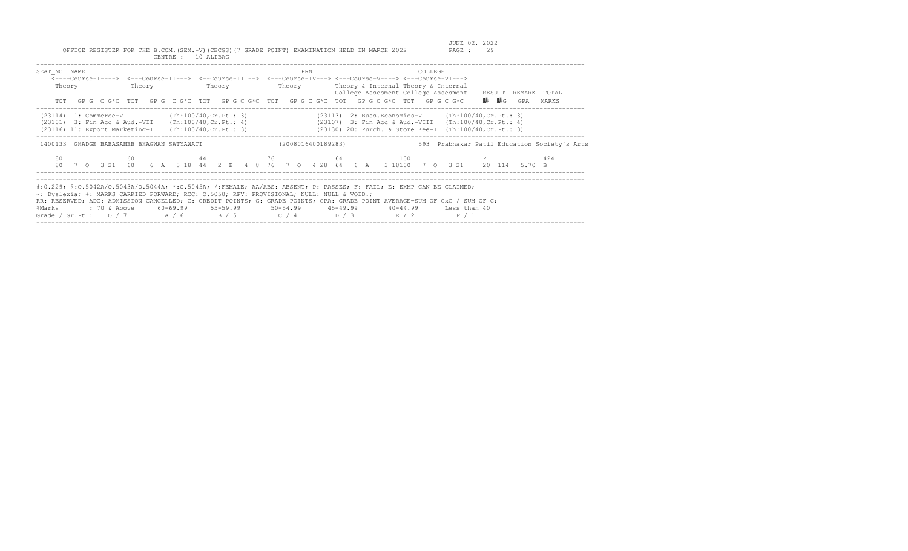OFFICE REGISTER FOR THE B.COM.(SEM.-V)(CBCGS)(7 GRADE POINT) EXAMINATION HELD IN MARCH 2022

JUNE 02, 2022

CENTRE : 10 ALIBAG

```
SEAT_NO  NAME                                                  PRN                              COLLEGE
    <----Course-I----> <---Course-II---> <--Course-III--> <---Course-IV---> <---Course-V----> <---Course-VI--->
    Theory            Theory            Theory            Theory            Theory & Internal Theory & Internal
                                                                            College Assesment College Assesment   RESULT  REMARK  TOTAL
    TOT  GP G  C G*C  TOT  GP G  C G*C  TOT  GP G C G*C  TOT  GP G C G*C  TOT  GP G C G*C  TOT  GP G C G*C    �综 䕇G  GPA   MARKS
------------------------------------------------------------------------------------------------------------------------------------
(23114)  1: Commerce-V           (Th:100/40,Cr.Pt.: 3)            (23113)  2: Buss.Economics-V      (Th:100/40,Cr.Pt.: 3)
(23101)  3: Fin Acc & Aud.-VII   (Th:100/40,Cr.Pt.: 4)            (23107)  3: Fin Acc & Aud.-VIII   (Th:100/40,Cr.Pt.: 4)
(23116) 11: Export Marketing-I   (Th:100/40,Cr.Pt.: 3)            (23130) 20: Purch. & Store Kee-I  (Th:100/40,Cr.Pt.: 3)
------------------------------------------------------------------------------------------------------------------------------------
1400133  GHADGE BABASAHEB BHAGWAN SATYAWATI               (2008016400189283)            593  Prabhakar Patil Education Society's Arts

    80              60              44              76              64             100                    P              424
    80   7  O  3 21  60   6  A  3 18  44   2  E  4  8  76   7  O  4 28  64   6  A   3 18100   7  O  3 21    20  114   5.70  B
------------------------------------------------------------------------------------------------------------------------------------
```

#:O.229; @:O.5042A/O.5043A/O.5044A; *:O.5045A; /:FEMALE; AA/ABS: ABSENT; P: PASSES; F: FAIL; E: EXMP CAN BE CLAIMED;
~: Dyslexia; +: MARKS CARRIED FORWARD; RCC: O.5050; RPV: PROVISIONAL; NULL: NULL & VOID.;
RR: RESERVED; ADC: ADMISSION CANCELLED; C: CREDIT POINTS; G: GRADE POINTS; GPA: GRADE POINT AVERAGE=SUM OF CxG / SUM OF C;

| %Marks | : 70 & Above | 60-69.99 | 55-59.99 | 50-54.99 | 45-49.99 | 40-44.99 | Less than 40 |
|---|---|---|---|---|---|---|---|
| Grade / Gr.Pt : | O / 7 | A / 6 | B / 5 | C / 4 | D / 3 | E / 2 | F / 1 |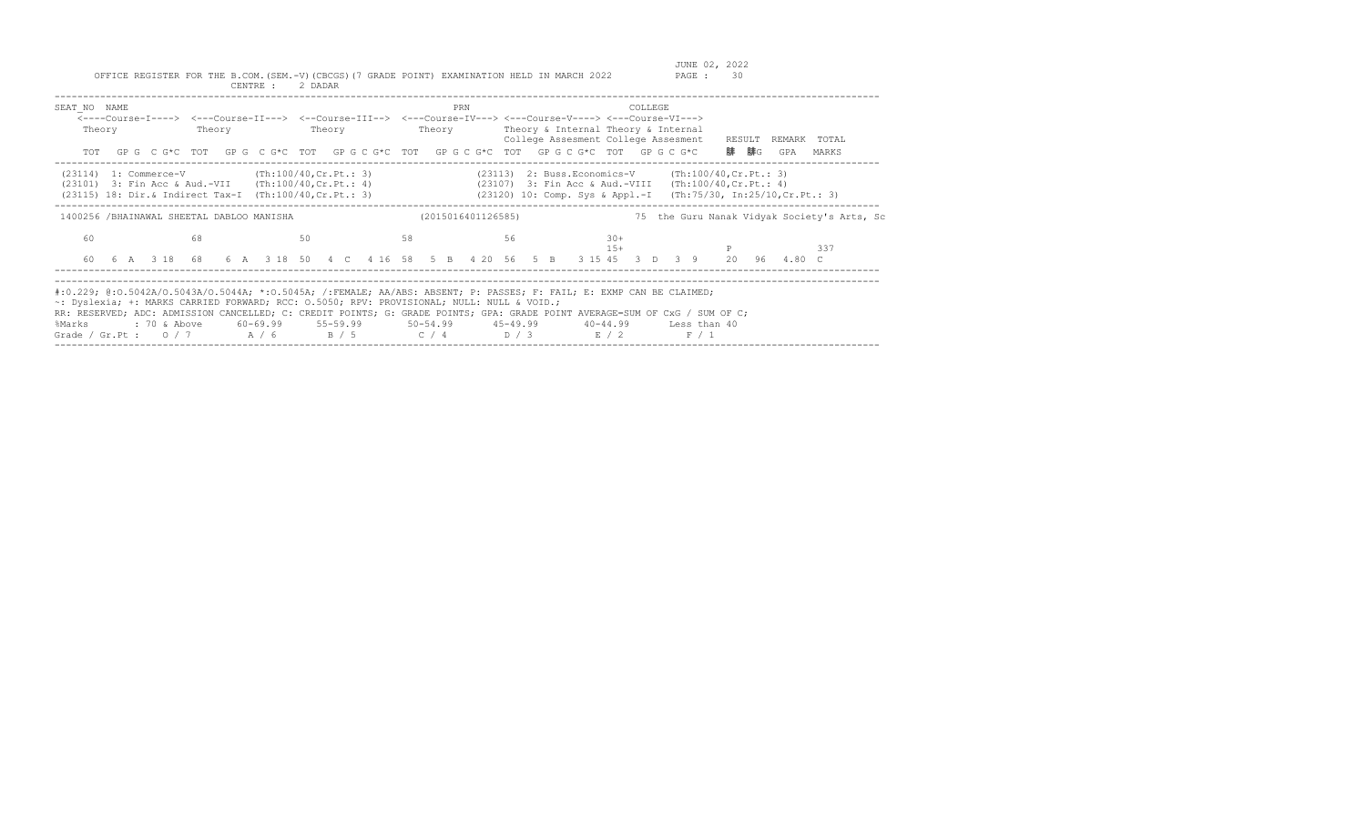JUNE 02, 2022

OFFICE REGISTER FOR THE B.COM.(SEM.-V)(CBCGS)(7 GRADE POINT) EXAMINATION HELD IN MARCH 2022 PAGE : 30

CENTRE : 2 DADAR

```
SEAT_NO  NAME                                                         PRN                            COLLEGE
    <----Course-I----> <---Course-II---> <--Course-III--> <---Course-IV---> <---Course-V----> <---Course-VI--->
    Theory            Theory            Theory           Theory           Theory & Internal Theory & Internal
                                                                          College Assesment College Assesment    RESULT  REMARK  TOTAL
    TOT  GP G  C G*C  TOT  GP G  C G*C  TOT  GP G C G*C  TOT  GP G C G*C  TOT  GP G C G*C  TOT  GP G C G*C     腓  腓G   GPA   MARKS
```

```
(23114)  1: Commerce-V            (Th:100/40,Cr.Pt.: 3)            (23113)  2: Buss.Economics-V      (Th:100/40,Cr.Pt.: 3)
(23101)  3: Fin Acc & Aud.-VII    (Th:100/40,Cr.Pt.: 4)            (23107)  3: Fin Acc & Aud.-VIII   (Th:100/40,Cr.Pt.: 4)
(23115) 18: Dir.& Indirect Tax-I  (Th:100/40,Cr.Pt.: 3)            (23120) 10: Comp. Sys & Appl.-I   (Th:75/30, In:25/10,Cr.Pt.: 3)
```

```
1400256 /BHAINAWAL SHEETAL DABLOO MANISHA                    (2015016401126585)                  75  the Guru Nanak Vidyak Society's Arts, Sc

   60               68               50               58               56              30+
                                                                                        15+                P              337
   60  6  A  3 18   68  6  A  3 18   50  4  C  4 16   58  5  B  4 20   56  5  B  3 15  45  3  D  3  9     20  96  4.80  C
```

#:0.229; @:O.5042A/O.5043A/O.5044A; *:O.5045A; /:FEMALE; AA/ABS: ABSENT; P: PASSES; F: FAIL; E: EXMP CAN BE CLAIMED;
~: Dyslexia; +: MARKS CARRIED FORWARD; RCC: O.5050; RPV: PROVISIONAL; NULL: NULL & VOID.;
RR: RESERVED; ADC: ADMISSION CANCELLED; C: CREDIT POINTS; G: GRADE POINTS; GPA: GRADE POINT AVERAGE=SUM OF CxG / SUM OF C;

| %Marks | : 70 & Above | 60-69.99 | 55-59.99 | 50-54.99 | 45-49.99 | 40-44.99 | Less than 40 |
|---|---|---|---|---|---|---|---|
| Grade / Gr.Pt : | O / 7 | A / 6 | B / 5 | C / 4 | D / 3 | E / 2 | F / 1 |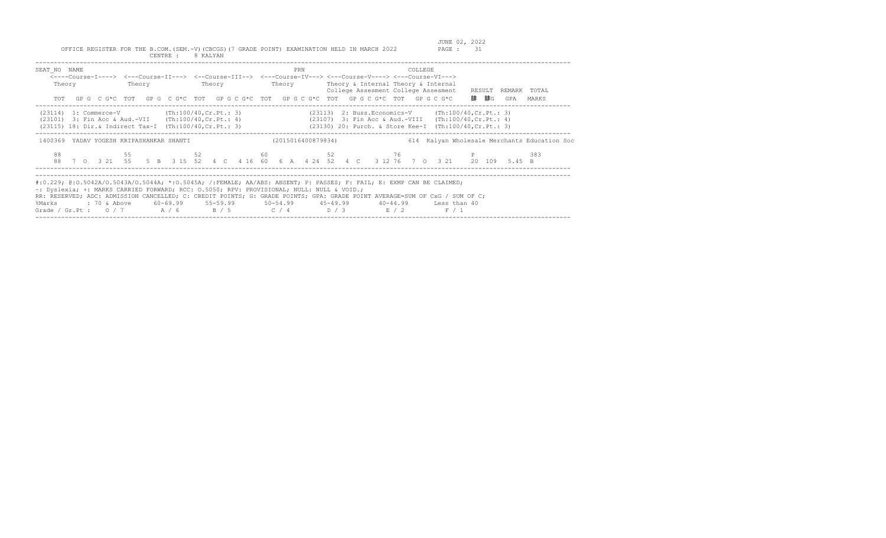OFFICE REGISTER FOR THE B.COM.(SEM.-V)(CBCGS)(7 GRADE POINT) EXAMINATION HELD IN MARCH 2022

JUNE 02, 2022

CENTRE : 8 KALYAN

```
SEAT_NO  NAME                                                   PRN                              COLLEGE
    <----Course-I----> <---Course-II---> <--Course-III--> <---Course-IV---> <---Course-V----> <---Course-VI--->
    Theory             Theory             Theory            Theory           Theory & Internal Theory & Internal
                                                                              College Assesment College Assesment   RESULT  REMARK  TOTAL
    TOT  GP G  C G*C  TOT  GP G  C G*C  TOT  GP G C G*C  TOT  GP G C G*C  TOT  GP G C G*C  TOT  GP G C G*C     腓  腓G   GPA   MARKS
```

```
(23114)  1: Commerce-V            (Th:100/40,Cr.Pt.: 3)          (23113)  2: Buss.Economics-V      (Th:100/40,Cr.Pt.: 3)
(23101)  3: Fin Acc & Aud.-VII    (Th:100/40,Cr.Pt.: 4)          (23107)  3: Fin Acc & Aud.-VIII   (Th:100/40,Cr.Pt.: 4)
(23115) 18: Dir.& Indirect Tax-I  (Th:100/40,Cr.Pt.: 3)          (23130) 20: Purch. & Store Kee-I  (Th:100/40,Cr.Pt.: 3)
```

```
1400369  YADAV YOGESH KRIPASHANKAR SHANTI               (2015016400879834)          614  Kalyan Wholesale Merchants Education Soc

   88              55              52              60              52              76                  P              383
   88  7  O  3 21  55   5  B  3 15  52  4  C  4 16  60  6  A  4 24  52  4  C  3 12  76  7  O  3 21    20  109   5.45  B
```

#:O.229; @:O.5042A/O.5043A/O.5044A; *:O.5045A; /:FEMALE; AA/ABS: ABSENT; P: PASSES; F: FAIL; E: EXMP CAN BE CLAIMED;
~: Dyslexia; +: MARKS CARRIED FORWARD; RCC: O.5050; RPV: PROVISIONAL; NULL: NULL & VOID.;
RR: RESERVED; ADC: ADMISSION CANCELLED; C: CREDIT POINTS; G: GRADE POINTS; GPA: GRADE POINT AVERAGE=SUM OF CxG / SUM OF C;

| %Marks | : 70 & Above | 60-69.99 | 55-59.99 | 50-54.99 | 45-49.99 | 40-44.99 | Less than 40 |
|---|---|---|---|---|---|---|---|
| Grade / Gr.Pt : | O / 7 | A / 6 | B / 5 | C / 4 | D / 3 | E / 2 | F / 1 |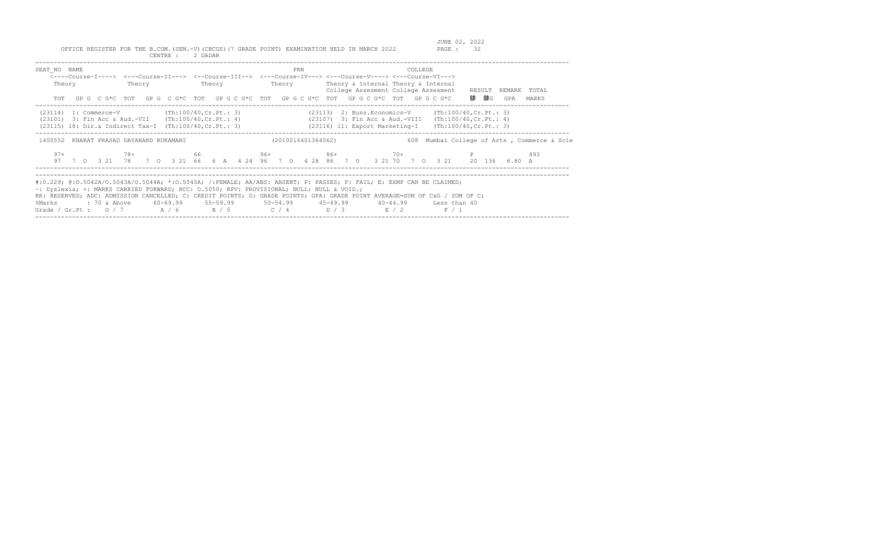OFFICE REGISTER FOR THE B.COM.(SEM.-V)(CBCGS)(7 GRADE POINT) EXAMINATION HELD IN MARCH 2022

JUNE 02, 2022

CENTRE : 2 DADAR

| SEAT_NO | NAME | | PRN | | COLLEGE | |
|---|---|---|---|---|---|---|
| <----Course-I----> Theory | <---Course-II---> Theory | <--Course-III--> Theory | <---Course-IV---> Theory | <---Course-V----> Theory & Internal College Assesment | <---Course-VI---> Theory & Internal College Assesment | RESULT REMARK TOTAL |
| TOT GP G C G*C | TOT GP G C G*C | TOT GP G C G*C | TOT GP G C G*C | TOT GP G C G*C | TOT GP G C G*C | 䝰 䝰G GPA MARKS |

(23114) 1: Commerce-V (Th:100/40,Cr.Pt.: 3)
(23113) 2: Buss.Economics-V (Th:100/40,Cr.Pt.: 3)
(23101) 3: Fin Acc & Aud.-VII (Th:100/40,Cr.Pt.: 4)
(23107) 3: Fin Acc & Aud.-VIII (Th:100/40,Cr.Pt.: 4)
(23115) 18: Dir.& Indirect Tax-I (Th:100/40,Cr.Pt.: 3)
(23116) 11: Export Marketing-I (Th:100/40,Cr.Pt.: 3)

1400552 KHARAT PRASAD DAYANAND RUKAMANI (2010016401364062) 608 Mumbai College of Arts , Commerce & Scie

| Course-I | Course-II | Course-III | Course-IV | Course-V | Course-VI | Result |
|---|---|---|---|---|---|---|
| 97+ | 78+ | 66 | 96+ | 86+ | 70+ | P 493 |
| 97 7 O 3 21 | 78 7 O 3 21 | 66 6 A 4 24 | 96 7 O 4 28 | 86 7 O 3 21 | 70 7 O 3 21 | 20 136 6.80 A |

#:O.229; @:O.5042A/O.5043A/O.5044A; *:O.5045A; /:FEMALE; AA/ABS: ABSENT; P: PASSES; F: FAIL; E: EXMP CAN BE CLAIMED;
~: Dyslexia; +: MARKS CARRIED FORWARD; RCC: O.5050; RPV: PROVISIONAL; NULL: NULL & VOID.;
RR: RESERVED; ADC: ADMISSION CANCELLED; C: CREDIT POINTS; G: GRADE POINTS; GPA: GRADE POINT AVERAGE=SUM OF CxG / SUM OF C;

| %Marks | : 70 & Above | 60-69.99 | 55-59.99 | 50-54.99 | 45-49.99 | 40-44.99 | Less than 40 |
|---|---|---|---|---|---|---|---|
| Grade / Gr.Pt : | O / 7 | A / 6 | B / 5 | C / 4 | D / 3 | E / 2 | F / 1 |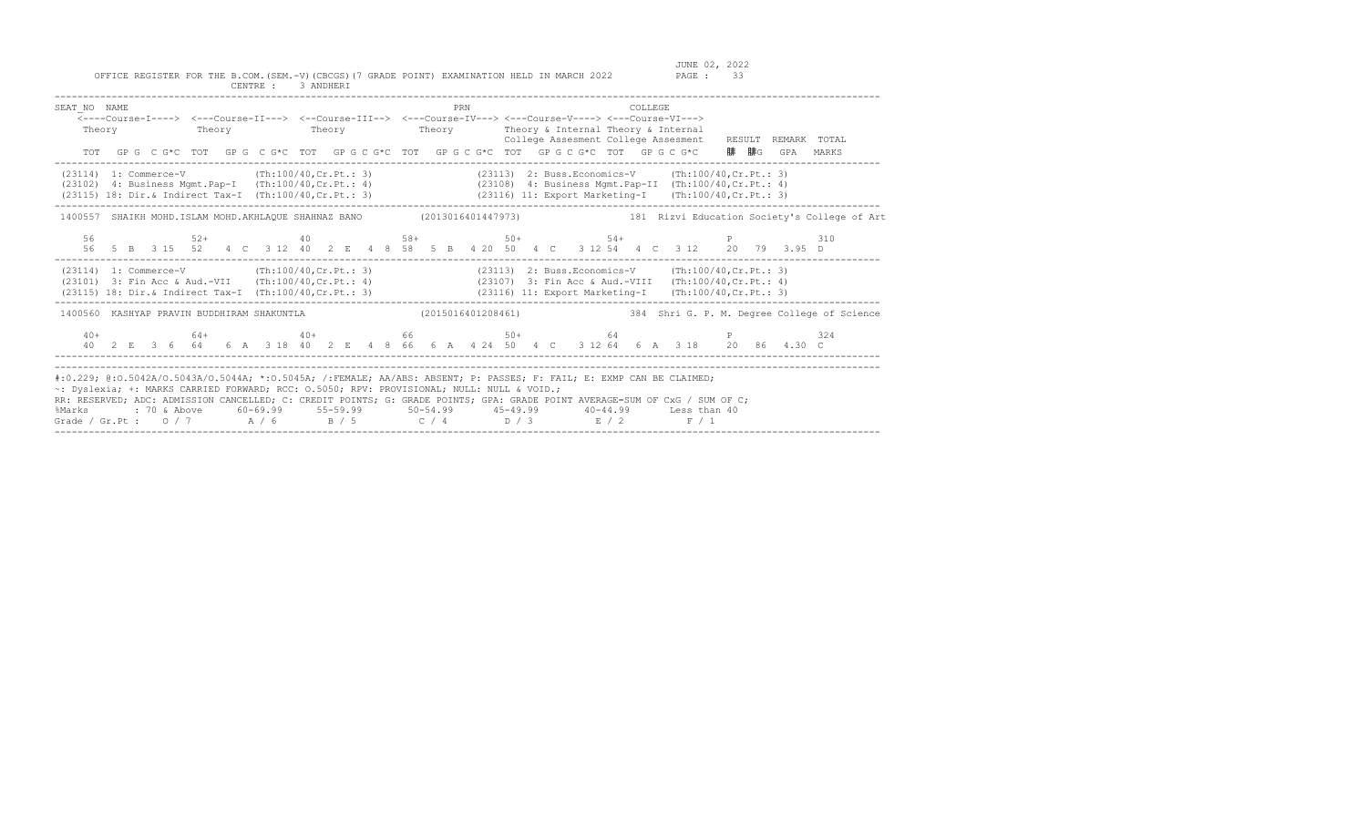OFFICE REGISTER FOR THE B.COM.(SEM.-V)(CBCGS)(7 GRADE POINT) EXAMINATION HELD IN MARCH 2022

CENTRE : 3 ANDHERI

JUNE 02, 2022

```
SEAT_NO  NAME                                                       PRN                              COLLEGE
    <----Course-I----> <---Course-II---> <--Course-III--> <---Course-IV---> <---Course-V----> <---Course-VI--->
    Theory             Theory            Theory           Theory            Theory & Internal Theory & Internal
                                                                            College Assesment College Assesment   RESULT  REMARK  TOTAL
    TOT  GP G  C G*C  TOT  GP G  C G*C  TOT  GP G C G*C  TOT  GP G C G*C  TOT  GP G C G*C  TOT  GP G C G*C     �C  �C*G   GPA   MARKS
--------------------------------------------------------------------------------------------------------------------------------------
 (23114)  1: Commerce-V            (Th:100/40,Cr.Pt.: 3)               (23113)  2: Buss.Economics-V      (Th:100/40,Cr.Pt.: 3)
 (23102)  4: Business Mgmt.Pap-I   (Th:100/40,Cr.Pt.: 4)               (23108)  4: Business Mgmt.Pap-II  (Th:100/40,Cr.Pt.: 4)
 (23115) 18: Dir.& Indirect Tax-I  (Th:100/40,Cr.Pt.: 3)               (23116) 11: Export Marketing-I    (Th:100/40,Cr.Pt.: 3)
--------------------------------------------------------------------------------------------------------------------------------------
 1400557  SHAIKH MOHD.ISLAM MOHD.AKHLAQUE SHAHNAZ BANO          (2013016401447973)               181  Rizvi Education Society's College of Art

    56               52+              40              58+              50+              54+                P              310
    56   5 B  3 15   52   4 C  3 12  40   2 E  4 8   58   5 B  4 20  50   4 C  3 12  54   4 C  3 12      20   79   3.95  D
--------------------------------------------------------------------------------------------------------------------------------------
 (23114)  1: Commerce-V            (Th:100/40,Cr.Pt.: 3)               (23113)  2: Buss.Economics-V      (Th:100/40,Cr.Pt.: 3)
 (23101)  3: Fin Acc & Aud.-VII    (Th:100/40,Cr.Pt.: 4)               (23107)  3: Fin Acc & Aud.-VIII   (Th:100/40,Cr.Pt.: 4)
 (23115) 18: Dir.& Indirect Tax-I  (Th:100/40,Cr.Pt.: 3)               (23116) 11: Export Marketing-I    (Th:100/40,Cr.Pt.: 3)
--------------------------------------------------------------------------------------------------------------------------------------
 1400560  KASHYAP PRAVIN BUDDHIRAM SHAKUNTLA                    (2015016401208461)               384  Shri G. P. M. Degree College of Science

    40+              64+              40+              66              50+              64                 P              324
    40   2 E  3 6    64   6 A  3 18  40   2 E  4 8   66   6 A  4 24  50   4 C  3 12  64   6 A  3 18      20   86   4.30  C
--------------------------------------------------------------------------------------------------------------------------------------
```

#:O.229; @:O.5042A/O.5043A/O.5044A; *:O.5045A; /:FEMALE; AA/ABS: ABSENT; P: PASSES; F: FAIL; E: EXMP CAN BE CLAIMED;
~: Dyslexia; +: MARKS CARRIED FORWARD; RCC: O.5050; RPV: PROVISIONAL; NULL: NULL & VOID.;
RR: RESERVED; ADC: ADMISSION CANCELLED; C: CREDIT POINTS; G: GRADE POINTS; GPA: GRADE POINT AVERAGE=SUM OF CxG / SUM OF C;

| %Marks | : 70 & Above | 60-69.99 | 55-59.99 | 50-54.99 | 45-49.99 | 40-44.99 | Less than 40 |
|---|---|---|---|---|---|---|---|
| Grade / Gr.Pt : | O / 7 | A / 6 | B / 5 | C / 4 | D / 3 | E / 2 | F / 1 |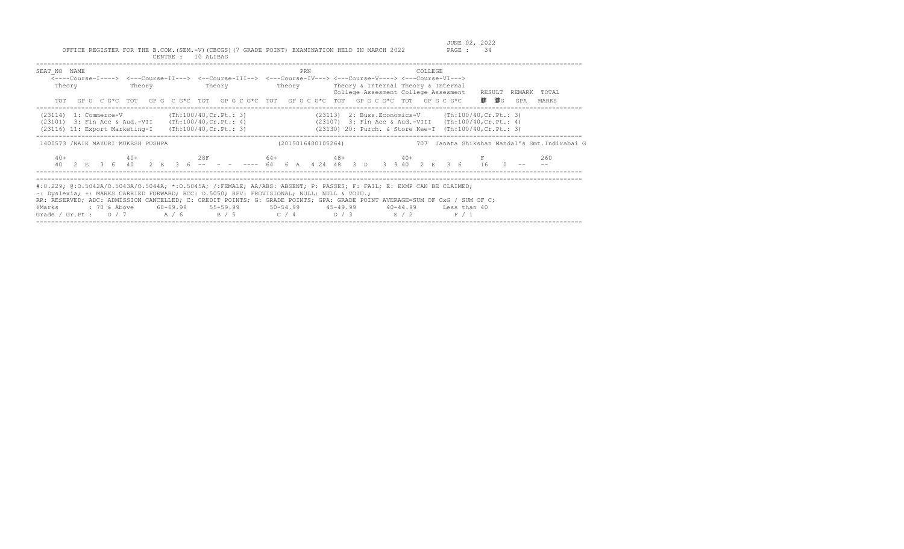OFFICE REGISTER FOR THE B.COM.(SEM.-V)(CBCGS)(7 GRADE POINT) EXAMINATION HELD IN MARCH 2022

JUNE 02, 2022

CENTRE : 10 ALIBAG

```
SEAT_NO  NAME                                                    PRN                          COLLEGE
    <----Course-I----> <---Course-II---> <--Course-III--> <---Course-IV---> <---Course-V----> <---Course-VI--->
     Theory            Theory            Theory            Theory          Theory & Internal Theory & Internal
                                                                           College Assesment College Assesment   RESULT  REMARK  TOTAL
     TOT  GP G  C G*C  TOT  GP G  C G*C  TOT  GP G C G*C  TOT  GP G C G*C  TOT  GP G C G*C  TOT  GP G C G*C      䁓  䁓G   GPA   MARKS
```

```
(23114) 1: Commerce-V            (Th:100/40,Cr.Pt.: 3)          (23113) 2: Buss.Economics-V      (Th:100/40,Cr.Pt.: 3)
(23101) 3: Fin Acc & Aud.-VII    (Th:100/40,Cr.Pt.: 4)          (23107) 3: Fin Acc & Aud.-VIII   (Th:100/40,Cr.Pt.: 4)
(23116) 11: Export Marketing-I   (Th:100/40,Cr.Pt.: 3)          (23130) 20: Purch. & Store Kee-I (Th:100/40,Cr.Pt.: 3)
```

```
1400573 /NAIK MAYURI MUKESH PUSHPA                       (2015016400105264)          707  Janata Shikshan Mandal's Smt.Indirabai G

    40+              40+              28F              64+              48+              40+                  F              260
    40  2 E  3  6  40   2 E  3  6  --  -  -  ----  64  6 A  4 24  48  3 D  3  9 40  2 E  3  6     16   0  --     --
```

#:O.229; @:O.5042A/O.5043A/O.5044A; *:O.5045A; /:FEMALE; AA/ABS: ABSENT; P: PASSES; F: FAIL; E: EXMP CAN BE CLAIMED;
~: Dyslexia; +: MARKS CARRIED FORWARD; RCC: O.5050; RPV: PROVISIONAL; NULL: NULL & VOID.;
RR: RESERVED; ADC: ADMISSION CANCELLED; C: CREDIT POINTS; G: GRADE POINTS; GPA: GRADE POINT AVERAGE=SUM OF CxG / SUM OF C;

| %Marks | : 70 & Above | 60-69.99 | 55-59.99 | 50-54.99 | 45-49.99 | 40-44.99 | Less than 40 |
|---|---|---|---|---|---|---|---|
| Grade / Gr.Pt : | O / 7 | A / 6 | B / 5 | C / 4 | D / 3 | E / 2 | F / 1 |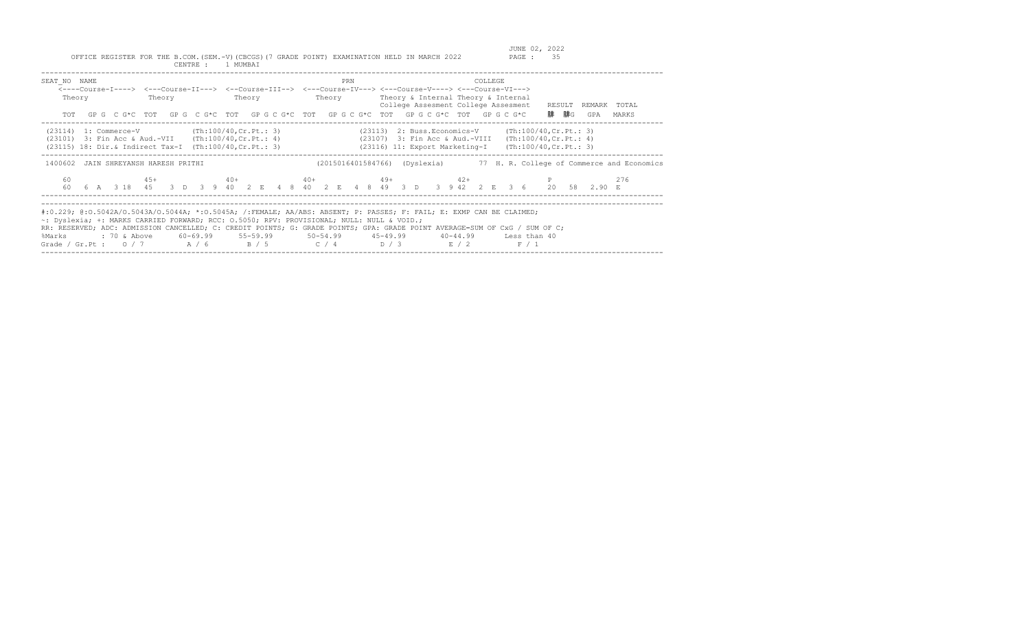JUNE 02, 2022

OFFICE REGISTER FOR THE B.COM.(SEM.-V)(CBCGS)(7 GRADE POINT) EXAMINATION HELD IN MARCH 2022 PAGE : 35

CENTRE : 1 MUMBAI

```
SEAT_NO  NAME                                                              PRN                          COLLEGE
    <----Course-I----> <---Course-II---> <--Course-III--> <---Course-IV---> <---Course-V----> <---Course-VI--->
    Theory             Theory             Theory            Theory          Theory & Internal Theory & Internal
                                                                            College Assesment College Assesment    RESULT  REMARK  TOTAL
    TOT  GP G  C G*C  TOT  GP G  C G*C  TOT  GP G C G*C  TOT  GP G C G*C  TOT  GP G C G*C  TOT  GP G C G*C    腓  腓G   GPA   MARKS
```

```
(23114)  1: Commerce-V            (Th:100/40,Cr.Pt.: 3)                (23113)  2: Buss.Economics-V      (Th:100/40,Cr.Pt.: 3)
(23101)  3: Fin Acc & Aud.-VII    (Th:100/40,Cr.Pt.: 4)                (23107)  3: Fin Acc & Aud.-VIII   (Th:100/40,Cr.Pt.: 4)
(23115) 18: Dir.& Indirect Tax-I  (Th:100/40,Cr.Pt.: 3)                (23116) 11: Export Marketing-I    (Th:100/40,Cr.Pt.: 3)
```

```
1400602  JAIN SHREYANSH HARESH PRITHI                     (2015016401584766)  (Dyslexia)       77  H. R. College of Commerce and Economics

   60              45+              40+             40+             49+             42+                 P                276
   60   6  A  3 18  45   3  D  3  9  40   2  E  4  8  40   2  E  4  8  49   3  D   3  9 42   2  E  3  6    20   58   2.90  E
```

```
#:O.229; @:O.5042A/O.5043A/O.5044A; *:O.5045A; /:FEMALE; AA/ABS: ABSENT; P: PASSES; F: FAIL; E: EXMP CAN BE CLAIMED;
~: Dyslexia; +: MARKS CARRIED FORWARD; RCC: O.5050; RPV: PROVISIONAL; NULL: NULL & VOID.;
RR: RESERVED; ADC: ADMISSION CANCELLED; C: CREDIT POINTS; G: GRADE POINTS; GPA: GRADE POINT AVERAGE=SUM OF CxG / SUM OF C;
%Marks        : 70 & Above     60-69.99      55-59.99       50-54.99       45-49.99        40-44.99       Less than 40
Grade / Gr.Pt :    O / 7         A / 6         B / 5          C / 4          D / 3           E / 2          F / 1
```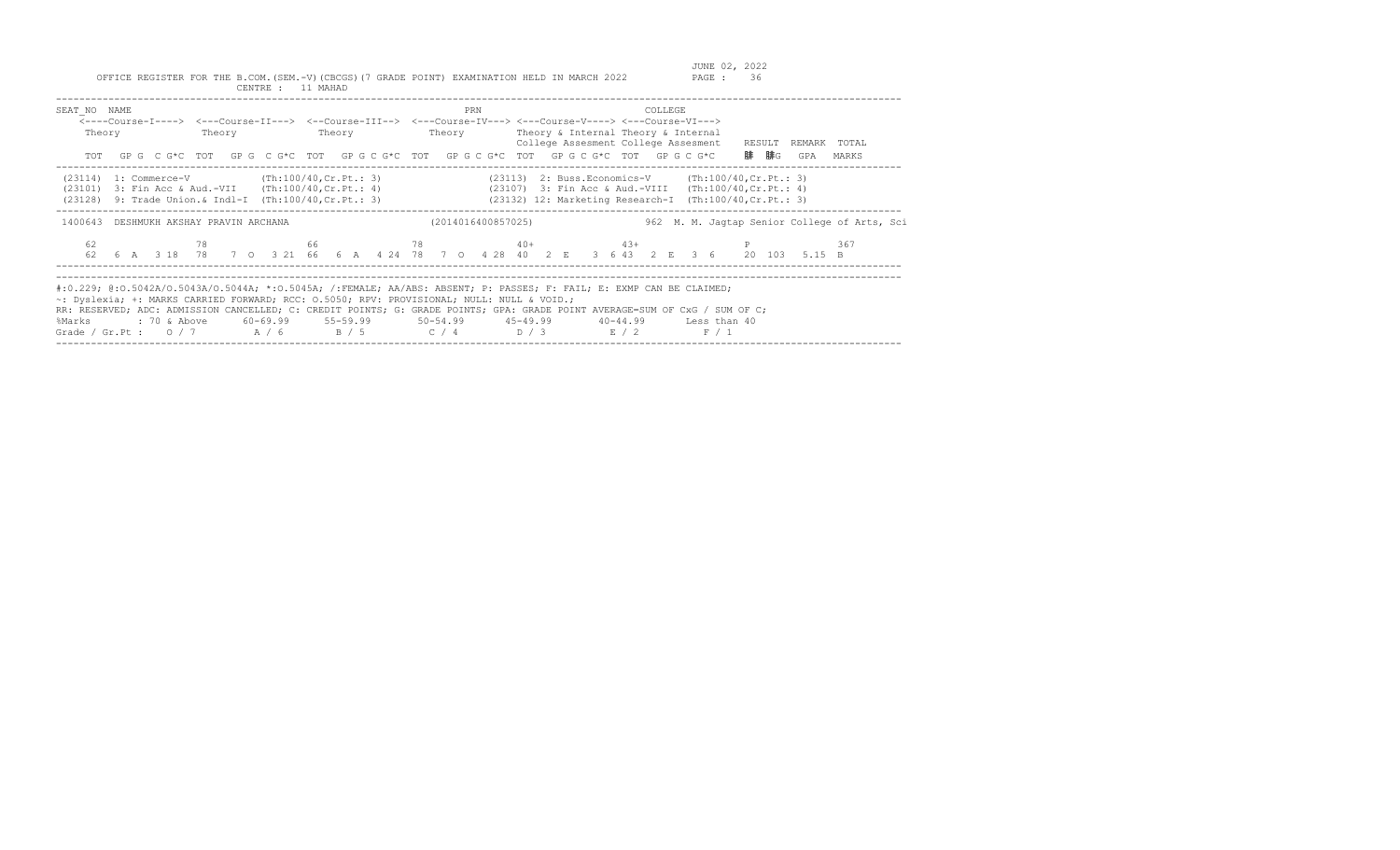OFFICE REGISTER FOR THE B.COM.(SEM.-V)(CBCGS)(7 GRADE POINT) EXAMINATION HELD IN MARCH 2022

JUNE 02, 2022

CENTRE : 11 MAHAD

```
SEAT_NO  NAME                                                    PRN                          COLLEGE
    <----Course-I----> <---Course-II---> <--Course-III--> <---Course-IV---> <---Course-V----> <---Course-VI--->
     Theory            Theory            Theory            Theory           Theory & Internal Theory & Internal
                                                                            College Assesment College Assesment    RESULT  REMARK  TOTAL
     TOT  GP G C G*C  TOT  GP G C G*C  TOT  GP G C G*C  TOT  GP G C G*C  TOT  GP G C G*C  TOT  GP G C G*C    䐃  䐃G   GPA   MARKS
```

```
(23114) 1: Commerce-V          (Th:100/40,Cr.Pt.: 3)          (23113) 2: Buss.Economics-V     (Th:100/40,Cr.Pt.: 3)
(23101) 3: Fin Acc & Aud.-VII  (Th:100/40,Cr.Pt.: 4)          (23107) 3: Fin Acc & Aud.-VIII  (Th:100/40,Cr.Pt.: 4)
(23128) 9: Trade Union.& Indl-I (Th:100/40,Cr.Pt.: 3)         (23132) 12: Marketing Research-I (Th:100/40,Cr.Pt.: 3)
```

```
1400643  DESHMUKH AKSHAY PRAVIN ARCHANA              (2014016400857025)              962  M. M. Jagtap Senior College of Arts, Sci

   62              78              66              78              40+              43+                  P              367
   62  6  A  3 18  78  7  O  3 21  66  6  A  4 24  78  7  O  4 28  40  2  E  3  6 43  2  E  3  6    20  103   5.15  B
```

#:O.229; @:O.5042A/O.5043A/O.5044A; *:O.5045A; /:FEMALE; AA/ABS: ABSENT; P: PASSES; F: FAIL; E: EXMP CAN BE CLAIMED;
~: Dyslexia; +: MARKS CARRIED FORWARD; RCC: O.5050; RPV: PROVISIONAL; NULL: NULL & VOID.;
RR: RESERVED; ADC: ADMISSION CANCELLED; C: CREDIT POINTS; G: GRADE POINTS; GPA: GRADE POINT AVERAGE=SUM OF CxG / SUM OF C;

| %Marks | : 70 & Above | 60-69.99 | 55-59.99 | 50-54.99 | 45-49.99 | 40-44.99 | Less than 40 |
|---|---|---|---|---|---|---|---|
| Grade / Gr.Pt : | O / 7 | A / 6 | B / 5 | C / 4 | D / 3 | E / 2 | F / 1 |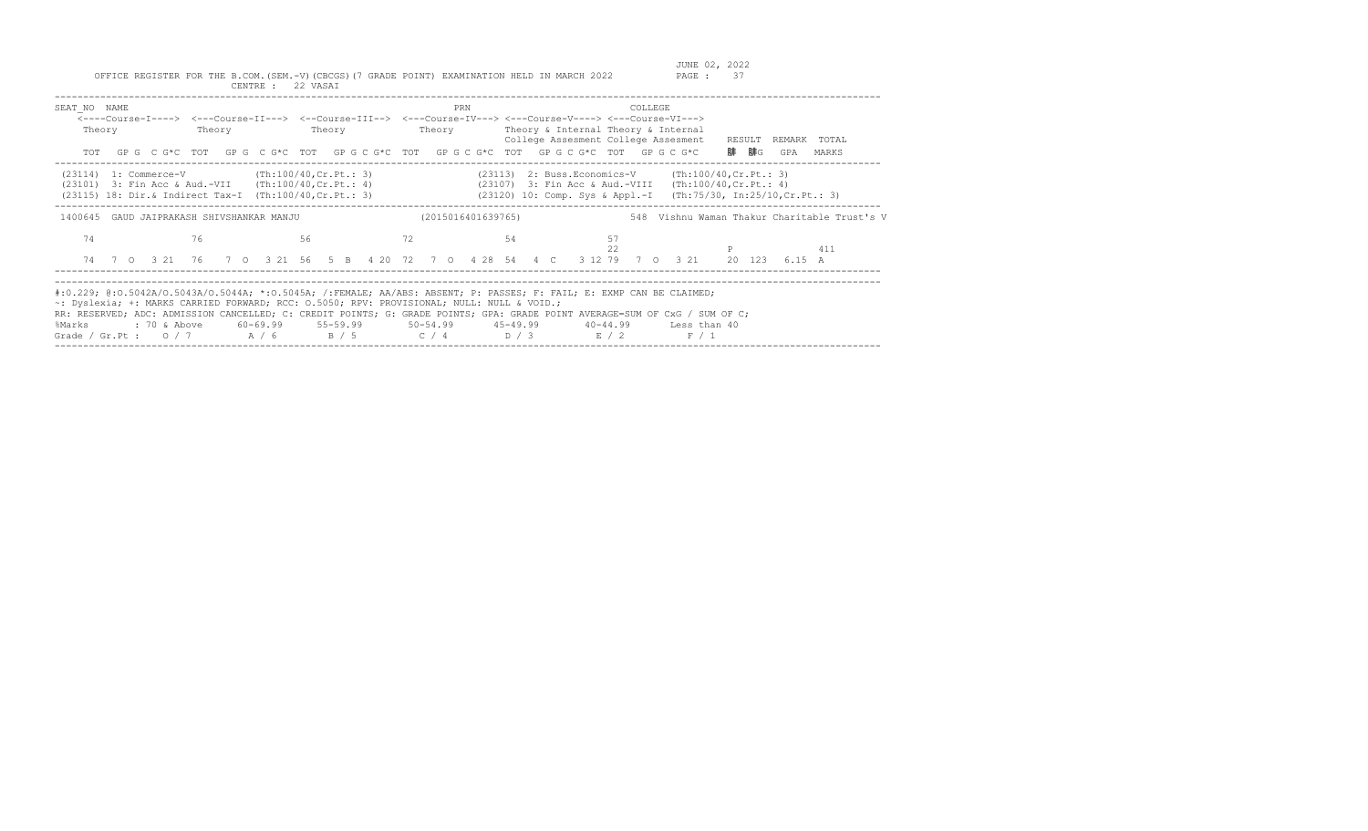OFFICE REGISTER FOR THE B.COM.(SEM.-V)(CBCGS)(7 GRADE POINT) EXAMINATION HELD IN MARCH 2022

CENTRE : 22 VASAI

JUNE 02, 2022

PAGE : 37

| SEAT_NO | NAME | | | | | PRN | | COLLEGE | | |
|---|---|---|---|---|---|---|---|---|---|---|
| | <----Course-I----> | <---Course-II---> | <--Course-III--> | <---Course-IV---> | <---Course-V----> | <---Course-VI---> | | | | |
| | Theory | Theory | Theory | Theory | Theory & Internal College Assesment | Theory & Internal College Assesment | RESULT | REMARK | TOTAL | |
| | TOT GP G C G*C | TOT GP G C G*C | TOT GP G C G*C | TOT GP G C G*C | TOT GP G C G*C | TOT GP G C G*C | 䟽 䟽G | GPA | MARKS | |

(23114) 1: Commerce-V (Th:100/40,Cr.Pt.: 3)
(23101) 3: Fin Acc & Aud.-VII (Th:100/40,Cr.Pt.: 4)
(23115) 18: Dir.& Indirect Tax-I (Th:100/40,Cr.Pt.: 3)
(23113) 2: Buss.Economics-V (Th:100/40,Cr.Pt.: 3)
(23107) 3: Fin Acc & Aud.-VIII (Th:100/40,Cr.Pt.: 4)
(23120) 10: Comp. Sys & Appl.-I (Th:75/30, In:25/10,Cr.Pt.: 3)

1400645 GAUD JAIPRAKASH SHIVSHANKAR MANJU (2015016401639765) 548 Vishnu Waman Thakur Charitable Trust's V

| | Course-I | Course-II | Course-III | Course-IV | Course-V | Course-VI | RESULT | REMARK | TOTAL |
|---|---|---|---|---|---|---|---|---|---|
| Theory | 74 | 76 | 56 | 72 | 54 | 57 | | | |
| Internal | | | | | | 22 | P | | 411 |
| TOT GP G C G*C | 74 7 O 3 21 | 76 7 O 3 21 | 56 5 B 4 20 | 72 7 O 4 28 | 54 4 C 3 12 | 79 7 O 3 21 | 20 123 | 6.15 A | |

#:0.229; @:O.5042A/O.5043A/O.5044A; *:O.5045A; /:FEMALE; AA/ABS: ABSENT; P: PASSES; F: FAIL; E: EXMP CAN BE CLAIMED;
~: Dyslexia; +: MARKS CARRIED FORWARD; RCC: O.5050; RPV: PROVISIONAL; NULL: NULL & VOID.;
RR: RESERVED; ADC: ADMISSION CANCELLED; C: CREDIT POINTS; G: GRADE POINTS; GPA: GRADE POINT AVERAGE=SUM OF CxG / SUM OF C;

| %Marks | : 70 & Above | 60-69.99 | 55-59.99 | 50-54.99 | 45-49.99 | 40-44.99 | Less than 40 |
|---|---|---|---|---|---|---|---|
| Grade / Gr.Pt : | O / 7 | A / 6 | B / 5 | C / 4 | D / 3 | E / 2 | F / 1 |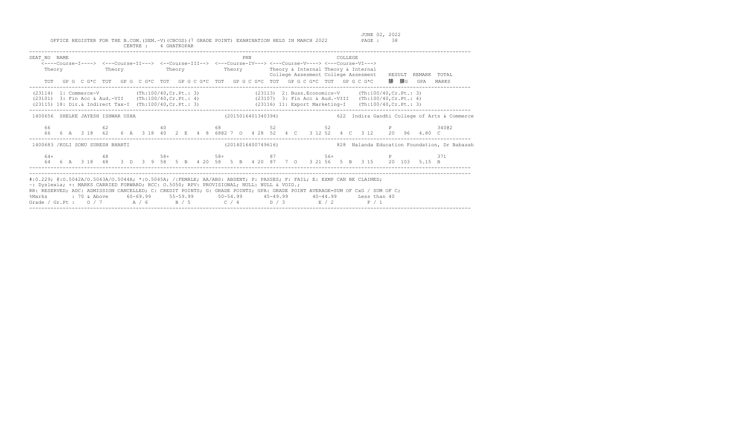JUNE 02, 2022

OFFICE REGISTER FOR THE B.COM.(SEM.-V)(CBCGS)(7 GRADE POINT) EXAMINATION HELD IN MARCH 2022 PAGE : 38

CENTRE : 4 GHATKOPAR

```
SEAT_NO  NAME                                                 PRN                                   COLLEGE
   <----Course-I----> <---Course-II---> <--Course-III--> <---Course-IV---> <---Course-V----> <---Course-VI--->
   Theory            Theory            Theory            Theory            Theory & Internal Theory & Internal
                                                                           College Assesment College Assesment   RESULT  REMARK  TOTAL
   TOT  GP G  C G*C  TOT  GP G  C G*C  TOT  GP G C G*C  TOT  GP G C G*C  TOT  GP G C G*C  TOT  GP G C G*C      脿 脿G   GPA   MARKS
------------------------------------------------------------------------------------------------------------------------------------
 (23114)  1: Commerce-V              (Th:100/40,Cr.Pt.: 3)               (23113)  2: Buss.Economics-V      (Th:100/40,Cr.Pt.: 3)
 (23101)  3: Fin Acc & Aud.-VII      (Th:100/40,Cr.Pt.: 4)               (23107)  3: Fin Acc & Aud.-VIII   (Th:100/40,Cr.Pt.: 4)
 (23115) 18: Dir.& Indirect Tax-I    (Th:100/40,Cr.Pt.: 3)               (23116) 11: Export Marketing-I    (Th:100/40,Cr.Pt.: 3)
------------------------------------------------------------------------------------------------------------------------------------
 1400656  SHELKE JAYESH ISHWAR USHA                       (2015016401340394)              622  Indira Gandhi College of Arts & Commerce

    66              62              40              68              52              52                  P              340@2
    66   6  A   3 18  62   6  A   3 18  40   2  E   4  8  68@2 7  O   4 28  52   4  C   3 12 52   4  C   3 12    20   96   4.80  C
------------------------------------------------------------------------------------------------------------------------------------
 1400683 /KOLI SONU SURESH BHARTI                         (2014016400749616)              828  Nalanda Education Foundation, Dr Babasah

    64+             48              58+             58+             87              56+                 P              371
    64   6  A   3 18  48   3  D   3  9  58   5  B   4 20  58   5  B   4 20  87   7  O   3 21 56   5  B   3 15    20  103   5.15  B
------------------------------------------------------------------------------------------------------------------------------------
```

#:0.229; @:O.5042A/O.5043A/O.5044A; *:O.5045A; /:FEMALE; AA/ABS: ABSENT; P: PASSES; F: FAIL; E: EXMP CAN BE CLAIMED;
~: Dyslexia; +: MARKS CARRIED FORWARD; RCC: O.5050; RPV: PROVISIONAL; NULL: NULL & VOID.;
RR: RESERVED; ADC: ADMISSION CANCELLED; C: CREDIT POINTS; G: GRADE POINTS; GPA: GRADE POINT AVERAGE=SUM OF CxG / SUM OF C;

| %Marks | : 70 & Above | 60-69.99 | 55-59.99 | 50-54.99 | 45-49.99 | 40-44.99 | Less than 40 |
|---|---|---|---|---|---|---|---|
| Grade / Gr.Pt : | O / 7 | A / 6 | B / 5 | C / 4 | D / 3 | E / 2 | F / 1 |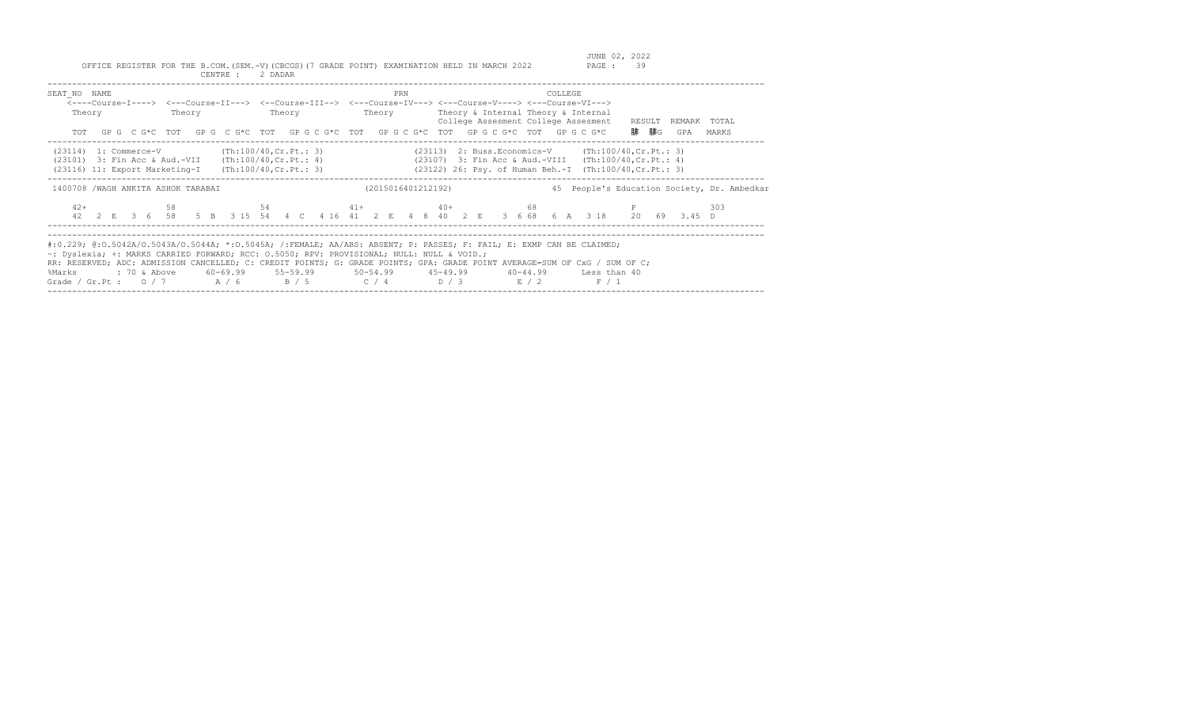JUNE 02, 2022

OFFICE REGISTER FOR THE B.COM.(SEM.-V)(CBCGS)(7 GRADE POINT) EXAMINATION HELD IN MARCH 2022 PAGE : 39

CENTRE : 2 DADAR

```
SEAT_NO  NAME                                                         PRN                              COLLEGE
    <----Course-I----> <---Course-II---> <--Course-III--> <---Course-IV---> <---Course-V----> <---Course-VI--->
    Theory             Theory            Theory           Theory            Theory & Internal Theory & Internal
                                                                            College Assesment College Assesment   RESULT  REMARK  TOTAL
    TOT  GP G  C G*C  TOT  GP G  C G*C  TOT  GP G C G*C  TOT  GP G C G*C  TOT  GP G C G*C  TOT  GP G C G*C      䏈 䏈G   GPA   MARKS
```

```
(23114) 1: Commerce-V            (Th:100/40,Cr.Pt.: 3)                (23113) 2: Buss.Economics-V     (Th:100/40,Cr.Pt.: 3)
(23101) 3: Fin Acc & Aud.-VII    (Th:100/40,Cr.Pt.: 4)                (23107) 3: Fin Acc & Aud.-VIII  (Th:100/40,Cr.Pt.: 4)
(23116) 11: Export Marketing-I   (Th:100/40,Cr.Pt.: 3)                (23122) 26: Psy. of Human Beh.-I  (Th:100/40,Cr.Pt.: 3)
```

```
1400708 /WAGH ANKITA ASHOK TARABAI                          (2015016401212192)                45  People's Education Society, Dr. Ambedkar

    42+              58              54              41+             40+             68                         P                 303
    42   2  E   3  6   58   5  B   3 15  54   4  C   4 16  41   2  E   4  8  40   2  E   3  6 68   6  A   3 18    20   69   3.45  D
```

#:0.229; @:O.5042A/O.5043A/O.5044A; *:O.5045A; /:FEMALE; AA/ABS: ABSENT; P: PASSES; F: FAIL; E: EXMP CAN BE CLAIMED;
~: Dyslexia; +: MARKS CARRIED FORWARD; RCC: O.5050; RPV: PROVISIONAL; NULL: NULL & VOID.;
RR: RESERVED; ADC: ADMISSION CANCELLED; C: CREDIT POINTS; G: GRADE POINTS; GPA: GRADE POINT AVERAGE=SUM OF CxG / SUM OF C;

| %Marks | : 70 & Above | 60-69.99 | 55-59.99 | 50-54.99 | 45-49.99 | 40-44.99 | Less than 40 |
|---|---|---|---|---|---|---|---|
| Grade / Gr.Pt : | O / 7 | A / 6 | B / 5 | C / 4 | D / 3 | E / 2 | F / 1 |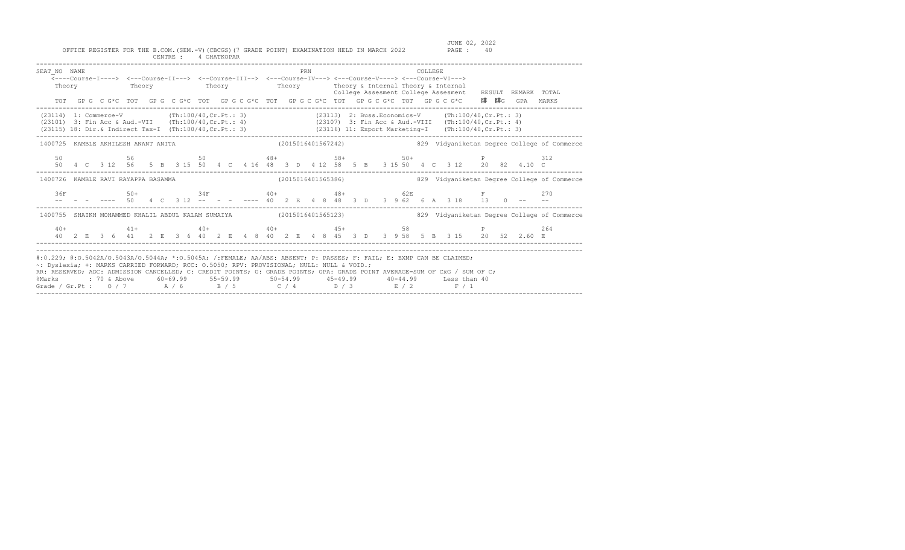OFFICE REGISTER FOR THE B.COM.(SEM.-V)(CBCGS)(7 GRADE POINT) EXAMINATION HELD IN MARCH 2022 — JUNE 02, 2022

CENTRE : 4 GHATKOPAR

```
SEAT_NO  NAME                                                    PRN                       COLLEGE
    <----Course-I----> <---Course-II---> <--Course-III--> <---Course-IV---> <---Course-V----> <---Course-VI--->
    Theory             Theory            Theory           Theory            Theory & Internal Theory & Internal
                                                                            College Assesment College Assesment   RESULT  REMARK  TOTAL
    TOT  GP G  C G*C  TOT  GP G  C G*C  TOT  GP G C G*C  TOT  GP G C G*C  TOT  GP G C G*C  TOT  GP G C G*C     腓  腓G   GPA   MARKS
```

(23114) 1: Commerce-V (Th:100/40,Cr.Pt.: 3)
(23101) 3: Fin Acc & Aud.-VII (Th:100/40,Cr.Pt.: 4)
(23115) 18: Dir.& Indirect Tax-I (Th:100/40,Cr.Pt.: 3)
(23113) 2: Buss.Economics-V (Th:100/40,Cr.Pt.: 3)
(23107) 3: Fin Acc & Aud.-VIII (Th:100/40,Cr.Pt.: 4)
(23116) 11: Export Marketing-I (Th:100/40,Cr.Pt.: 3)

```
1400725  KAMBLE AKHILESH ANANT ANITA                    (2015016401567242)          829  Vidyaniketan Degree College of Commerce

    50               56               50               48+              58+              50+                P            312
    50  4  C  3 12   56   5  B  3 15  50   4  C  4 16  48   3  D  4 12  58   5  B  3 15  50   4  C  3 12    20  82  4.10  C

1400726  KAMBLE RAVI RAYAPPA BASAMMA                    (2015016401565386)          829  Vidyaniketan Degree College of Commerce

    36F              50+              34F              40+              48+              62E                F            270
    --  -  -  ----   50   4  C  3 12  --   -  -  ----  40   2  E  4  8  48   3  D  3  9  62   6  A  3 18    13   0  --   --

1400755  SHAIKH MOHAMMED KHALIL ABDUL KALAM SUMAIYA     (2015016401565123)          829  Vidyaniketan Degree College of Commerce

    40+              41+              40+              40+              45+              58                 P            264
    40  2  E  3  6   41   2  E  3  6  40   2  E  4  8  40   2  E  4  8  45   3  D  3  9  58   5  B  3 15    20  52  2.60  E
```

#:O.229; @:O.5042A/O.5043A/O.5044A; *:O.5045A; /:FEMALE; AA/ABS: ABSENT; P: PASSES; F: FAIL; E: EXMP CAN BE CLAIMED;
~: Dyslexia; +: MARKS CARRIED FORWARD; RCC: O.5050; RPV: PROVISIONAL; NULL: NULL & VOID.;
RR: RESERVED; ADC: ADMISSION CANCELLED; C: CREDIT POINTS; G: GRADE POINTS; GPA: GRADE POINT AVERAGE=SUM OF CxG / SUM OF C;

| %Marks | : 70 & Above | 60-69.99 | 55-59.99 | 50-54.99 | 45-49.99 | 40-44.99 | Less than 40 |
|---|---|---|---|---|---|---|---|
| Grade / Gr.Pt : | O / 7 | A / 6 | B / 5 | C / 4 | D / 3 | E / 2 | F / 1 |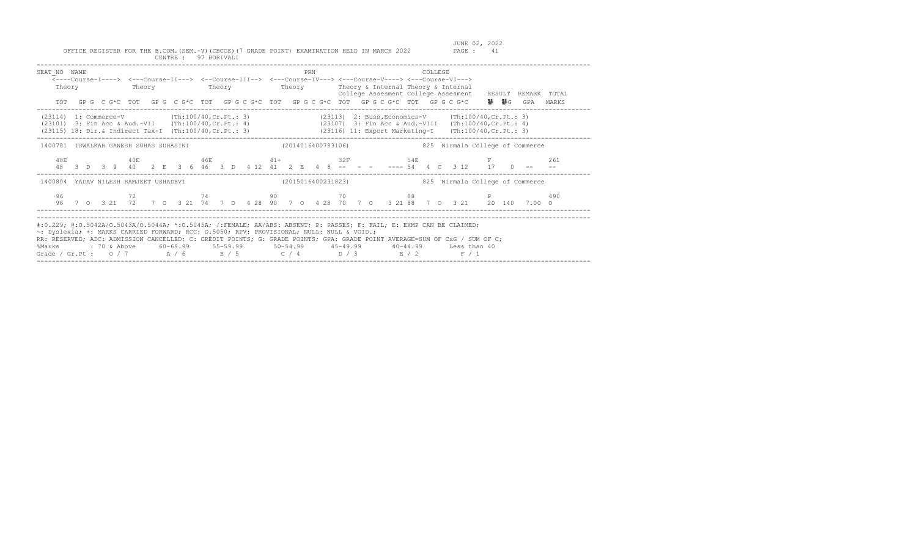OFFICE REGISTER FOR THE B.COM.(SEM.-V)(CBCGS)(7 GRADE POINT) EXAMINATION HELD IN MARCH 2022

CENTRE : 97 BORIVALI

JUNE 02, 2022

```
SEAT_NO  NAME                                                    PRN                                COLLEGE
    <----Course-I----> <---Course-II---> <--Course-III--> <---Course-IV---> <---Course-V----> <---Course-VI--->
    Theory            Theory            Theory            Theory            Theory & Internal Theory & Internal
                                                                            College Assesment College Assesment   RESULT  REMARK  TOTAL
    TOT  GP G  C G*C  TOT  GP G  C G*C  TOT  GP G C G*C  TOT  GP G C G*C  TOT  GP G C G*C  TOT  GP G C G*C    䊡  䊡G   GPA   MARKS
```

```
(23114)  1: Commerce-V            (Th:100/40,Cr.Pt.: 3)        (23113)  2: Buss.Economics-V     (Th:100/40,Cr.Pt.: 3)
(23101)  3: Fin Acc & Aud.-VII    (Th:100/40,Cr.Pt.: 4)        (23107)  3: Fin Acc & Aud.-VIII  (Th:100/40,Cr.Pt.: 4)
(23115) 18: Dir.& Indirect Tax-I  (Th:100/40,Cr.Pt.: 3)        (23116) 11: Export Marketing-I   (Th:100/40,Cr.Pt.: 3)
```

```
1400781  ISWALKAR GANESH SUHAS SUHASINI                 (2014016400783106)             825  Nirmala College of Commerce

    48E            40E            46E            41+            32F            54E                    F                261
    48  3  D  3  9  40   2  E  3  6  46  3  D  4 12  41  2  E  4  8  --  -  -  ---- 54  4  C  3 12    17   0  --    --
```

```
1400804  YADAV NILESH RAMJEET USHADEVI                  (2015016400231823)             825  Nirmala College of Commerce

    96             72             74             90             70             88                     P                490
    96  7  O  3 21  72   7  O  3 21  74  7  O  4 28  90  7  O  4 28  70  7  O  3 21 88  7  O  3 21    20  140   7.00  O
```

#:0.229; @:O.5042A/O.5043A/O.5044A; *:O.5045A; /:FEMALE; AA/ABS: ABSENT; P: PASSES; F: FAIL; E: EXMP CAN BE CLAIMED;
~: Dyslexia; +: MARKS CARRIED FORWARD; RCC: O.5050; RPV: PROVISIONAL; NULL: NULL & VOID.;
RR: RESERVED; ADC: ADMISSION CANCELLED; C: CREDIT POINTS; G: GRADE POINTS; GPA: GRADE POINT AVERAGE=SUM OF CxG / SUM OF C;

| %Marks | : 70 & Above | 60-69.99 | 55-59.99 | 50-54.99 | 45-49.99 | 40-44.99 | Less than 40 |
|---|---|---|---|---|---|---|---|
| Grade / Gr.Pt : | O / 7 | A / 6 | B / 5 | C / 4 | D / 3 | E / 2 | F / 1 |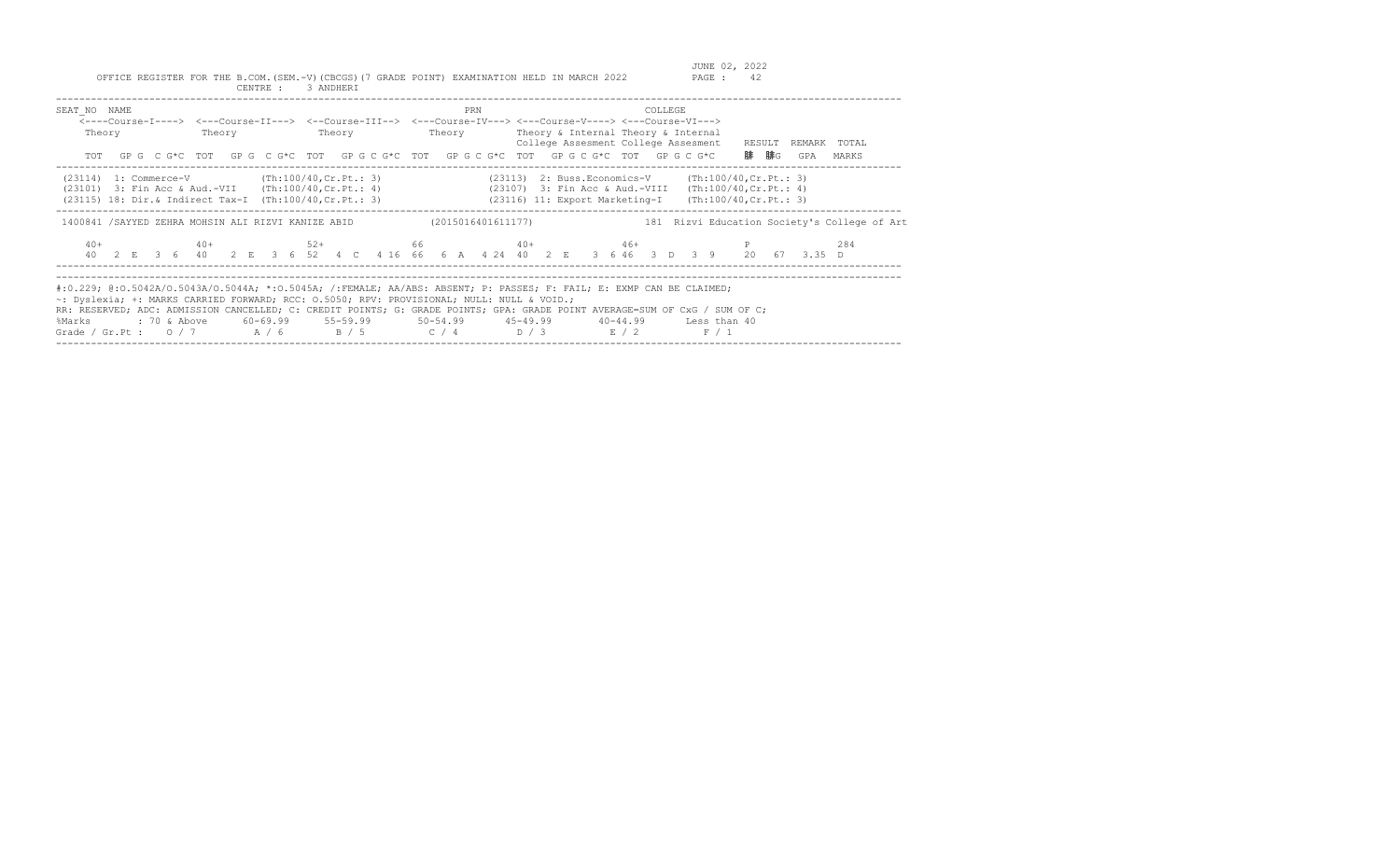OFFICE REGISTER FOR THE B.COM.(SEM.-V)(CBCGS)(7 GRADE POINT) EXAMINATION HELD IN MARCH 2022

CENTRE : 3 ANDHERI

JUNE 02, 2022

```
SEAT_NO  NAME                                                  PRN                              COLLEGE
    <----Course-I----> <---Course-II---> <--Course-III--> <---Course-IV---> <---Course-V----> <---Course-VI--->
    Theory             Theory            Theory            Theory           Theory & Internal Theory & Internal
                                                                            College Assesment College Assesment   RESULT  REMARK  TOTAL
    TOT  GP G  C G*C  TOT  GP G  C G*C  TOT  GP G C G*C  TOT  GP G C G*C  TOT  GP G C G*C  TOT  GP G C G*C     �C  �C G   GPA   MARKS
------------------------------------------------------------------------------------------------------------------------------------
 (23114)  1: Commerce-V              (Th:100/40,Cr.Pt.: 3)              (23113)  2: Buss.Economics-V      (Th:100/40,Cr.Pt.: 3)
 (23101)  3: Fin Acc & Aud.-VII      (Th:100/40,Cr.Pt.: 4)              (23107)  3: Fin Acc & Aud.-VIII   (Th:100/40,Cr.Pt.: 4)
 (23115) 18: Dir.& Indirect Tax-I    (Th:100/40,Cr.Pt.: 3)              (23116) 11: Export Marketing-I    (Th:100/40,Cr.Pt.: 3)
------------------------------------------------------------------------------------------------------------------------------------
 1400841 /SAYYED ZEHRA MOHSIN ALI RIZVI KANIZE ABID            (2015016401611177)              181  Rizvi Education Society's College of Art

    40+              40+              52+              66               40+              46+                        P             284
    40  2  E  3  6   40   2  E  3  6  52   4  C  4 16  66   6  A  4 24  40  2  E  3  6 46   3  D  3  9     20   67  3.35  D
------------------------------------------------------------------------------------------------------------------------------------
```

#:O.229; @:O.5042A/O.5043A/O.5044A; *:O.5045A; /:FEMALE; AA/ABS: ABSENT; P: PASSES; F: FAIL; E: EXMP CAN BE CLAIMED;
~: Dyslexia; +: MARKS CARRIED FORWARD; RCC: O.5050; RPV: PROVISIONAL; NULL: NULL & VOID.;
RR: RESERVED; ADC: ADMISSION CANCELLED; C: CREDIT POINTS; G: GRADE POINTS; GPA: GRADE POINT AVERAGE=SUM OF CxG / SUM OF C;

| %Marks | : 70 & Above | 60-69.99 | 55-59.99 | 50-54.99 | 45-49.99 | 40-44.99 | Less than 40 |
|---|---|---|---|---|---|---|---|
| Grade / Gr.Pt : | O / 7 | A / 6 | B / 5 | C / 4 | D / 3 | E / 2 | F / 1 |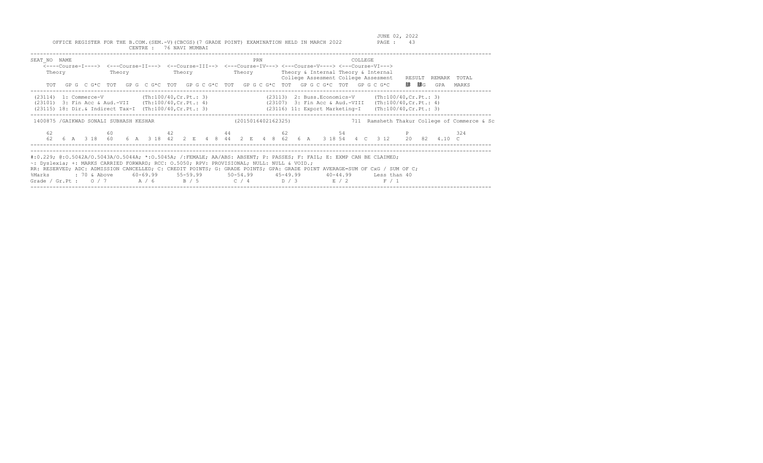OFFICE REGISTER FOR THE B.COM.(SEM.-V)(CBCGS)(7 GRADE POINT) EXAMINATION HELD IN MARCH 2022

JUNE 02, 2022

CENTRE : 76 NAVI MUMBAI

```
SEAT_NO  NAME                                                            PRN                         COLLEGE
    <----Course-I----> <---Course-II---> <--Course-III--> <---Course-IV---> <---Course-V----> <---Course-VI--->
    Theory            Theory            Theory           Theory            Theory & Internal Theory & Internal
                                                                           College Assesment College Assesment    RESULT  REMARK  TOTAL
    TOT  GP G  C G*C  TOT  GP G  C G*C  TOT  GP G C G*C  TOT  GP G C G*C  TOT  GP G C G*C  TOT  GP G C G*C      腓  腓G    GPA   MARKS
```

```
(23114)  1: Commerce-V            (Th:100/40,Cr.Pt.: 3)          (23113)  2: Buss.Economics-V      (Th:100/40,Cr.Pt.: 3)
(23101)  3: Fin Acc & Aud.-VII    (Th:100/40,Cr.Pt.: 4)          (23107)  3: Fin Acc & Aud.-VIII   (Th:100/40,Cr.Pt.: 4)
(23115) 18: Dir.& Indirect Tax-I  (Th:100/40,Cr.Pt.: 3)          (23116) 11: Export Marketing-I    (Th:100/40,Cr.Pt.: 3)
```

```
1400875 /GAIKWAD SONALI SUBHASH KESHAR                  (2015016402162325)              711  Ramsheth Thakur College of Commerce & Sc

   62               60               42              44               62               54                   P                324
   62  6  A  3 18   60  6  A  3 18   42  2  E  4  8  44  2  E  4  8   62  6  A  3 18   54  4  C  3 12     20  82   4.10  C
```

#:0.229; @:O.5042A/O.5043A/O.5044A; *:O.5045A; /:FEMALE; AA/ABS: ABSENT; P: PASSES; F: FAIL; E: EXMP CAN BE CLAIMED;
~: Dyslexia; +: MARKS CARRIED FORWARD; RCC: O.5050; RPV: PROVISIONAL; NULL: NULL & VOID.;
RR: RESERVED; ADC: ADMISSION CANCELLED; C: CREDIT POINTS; G: GRADE POINTS; GPA: GRADE POINT AVERAGE=SUM OF CxG / SUM OF C;

| %Marks | 70 & Above | 60-69.99 | 55-59.99 | 50-54.99 | 45-49.99 | 40-44.99 | Less than 40 |
|---|---|---|---|---|---|---|---|
| Grade / Gr.Pt : | O / 7 | A / 6 | B / 5 | C / 4 | D / 3 | E / 2 | F / 1 |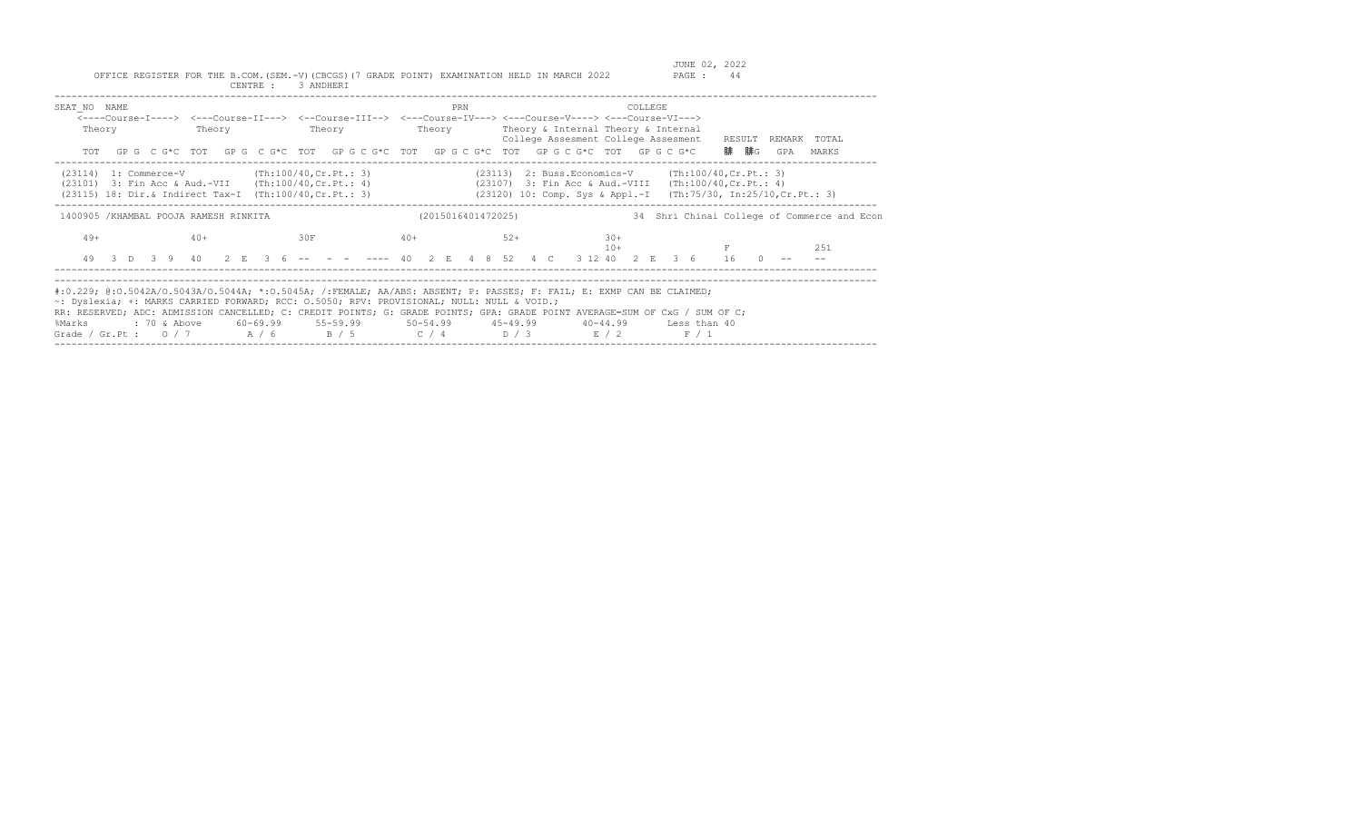OFFICE REGISTER FOR THE B.COM.(SEM.-V)(CBCGS)(7 GRADE POINT) EXAMINATION HELD IN MARCH 2022

CENTRE : 3 ANDHERI

JUNE 02, 2022

PAGE : 44

```
SEAT_NO  NAME                                                       PRN                         COLLEGE
    <----Course-I----> <---Course-II---> <--Course-III--> <---Course-IV---> <---Course-V----> <---Course-VI--->
    Theory             Theory            Theory            Theory           Theory & Internal Theory & Internal
                                                                            College Assesment College Assesment   RESULT  REMARK  TOTAL
    TOT  GP G  C G*C  TOT  GP G  C G*C  TOT  GP G C G*C  TOT  GP G C G*C  TOT  GP G C G*C  TOT  GP G C G*C     䄀 䄀G   GPA   MARKS
```

```
(23114)  1: Commerce-V             (Th:100/40,Cr.Pt.: 3)              (23113)  2: Buss.Economics-V     (Th:100/40,Cr.Pt.: 3)
(23101)  3: Fin Acc & Aud.-VII     (Th:100/40,Cr.Pt.: 4)              (23107)  3: Fin Acc & Aud.-VIII  (Th:100/40,Cr.Pt.: 4)
(23115) 18: Dir.& Indirect Tax-I   (Th:100/40,Cr.Pt.: 3)              (23120) 10: Comp. Sys & Appl.-I  (Th:75/30, In:25/10,Cr.Pt.: 3)
```

```
1400905 /KHAMBAL POOJA RAMESH RINKITA                  (2015016401472025)                  34  Shri Chinai College of Commerce and Econ

   49+             40+             30F             40+             52+             30+
                                                                                   10+                 F              251
   49  3 D  3 9   40   2 E  3 6  --   -  -  ----  40  2 E  4 8  52  4 C   3 12 40  2 E  3 6    16   0  --    --
```

#:O.229; @:O.5042A/O.5043A/O.5044A; *:O.5045A; /:FEMALE; AA/ABS: ABSENT; P: PASSES; F: FAIL; E: EXMP CAN BE CLAIMED;
~: Dyslexia; +: MARKS CARRIED FORWARD; RCC: O.5050; RPV: PROVISIONAL; NULL: NULL & VOID.;
RR: RESERVED; ADC: ADMISSION CANCELLED; C: CREDIT POINTS; G: GRADE POINTS; GPA: GRADE POINT AVERAGE=SUM OF CxG / SUM OF C;

| %Marks | : 70 & Above | 60-69.99 | 55-59.99 | 50-54.99 | 45-49.99 | 40-44.99 | Less than 40 |
|---|---|---|---|---|---|---|---|
| Grade / Gr.Pt : | O / 7 | A / 6 | B / 5 | C / 4 | D / 3 | E / 2 | F / 1 |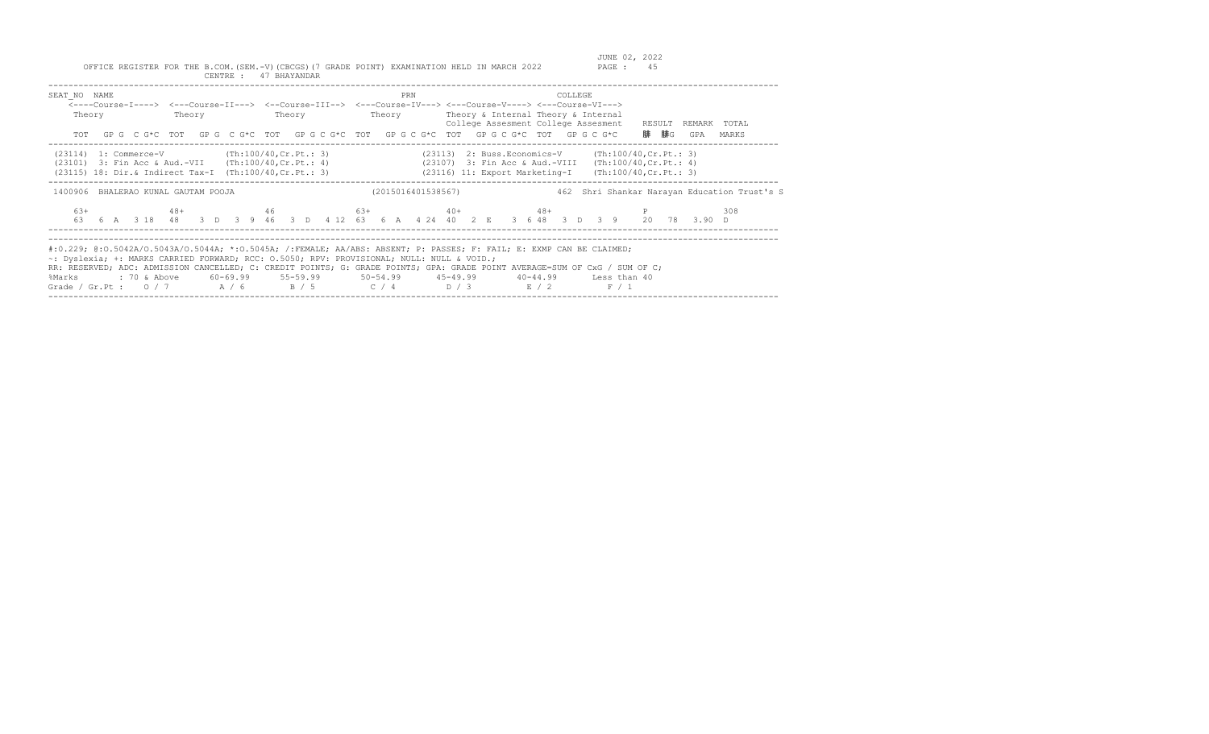JUNE 02, 2022

OFFICE REGISTER FOR THE B.COM.(SEM.-V)(CBCGS)(7 GRADE POINT) EXAMINATION HELD IN MARCH 2022

CENTRE : 47 BHAYANDAR

```
SEAT_NO  NAME                                                          PRN                          COLLEGE
    <----Course-I----> <---Course-II---> <--Course-III--> <---Course-IV---> <---Course-V----> <---Course-VI--->
    Theory             Theory            Theory           Theory          Theory & Internal Theory & Internal
                                                                          College Assesment College Assesment   RESULT  REMARK  TOTAL
    TOT  GP G  C G*C  TOT  GP G  C G*C  TOT  GP G C G*C  TOT  GP G C G*C  TOT  GP G C G*C  TOT  GP G C G*C     䉌 䉌G   GPA   MARKS
---------------------------------------------------------------------------------------------------------------------------------
 (23114)  1: Commerce-V            (Th:100/40,Cr.Pt.: 3)              (23113)  2: Buss.Economics-V      (Th:100/40,Cr.Pt.: 3)
 (23101)  3: Fin Acc & Aud.-VII    (Th:100/40,Cr.Pt.: 4)              (23107)  3: Fin Acc & Aud.-VIII   (Th:100/40,Cr.Pt.: 4)
 (23115) 18: Dir.& Indirect Tax-I  (Th:100/40,Cr.Pt.: 3)              (23116) 11: Export Marketing-I    (Th:100/40,Cr.Pt.: 3)
---------------------------------------------------------------------------------------------------------------------------------
 1400906  BHALERAO KUNAL GAUTAM POOJA                    (2015016401538567)              462  Shri Shankar Narayan Education Trust's S

    63+              48+              46               63+              40+              48+                P              308
    63   6  A   3 18  48   3  D   3  9  46   3  D   4 12  63   6  A   4 24  40   2  E   3  6  48   3  D   3  9    20   78   3.90  D
---------------------------------------------------------------------------------------------------------------------------------
```

#:O.229; @:O.5042A/O.5043A/O.5044A; *:O.5045A; /:FEMALE; AA/ABS: ABSENT; P: PASSES; F: FAIL; E: EXMP CAN BE CLAIMED;
~: Dyslexia; +: MARKS CARRIED FORWARD; RCC: O.5050; RPV: PROVISIONAL; NULL: NULL & VOID.;
RR: RESERVED; ADC: ADMISSION CANCELLED; C: CREDIT POINTS; G: GRADE POINTS; GPA: GRADE POINT AVERAGE=SUM OF CxG / SUM OF C;

| %Marks | 70 & Above | 60-69.99 | 55-59.99 | 50-54.99 | 45-49.99 | 40-44.99 | Less than 40 |
|---|---|---|---|---|---|---|---|
| Grade / Gr.Pt : | O / 7 | A / 6 | B / 5 | C / 4 | D / 3 | E / 2 | F / 1 |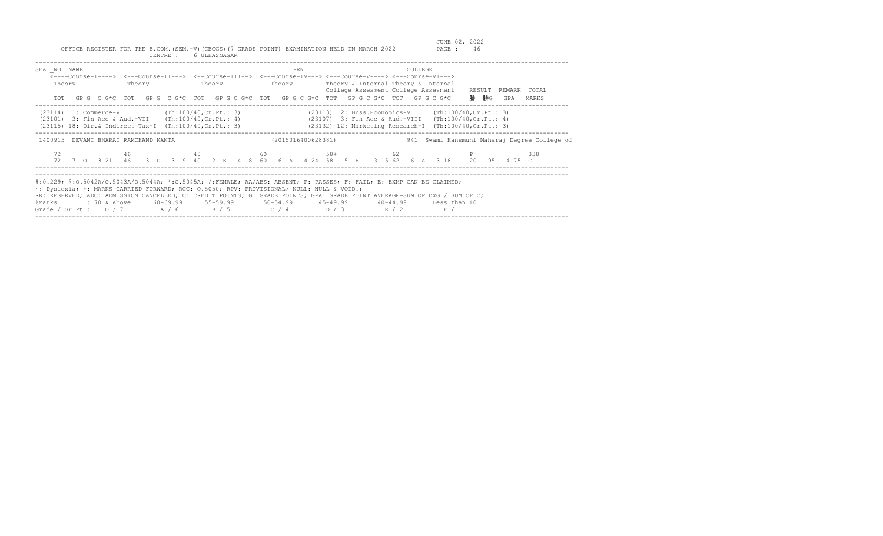JUNE 02, 2022

OFFICE REGISTER FOR THE B.COM.(SEM.-V)(CBCGS)(7 GRADE POINT) EXAMINATION HELD IN MARCH 2022

CENTRE : 6 ULHASNAGAR

```
SEAT_NO  NAME                                                    PRN                              COLLEGE
    <----Course-I----> <---Course-II---> <--Course-III--> <---Course-IV---> <---Course-V----> <---Course-VI--->
     Theory             Theory             Theory            Theory         Theory & Internal Theory & Internal
                                                                            College Assesment College Assesment   RESULT  REMARK  TOTAL
     TOT   GP G  C G*C  TOT   GP G  C G*C  TOT   GP G C G*C  TOT   GP G C G*C  TOT   GP G C G*C  TOT   GP G C G*C     䐃  䐃G    GPA   MARKS
```

```
(23114)  1: Commerce-V            (Th:100/40,Cr.Pt.: 3)            (23113)  2: Buss.Economics-V      (Th:100/40,Cr.Pt.: 3)
(23101)  3: Fin Acc & Aud.-VII    (Th:100/40,Cr.Pt.: 4)            (23107)  3: Fin Acc & Aud.-VIII   (Th:100/40,Cr.Pt.: 4)
(23115) 18: Dir.& Indirect Tax-I  (Th:100/40,Cr.Pt.: 3)            (23132) 12: Marketing Research-I  (Th:100/40,Cr.Pt.: 3)
```

```
1400915  DEVANI BHARAT RAMCHAND KANTA                     (2015016400628381)                941  Swami Hansmuni Maharaj Degree College of

    72               46               40              60              58+             62                  P              338
    72   7  O   3 21  46   3  D   3  9  40   2  E   4  8  60   6  A   4 24  58   5  B   3 15 62   6  A   3 18     20   95   4.75  C
```

```
#:0.229; @:O.5042A/O.5043A/O.5044A; *:O.5045A; /:FEMALE; AA/ABS: ABSENT; P: PASSES; F: FAIL; E: EXMP CAN BE CLAIMED;
~: Dyslexia; +: MARKS CARRIED FORWARD; RCC: O.5050; RPV: PROVISIONAL; NULL: NULL & VOID.;
RR: RESERVED; ADC: ADMISSION CANCELLED; C: CREDIT POINTS; G: GRADE POINTS; GPA: GRADE POINT AVERAGE=SUM OF CxG / SUM OF C;
%Marks        : 70 & Above      60-69.99      55-59.99      50-54.99      45-49.99      40-44.99      Less than 40
Grade / Gr.Pt :   O / 7          A / 6         B / 5         C / 4         D / 3         E / 2          F / 1
```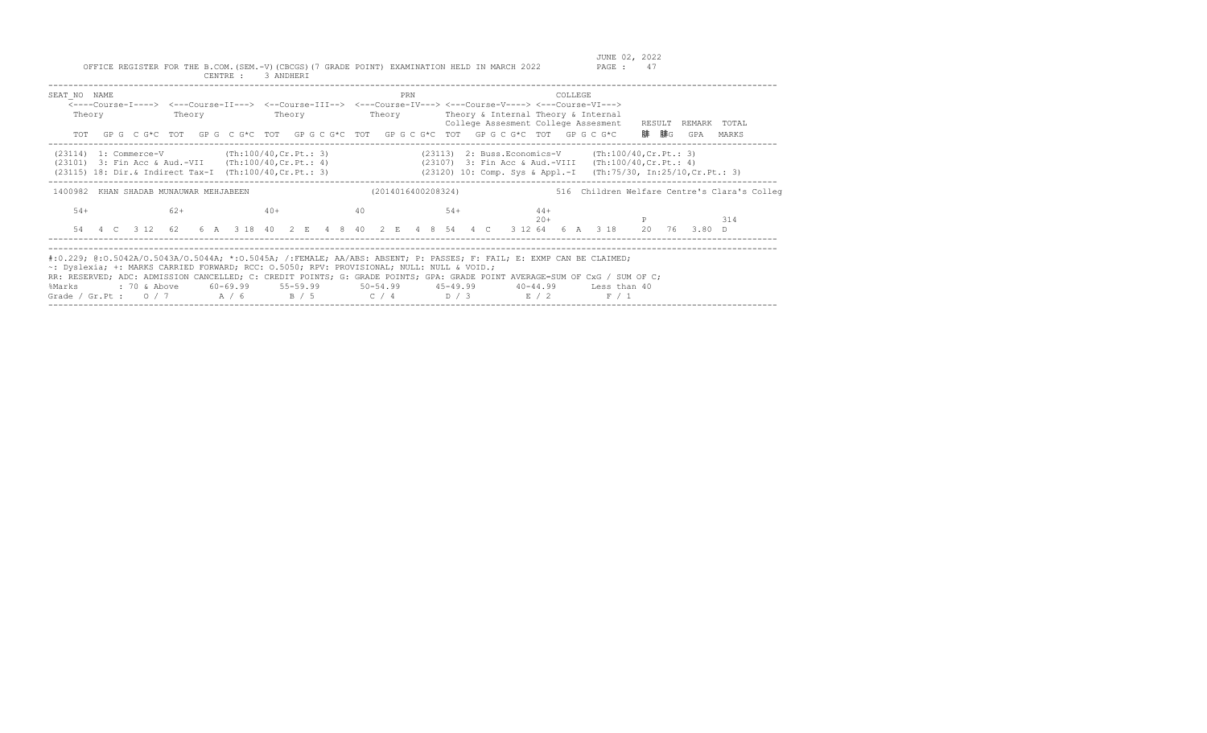OFFICE REGISTER FOR THE B.COM.(SEM.-V)(CBCGS)(7 GRADE POINT) EXAMINATION HELD IN MARCH 2022

CENTRE : 3 ANDHERI

JUNE 02, 2022

PAGE : 47

```
SEAT_NO  NAME                                                          PRN                          COLLEGE
    <----Course-I----> <---Course-II---> <--Course-III--> <---Course-IV---> <---Course-V----> <---Course-VI--->
    Theory             Theory            Theory           Theory            Theory & Internal Theory & Internal
                                                                            College Assesment College Assesment   RESULT  REMARK  TOTAL
    TOT  GP G  C G*C  TOT  GP G  C G*C  TOT  GP G C G*C  TOT  GP G C G*C  TOT  GP G C G*C  TOT  GP G C G*C    䓸  䓸G   GPA   MARKS
```

```
(23114)  1: Commerce-V            (Th:100/40,Cr.Pt.: 3)                 (23113)  2: Buss.Economics-V      (Th:100/40,Cr.Pt.: 3)
(23101)  3: Fin Acc & Aud.-VII    (Th:100/40,Cr.Pt.: 4)                 (23107)  3: Fin Acc & Aud.-VIII   (Th:100/40,Cr.Pt.: 4)
(23115) 18: Dir.& Indirect Tax-I  (Th:100/40,Cr.Pt.: 3)                 (23120) 10: Comp. Sys & Appl.-I   (Th:75/30, In:25/10,Cr.Pt.: 3)
```

```
1400982  KHAN SHADAB MUNAUWAR MEHJABEEN                  (2014016400208324)            516  Children Welfare Centre's Clara's Colleg

   54+            62+             40+             40              54+             44+
                                                                                  20+                P            314
   54  4  C   3 12  62   6  A   3 18  40   2  E   4  8  40   2  E   4  8  54   4  C   3 12 64   6  A   3 18    20   76   3.80  D
```

#:O.229; @:O.5042A/O.5043A/O.5044A; *:O.5045A; /:FEMALE; AA/ABS: ABSENT; P: PASSES; F: FAIL; E: EXMP CAN BE CLAIMED;
~: Dyslexia; +: MARKS CARRIED FORWARD; RCC: O.5050; RPV: PROVISIONAL; NULL: NULL & VOID.;
RR: RESERVED; ADC: ADMISSION CANCELLED; C: CREDIT POINTS; G: GRADE POINTS; GPA: GRADE POINT AVERAGE=SUM OF CxG / SUM OF C;

| %Marks | : 70 & Above | 60-69.99 | 55-59.99 | 50-54.99 | 45-49.99 | 40-44.99 | Less than 40 |
|---|---|---|---|---|---|---|---|
| Grade / Gr.Pt : | O / 7 | A / 6 | B / 5 | C / 4 | D / 3 | E / 2 | F / 1 |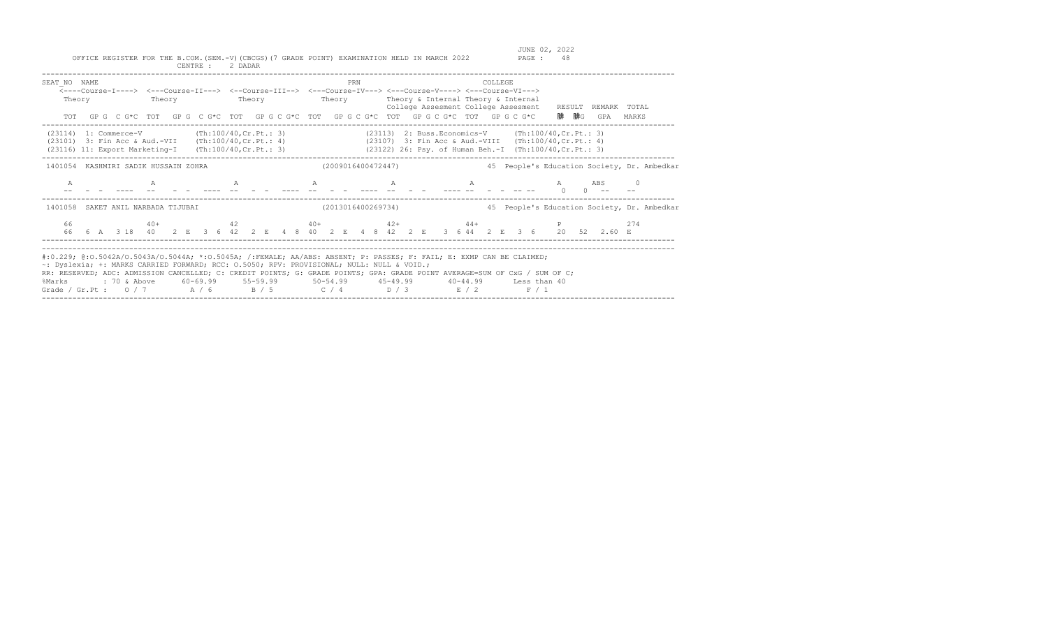OFFICE REGISTER FOR THE B.COM.(SEM.-V)(CBCGS)(7 GRADE POINT) EXAMINATION HELD IN MARCH 2022

JUNE 02, 2022

CENTRE : 2 DADAR

```
SEAT_NO  NAME                                                          PRN                              COLLEGE
    <----Course-I----> <---Course-II---> <--Course-III--> <---Course-IV---> <---Course-V----> <---Course-VI--->
    Theory            Theory            Theory            Theory            Theory & Internal Theory & Internal
                                                                            College Assesment College Assesment    RESULT  REMARK  TOTAL
    TOT  GP G  C G*C  TOT  GP G  C G*C  TOT  GP G C G*C  TOT  GP G C G*C  TOT  GP G C G*C  TOT  GP G C G*C      䐠  䐠G   GPA   MARKS
---------------------------------------------------------------------------------------------------------------------------------------
 (23114)  1: Commerce-V            (Th:100/40,Cr.Pt.: 3)                (23113)  2: Buss.Economics-V     (Th:100/40,Cr.Pt.: 3)
 (23101)  3: Fin Acc & Aud.-VII    (Th:100/40,Cr.Pt.: 4)                (23107)  3: Fin Acc & Aud.-VIII  (Th:100/40,Cr.Pt.: 4)
 (23116) 11: Export Marketing-I    (Th:100/40,Cr.Pt.: 3)                (23122) 26: Psy. of Human Beh.-I  (Th:100/40,Cr.Pt.: 3)
---------------------------------------------------------------------------------------------------------------------------------------
 1401054  KASHMIRI SADIK HUSSAIN ZOHRA                          (2009016400472447)          45 People's Education Society, Dr. Ambedkar

     A               A               A               A               A               A                   A       ABS      0
     --   -  -  ----  --   -  -  ----  --   -  -  ----  --   -  -  ----  --   -  -  ----  --   -  -  -- --    0    0  --      --
---------------------------------------------------------------------------------------------------------------------------------------
 1401058  SAKET ANIL NARBADA TIJUBAI                            (2013016400269734)          45 People's Education Society, Dr. Ambedkar

    66               40+             42              40+             42+             44+                 P                274
    66   6  A  3 18  40   2  E  3  6  42   2  E  4  8  40   2  E  4  8  42   2  E  3  6 44   2  E  3  6    20   52   2.60  E
---------------------------------------------------------------------------------------------------------------------------------------
```

#:0.229; @:O.5042A/O.5043A/O.5044A; *:O.5045A; /:FEMALE; AA/ABS: ABSENT; P: PASSES; F: FAIL; E: EXMP CAN BE CLAIMED;
~: Dyslexia; +: MARKS CARRIED FORWARD; RCC: O.5050; RPV: PROVISIONAL; NULL: NULL & VOID.;
RR: RESERVED; ADC: ADMISSION CANCELLED; C: CREDIT POINTS; G: GRADE POINTS; GPA: GRADE POINT AVERAGE=SUM OF CxG / SUM OF C;

| %Marks | : 70 & Above | 60-69.99 | 55-59.99 | 50-54.99 | 45-49.99 | 40-44.99 | Less than 40 |
|---|---|---|---|---|---|---|---|
| Grade / Gr.Pt : | O / 7 | A / 6 | B / 5 | C / 4 | D / 3 | E / 2 | F / 1 |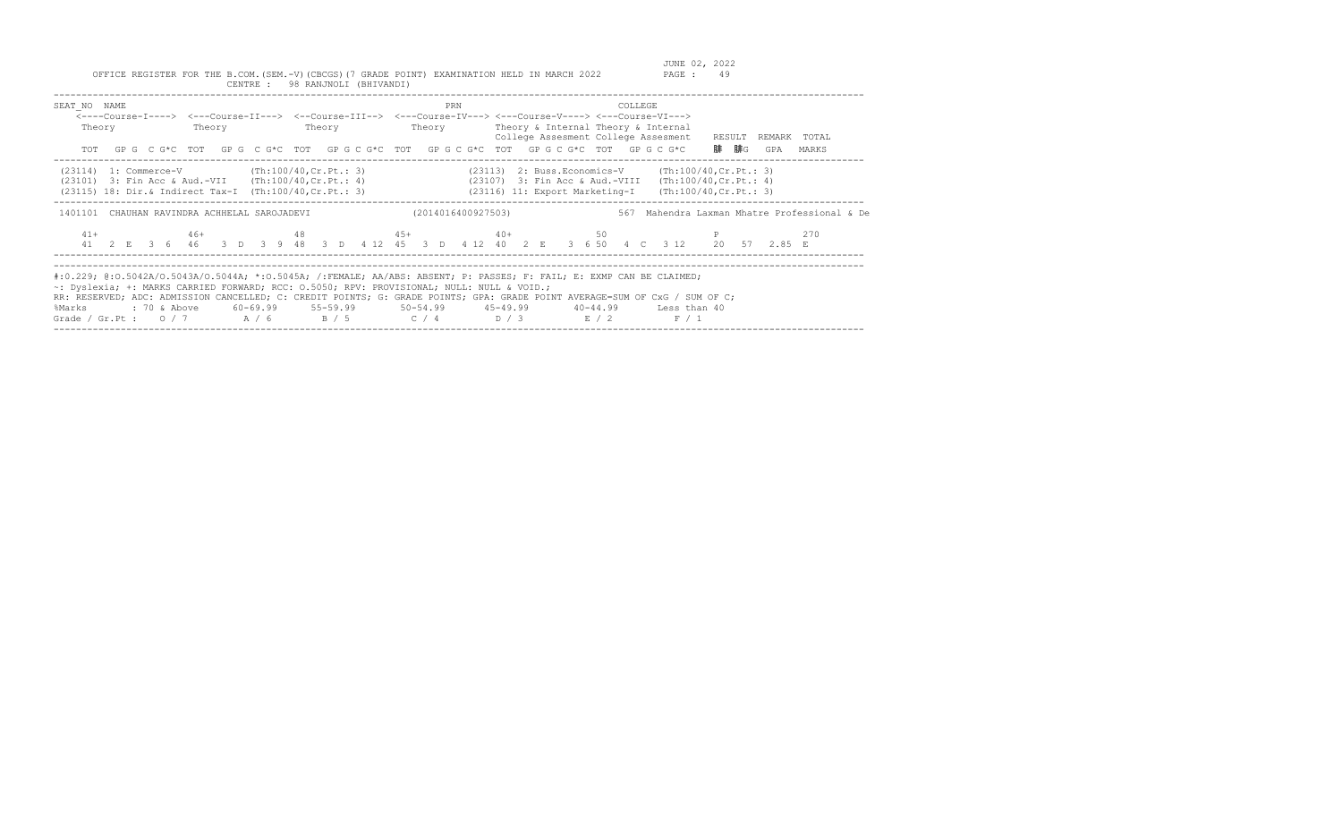JUNE 02, 2022

OFFICE REGISTER FOR THE B.COM.(SEM.-V)(CBCGS)(7 GRADE POINT) EXAMINATION HELD IN MARCH 2022

CENTRE : 98 RANJNOLI (BHIVANDI)

```
SEAT_NO  NAME                                                    PRN                              COLLEGE
    <----Course-I----> <---Course-II---> <--Course-III--> <---Course-IV---> <---Course-V----> <---Course-VI--->
    Theory             Theory            Theory           Theory           Theory & Internal Theory & Internal
                                                                           College Assesment College Assesment    RESULT  REMARK  TOTAL
    TOT  GP G  C G*C  TOT  GP G  C G*C  TOT  GP G C G*C  TOT  GP G C G*C  TOT  GP G C G*C  TOT  GP G C G*C     腓  腓G   GPA   MARKS
```

```
(23114)  1: Commerce-V            (Th:100/40,Cr.Pt.: 3)           (23113)  2: Buss.Economics-V      (Th:100/40,Cr.Pt.: 3)
(23101)  3: Fin Acc & Aud.-VII    (Th:100/40,Cr.Pt.: 4)           (23107)  3: Fin Acc & Aud.-VIII   (Th:100/40,Cr.Pt.: 4)
(23115) 18: Dir.& Indirect Tax-I  (Th:100/40,Cr.Pt.: 3)           (23116) 11: Export Marketing-I    (Th:100/40,Cr.Pt.: 3)
```

```
1401101  CHAUHAN RAVINDRA ACHHELAL SAROJADEVI            (2014016400927503)            567  Mahendra Laxman Mhatre Professional & De

    41+             46+             48              45+             40+             50                         P              270
    41   2  E  3  6  46   3  D  3  9  48   3  D  4 12  45   3  D  4 12  40   2  E   3  6 50   4  C  3 12    20   57  2.85  E
```

#:O.229; @:O.5042A/O.5043A/O.5044A; *:O.5045A; /:FEMALE; AA/ABS: ABSENT; P: PASSES; F: FAIL; E: EXMP CAN BE CLAIMED;
~: Dyslexia; +: MARKS CARRIED FORWARD; RCC: O.5050; RPV: PROVISIONAL; NULL: NULL & VOID.;
RR: RESERVED; ADC: ADMISSION CANCELLED; C: CREDIT POINTS; G: GRADE POINTS; GPA: GRADE POINT AVERAGE=SUM OF CxG / SUM OF C;

| %Marks | : 70 & Above | 60-69.99 | 55-59.99 | 50-54.99 | 45-49.99 | 40-44.99 | Less than 40 |
|---|---|---|---|---|---|---|---|
| Grade / Gr.Pt : | O / 7 | A / 6 | B / 5 | C / 4 | D / 3 | E / 2 | F / 1 |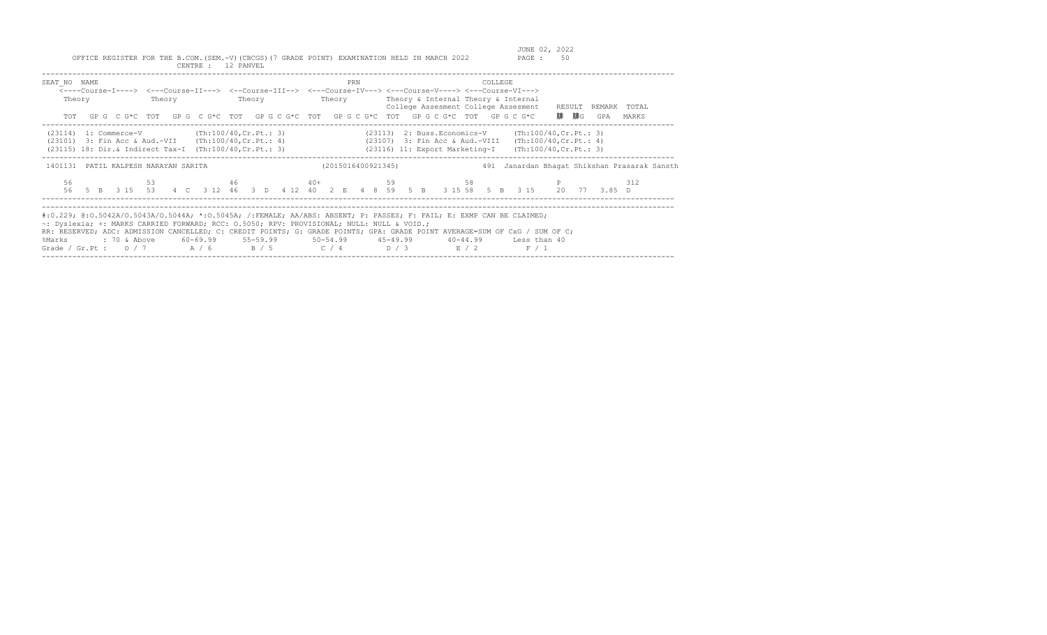OFFICE REGISTER FOR THE B.COM.(SEM.-V)(CBCGS)(7 GRADE POINT) EXAMINATION HELD IN MARCH 2022

JUNE 02, 2022

CENTRE : 12 PANVEL

```
SEAT_NO  NAME                                                       PRN                        COLLEGE
    <----Course-I----> <---Course-II---> <--Course-III--> <---Course-IV---> <---Course-V----> <---Course-VI--->
    Theory             Theory            Theory           Theory           Theory & Internal Theory & Internal
                                                                           College Assesment College Assesment   RESULT  REMARK  TOTAL
    TOT  GP G  C G*C  TOT  GP G  C G*C  TOT  GP G C G*C  TOT  GP G C G*C  TOT  GP G C G*C  TOT  GP G C G*C     䏁 䏁G   GPA   MARKS
```

```
(23114) 1: Commerce-V            (Th:100/40,Cr.Pt.: 3)          (23113) 2: Buss.Economics-V     (Th:100/40,Cr.Pt.: 3)
(23101) 3: Fin Acc & Aud.-VII    (Th:100/40,Cr.Pt.: 4)          (23107) 3: Fin Acc & Aud.-VIII  (Th:100/40,Cr.Pt.: 4)
(23115) 18: Dir.& Indirect Tax-I (Th:100/40,Cr.Pt.: 3)          (23116) 11: Export Marketing-I  (Th:100/40,Cr.Pt.: 3)
```

```
1401131  PATIL KALPESH NARAYAN SARITA                  (2015016400921345)              491  Janardan Bhagat Shikshan Prasarak Sansth

    56              53              46              40+             59              58                P              312
    56   5  B  3 15  53   4  C  3 12  46   3  D  4 12  40   2  E  4  8  59   5  B  3 15 58   5  B  3 15    20  77  3.85  D
```

#:0.229; @:O.5042A/O.5043A/O.5044A; *:O.5045A; /:FEMALE; AA/ABS: ABSENT; P: PASSES; F: FAIL; E: EXMP CAN BE CLAIMED;
~: Dyslexia; +: MARKS CARRIED FORWARD; RCC: O.5050; RPV: PROVISIONAL; NULL: NULL & VOID.;
RR: RESERVED; ADC: ADMISSION CANCELLED; C: CREDIT POINTS; G: GRADE POINTS; GPA: GRADE POINT AVERAGE=SUM OF CxG / SUM OF C;

| %Marks | : 70 & Above | 60-69.99 | 55-59.99 | 50-54.99 | 45-49.99 | 40-44.99 | Less than 40 |
|---|---|---|---|---|---|---|---|
| Grade / Gr.Pt : | O / 7 | A / 6 | B / 5 | C / 4 | D / 3 | E / 2 | F / 1 |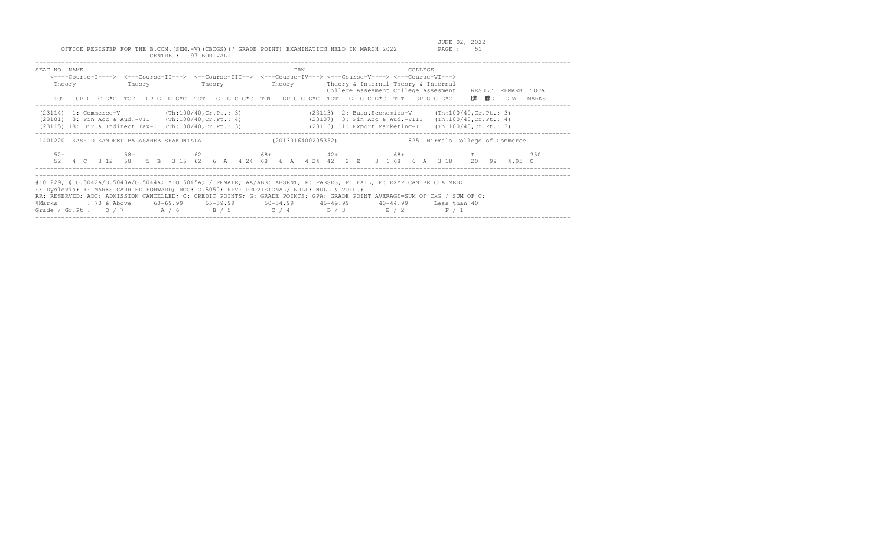JUNE 02, 2022

OFFICE REGISTER FOR THE B.COM.(SEM.-V)(CBCGS)(7 GRADE POINT) EXAMINATION HELD IN MARCH 2022 PAGE : 51

CENTRE : 97 BORIVALI

```
SEAT_NO  NAME                                              PRN                              COLLEGE
    <----Course-I----> <---Course-II---> <--Course-III--> <---Course-IV---> <---Course-V----> <---Course-VI--->
    Theory             Theory             Theory            Theory         Theory & Internal Theory & Internal
                                                                           College Assesment College Assesment    RESULT  REMARK  TOTAL
    TOT  GP G  C G*C  TOT  GP G  C G*C  TOT  GP G C G*C  TOT  GP G C G*C  TOT  GP G C G*C  TOT  GP G C G*C     䝷 䝷G   GPA   MARKS

 (23114)  1: Commerce-V            (Th:100/40,Cr.Pt.: 3)               (23113)  2: Buss.Economics-V     (Th:100/40,Cr.Pt.: 3)
 (23101)  3: Fin Acc & Aud.-VII    (Th:100/40,Cr.Pt.: 4)               (23107)  3: Fin Acc & Aud.-VIII  (Th:100/40,Cr.Pt.: 4)
 (23115) 18: Dir.& Indirect Tax-I  (Th:100/40,Cr.Pt.: 3)               (23116) 11: Export Marketing-I   (Th:100/40,Cr.Pt.: 3)

 1401220  KASHID SANDEEP BALASAHEB SHAKUNTALA               (2013016400205352)              825  Nirmala College of Commerce

    52+              58+              62              68+             42+              68+                    P              350
    52   4  C   3 12  58   5  B   3 15  62   6  A   4 24  68   6  A   4 24  42   2  E   3  6 68   6  A   3 18    20   99   4.95  C
```

#:0.229; @:O.5042A/O.5043A/O.5044A; *:O.5045A; /:FEMALE; AA/ABS: ABSENT; P: PASSES; F: FAIL; E: EXMP CAN BE CLAIMED;
~: Dyslexia; +: MARKS CARRIED FORWARD; RCC: O.5050; RPV: PROVISIONAL; NULL: NULL & VOID.;
RR: RESERVED; ADC: ADMISSION CANCELLED; C: CREDIT POINTS; G: GRADE POINTS; GPA: GRADE POINT AVERAGE=SUM OF CxG / SUM OF C;

| %Marks | : 70 & Above | 60-69.99 | 55-59.99 | 50-54.99 | 45-49.99 | 40-44.99 | Less than 40 |
|---|---|---|---|---|---|---|---|
| Grade / Gr.Pt : | O / 7 | A / 6 | B / 5 | C / 4 | D / 3 | E / 2 | F / 1 |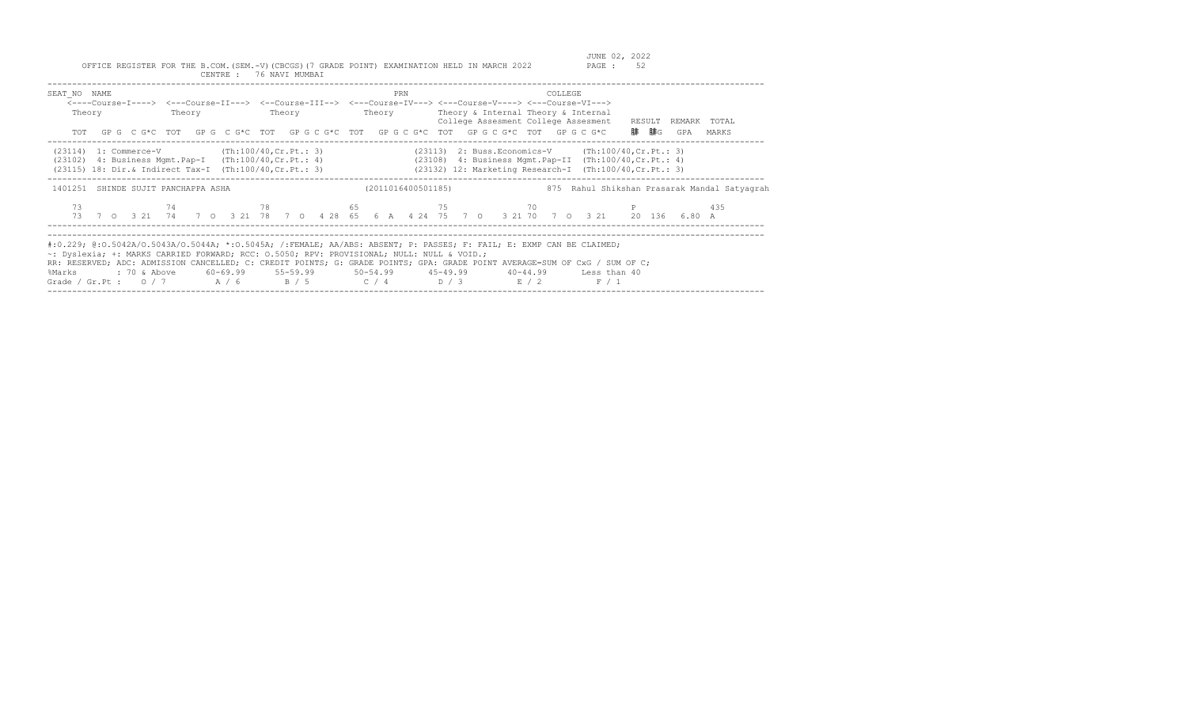OFFICE REGISTER FOR THE B.COM.(SEM.-V)(CBCGS)(7 GRADE POINT) EXAMINATION HELD IN MARCH 2022

JUNE 02, 2022

CENTRE : 76 NAVI MUMBAI

| SEAT_NO | NAME | | | PRN | | COLLEGE | | |
|---|---|---|---|---|---|---|---|---|
| <----Course-I----> Theory | <---Course-II---> Theory | <--Course-III--> Theory | <---Course-IV---> Theory | <---Course-V----> Theory & Internal College Assesment | <---Course-VI---> Theory & Internal College Assesment | RESULT | REMARK | TOTAL |
| TOT GP G C G*C | TOT GP G C G*C | TOT GP G C G*C | TOT GP G C G*C | TOT GP G C G*C | TOT GP G C G*C | 䐵 䐵G | GPA | MARKS |

(23114) 1: Commerce-V (Th:100/40,Cr.Pt.: 3)
(23113) 2: Buss.Economics-V (Th:100/40,Cr.Pt.: 3)
(23102) 4: Business Mgmt.Pap-I (Th:100/40,Cr.Pt.: 4)
(23108) 4: Business Mgmt.Pap-II (Th:100/40,Cr.Pt.: 4)
(23115) 18: Dir.& Indirect Tax-I (Th:100/40,Cr.Pt.: 3)
(23132) 12: Marketing Research-I (Th:100/40,Cr.Pt.: 3)

1401251 SHINDE SUJIT PANCHAPPA ASHA (2011016400501185) 875 Rahul Shikshan Prasarak Mandal Satyagrah

| Course-I | Course-II | Course-III | Course-IV | Course-V | Course-VI | RESULT | REMARK | TOTAL |
|---|---|---|---|---|---|---|---|---|
| 73 | 74 | 78 | 65 | 75 | 70 | P | | 435 |
| 73 7 O 3 21 | 74 7 O 3 21 | 78 7 O 4 28 | 65 6 A 4 24 | 75 7 O 3 21 | 70 7 O 3 21 | 20 136 | 6.80 A | |

#:O.229; @:O.5042A/O.5043A/O.5044A; *:O.5045A; /:FEMALE; AA/ABS: ABSENT; P: PASSES; F: FAIL; E: EXMP CAN BE CLAIMED;
~: Dyslexia; +: MARKS CARRIED FORWARD; RCC: O.5050; RPV: PROVISIONAL; NULL: NULL & VOID.;
RR: RESERVED; ADC: ADMISSION CANCELLED; C: CREDIT POINTS; G: GRADE POINTS; GPA: GRADE POINT AVERAGE=SUM OF CxG / SUM OF C;

| %Marks | : 70 & Above | 60-69.99 | 55-59.99 | 50-54.99 | 45-49.99 | 40-44.99 | Less than 40 |
|---|---|---|---|---|---|---|---|
| Grade / Gr.Pt : | O / 7 | A / 6 | B / 5 | C / 4 | D / 3 | E / 2 | F / 1 |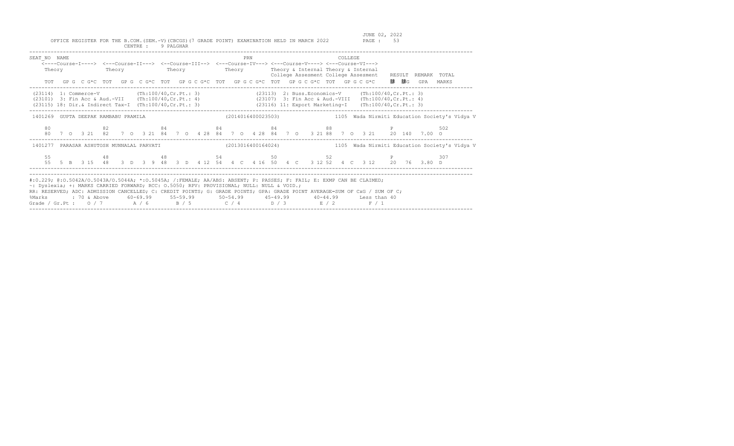OFFICE REGISTER FOR THE B.COM.(SEM.-V)(CBCGS)(7 GRADE POINT) EXAMINATION HELD IN MARCH 2022

CENTRE : 9 PALGHAR

JUNE 02, 2022

```
SEAT_NO  NAME                                                    PRN                              COLLEGE
    <----Course-I----> <---Course-II---> <--Course-III--> <---Course-IV---> <---Course-V----> <---Course-VI--->
    Theory             Theory            Theory           Theory            Theory & Internal Theory & Internal
                                                                            College Assesment College Assesment   RESULT  REMARK  TOTAL
    TOT  GP G  C G*C  TOT  GP G  C G*C  TOT  GP G C G*C  TOT  GP G C G*C  TOT  GP G C G*C  TOT  GP G C G*C     䏁  䏁G   GPA   MARKS
```

```
(23114)  1: Commerce-V             (Th:100/40,Cr.Pt.: 3)          (23113)  2: Buss.Economics-V      (Th:100/40,Cr.Pt.: 3)
(23101)  3: Fin Acc & Aud.-VII     (Th:100/40,Cr.Pt.: 4)          (23107)  3: Fin Acc & Aud.-VIII   (Th:100/40,Cr.Pt.: 4)
(23115) 18: Dir.& Indirect Tax-I   (Th:100/40,Cr.Pt.: 3)          (23116) 11: Export Marketing-I    (Th:100/40,Cr.Pt.: 3)
```

```
1401269  GUPTA DEEPAK RAMBABU PRAMILA                   (2014016400023503)          1105  Wada Nirmiti Education Society's Vidya V

    80               82               84              84               84               88                P              502
    80   7  O  3 21  82   7  O  3 21  84   7  O  4 28  84   7  O  4 28  84   7  O  3 21  88   7  O  3 21   20  140   7.00  O
```

```
1401277  PARASAR ASHUTOSH MUNNALAL PARVATI              (2013016400164024)          1105  Wada Nirmiti Education Society's Vidya V

    55               48               48              54               50               52                P              307
    55   5  B  3 15  48   3  D  3  9  48   3  D  4 12  54   4  C  4 16  50   4  C  3 12  52   4  C  3 12   20   76   3.80  D
```

#:0.229; @:O.5042A/O.5043A/O.5044A; *:O.5045A; /:FEMALE; AA/ABS: ABSENT; P: PASSES; F: FAIL; E: EXMP CAN BE CLAIMED;
~: Dyslexia; +: MARKS CARRIED FORWARD; RCC: O.5050; RPV: PROVISIONAL; NULL: NULL & VOID.;
RR: RESERVED; ADC: ADMISSION CANCELLED; C: CREDIT POINTS; G: GRADE POINTS; GPA: GRADE POINT AVERAGE=SUM OF CxG / SUM OF C;

| %Marks | : 70 & Above | 60-69.99 | 55-59.99 | 50-54.99 | 45-49.99 | 40-44.99 | Less than 40 |
|---|---|---|---|---|---|---|---|
| Grade / Gr.Pt : | O / 7 | A / 6 | B / 5 | C / 4 | D / 3 | E / 2 | F / 1 |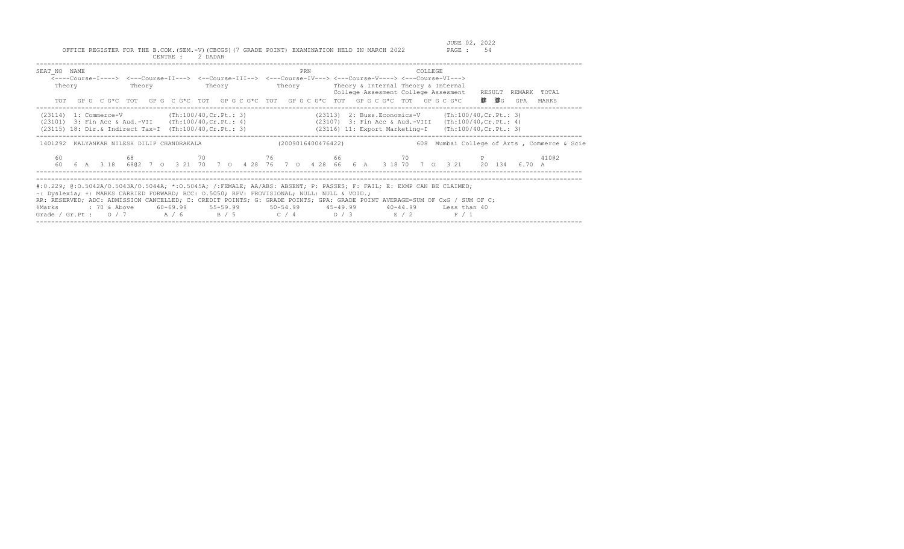OFFICE REGISTER FOR THE B.COM.(SEM.-V)(CBCGS)(7 GRADE POINT) EXAMINATION HELD IN MARCH 2022

JUNE 02, 2022

CENTRE : 2 DADAR

| SEAT_NO | NAME | | | | | | | PRN | | | | COLLEGE | | | | |
|---|---|---|---|---|---|---|---|---|---|---|---|---|---|---|---|---|
| | <----Course-I----> | <---Course-II---> | <--Course-III--> | <---Course-IV---> | <---Course-V----> | <---Course-VI---> | | | | | | | | | | |
| | Theory | Theory | Theory | Theory | Theory & Internal College Assesment | Theory & Internal College Assesment | RESULT | REMARK | TOTAL | | | | | | | |
| | TOT GP G C G*C | TOT GP G C G*C | TOT GP G C G*C | TOT GP G C G*C | TOT GP G C G*C | TOT GP G C G*C | 䐀 䐀G | GPA | MARKS | | | | | | | |

(23114) 1: Commerce-V (Th:100/40,Cr.Pt.: 3)
(23101) 3: Fin Acc & Aud.-VII (Th:100/40,Cr.Pt.: 4)
(23115) 18: Dir.& Indirect Tax-I (Th:100/40,Cr.Pt.: 3)
(23113) 2: Buss.Economics-V (Th:100/40,Cr.Pt.: 3)
(23107) 3: Fin Acc & Aud.-VIII (Th:100/40,Cr.Pt.: 4)
(23116) 11: Export Marketing-I (Th:100/40,Cr.Pt.: 3)

1401292 KALYANKAR NILESH DILIP CHANDRAKALA (2009016400476422) 608 Mumbai College of Arts , Commerce & Scie

```
60               68               70               76               66               70                  P              410@2
60  6  A  3 18   68@2 7  O  3 21  70  7  O  4 28  76  7  O  4 28  66  6  A  3 18 70  7  O  3 21   20  134  6.70  A
```

#:O.229; @:O.5042A/O.5043A/O.5044A; *:O.5045A; /:FEMALE; AA/ABS: ABSENT; P: PASSES; F: FAIL; E: EXMP CAN BE CLAIMED;
~: Dyslexia; +: MARKS CARRIED FORWARD; RCC: O.5050; RPV: PROVISIONAL; NULL: NULL & VOID.;
RR: RESERVED; ADC: ADMISSION CANCELLED; C: CREDIT POINTS; G: GRADE POINTS; GPA: GRADE POINT AVERAGE=SUM OF CxG / SUM OF C;

| %Marks | : 70 & Above | 60-69.99 | 55-59.99 | 50-54.99 | 45-49.99 | 40-44.99 | Less than 40 |
|---|---|---|---|---|---|---|---|
| Grade / Gr.Pt : | O / 7 | A / 6 | B / 5 | C / 4 | D / 3 | E / 2 | F / 1 |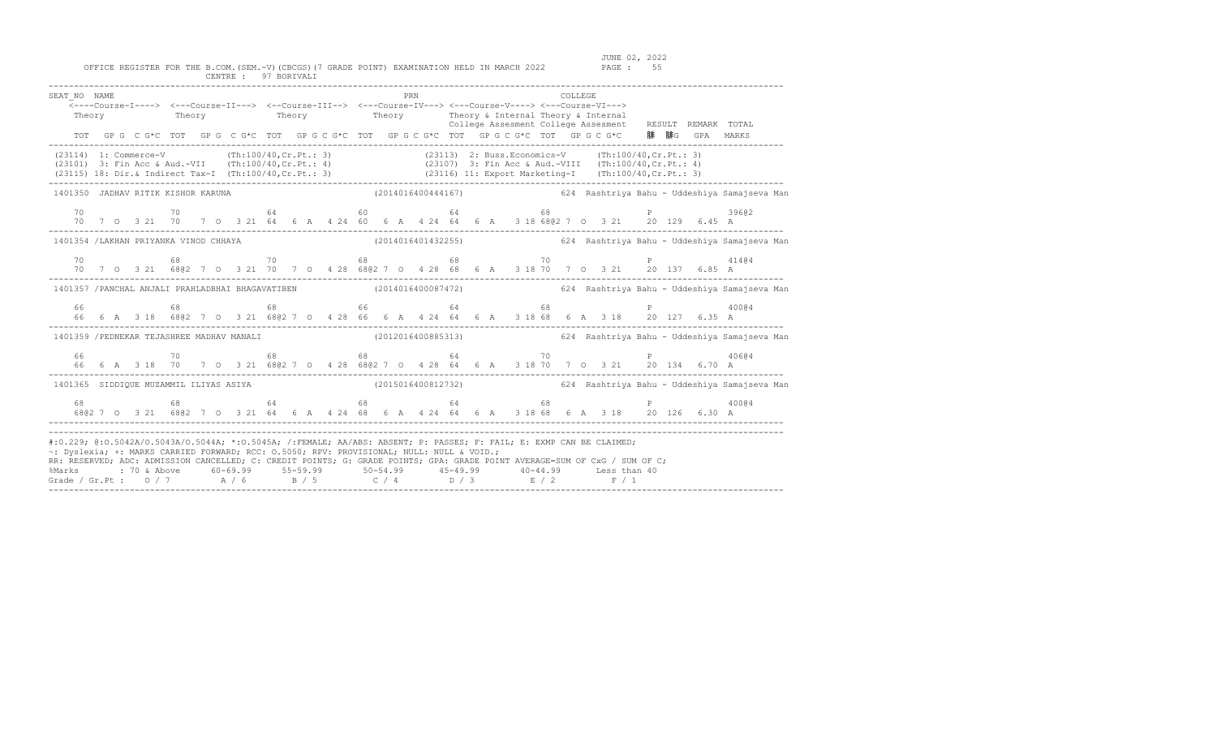OFFICE REGISTER FOR THE B.COM.(SEM.-V)(CBCGS)(7 GRADE POINT) EXAMINATION HELD IN MARCH 2022

JUNE 02, 2022

CENTRE : 97 BORIVALI

```
SEAT_NO  NAME                                                   PRN                                   COLLEGE
    <----Course-I----> <---Course-II---> <--Course-III--> <---Course-IV---> <---Course-V----> <---Course-VI--->
    Theory             Theory             Theory            Theory        Theory & Internal Theory & Internal
                                                                          College Assesment College Assesment    RESULT  REMARK  TOTAL
    TOT  GP G  C G*C  TOT  GP G  C G*C  TOT  GP G C G*C  TOT  GP G C G*C  TOT  GP G C G*C  TOT  GP G C G*C     䥽  䥽G   GPA   MARKS
--------------------------------------------------------------------------------------------------------------------------------
(23114) 1: Commerce-V             (Th:100/40,Cr.Pt.: 3)               (23113) 2: Buss.Economics-V      (Th:100/40,Cr.Pt.: 3)
(23101) 3: Fin Acc & Aud.-VII     (Th:100/40,Cr.Pt.: 4)               (23107) 3: Fin Acc & Aud.-VIII   (Th:100/40,Cr.Pt.: 4)
(23115) 18: Dir.& Indirect Tax-I  (Th:100/40,Cr.Pt.: 3)               (23116) 11: Export Marketing-I   (Th:100/40,Cr.Pt.: 3)
--------------------------------------------------------------------------------------------------------------------------------
1401350  JADHAV RITIK KISHOR KARUNA                       (2014016400444167)          624  Rashtriya Bahu - Uddeshiya Samajseva Man

    70              70              64              60              64              68                       P             396@2
    70  7  O  3 21  70   7  O  3 21  64   6  A  4 24  60   6  A  4 24  64   6  A  3 18 68@2 7  O  3 21    20  129   6.45  A
--------------------------------------------------------------------------------------------------------------------------------
1401354 /LAKHAN PRIYANKA VINOD CHHAYA                     (2014016401432255)          624  Rashtriya Bahu - Uddeshiya Samajseva Man

    70              68              70              68              68              70                       P             414@4
    70  7  O  3 21  68@2  7  O  3 21  70   7  O  4 28  68@2 7  O  4 28  68   6  A  3 18  70   7  O  3 21    20  137   6.85  A
--------------------------------------------------------------------------------------------------------------------------------
1401357 /PANCHAL ANJALI PRAHLADBHAI BHAGAVATIBEN          (2014016400087472)          624  Rashtriya Bahu - Uddeshiya Samajseva Man

    66              68              68              66              64              68                       P             400@4
    66  6  A  3 18  68@2  7  O  3 21  68@2 7  O  4 28  66   6  A  4 24  64   6  A  3 18  68   6  A  3 18    20  127   6.35  A
--------------------------------------------------------------------------------------------------------------------------------
1401359 /PEDNEKAR TEJASHREE MADHAV MANALI                 (2012016400885313)          624  Rashtriya Bahu - Uddeshiya Samajseva Man

    66              70              68              68              64              70                       P             406@4
    66  6  A  3 18  70   7  O  3 21  68@2 7  O  4 28  68@2 7  O  4 28  64   6  A  3 18  70   7  O  3 21    20  134   6.70  A
--------------------------------------------------------------------------------------------------------------------------------
1401365  SIDDIQUE MUZAMMIL ILIYAS ASIYA                   (2015016400812732)          624  Rashtriya Bahu - Uddeshiya Samajseva Man

    68              68              64              68              64              68                       P             400@4
    68@2 7  O  3 21  68@2  7  O  3 21  64   6  A  4 24  68   6  A  4 24  64   6  A  3 18  68   6  A  3 18    20  126   6.30  A
--------------------------------------------------------------------------------------------------------------------------------
```

#:O.229; @:O.5042A/O.5043A/O.5044A; *:O.5045A; /:FEMALE; AA/ABS: ABSENT; P: PASSES; F: FAIL; E: EXMP CAN BE CLAIMED;
~: Dyslexia; +: MARKS CARRIED FORWARD; RCC: O.5050; RPV: PROVISIONAL; NULL: NULL & VOID.;
RR: RESERVED; ADC: ADMISSION CANCELLED; C: CREDIT POINTS; G: GRADE POINTS; GPA: GRADE POINT AVERAGE=SUM OF CxG / SUM OF C;

| %Marks | 70 & Above | 60-69.99 | 55-59.99 | 50-54.99 | 45-49.99 | 40-44.99 | Less than 40 |
|---|---|---|---|---|---|---|---|
| Grade / Gr.Pt : | O / 7 | A / 6 | B / 5 | C / 4 | D / 3 | E / 2 | F / 1 |